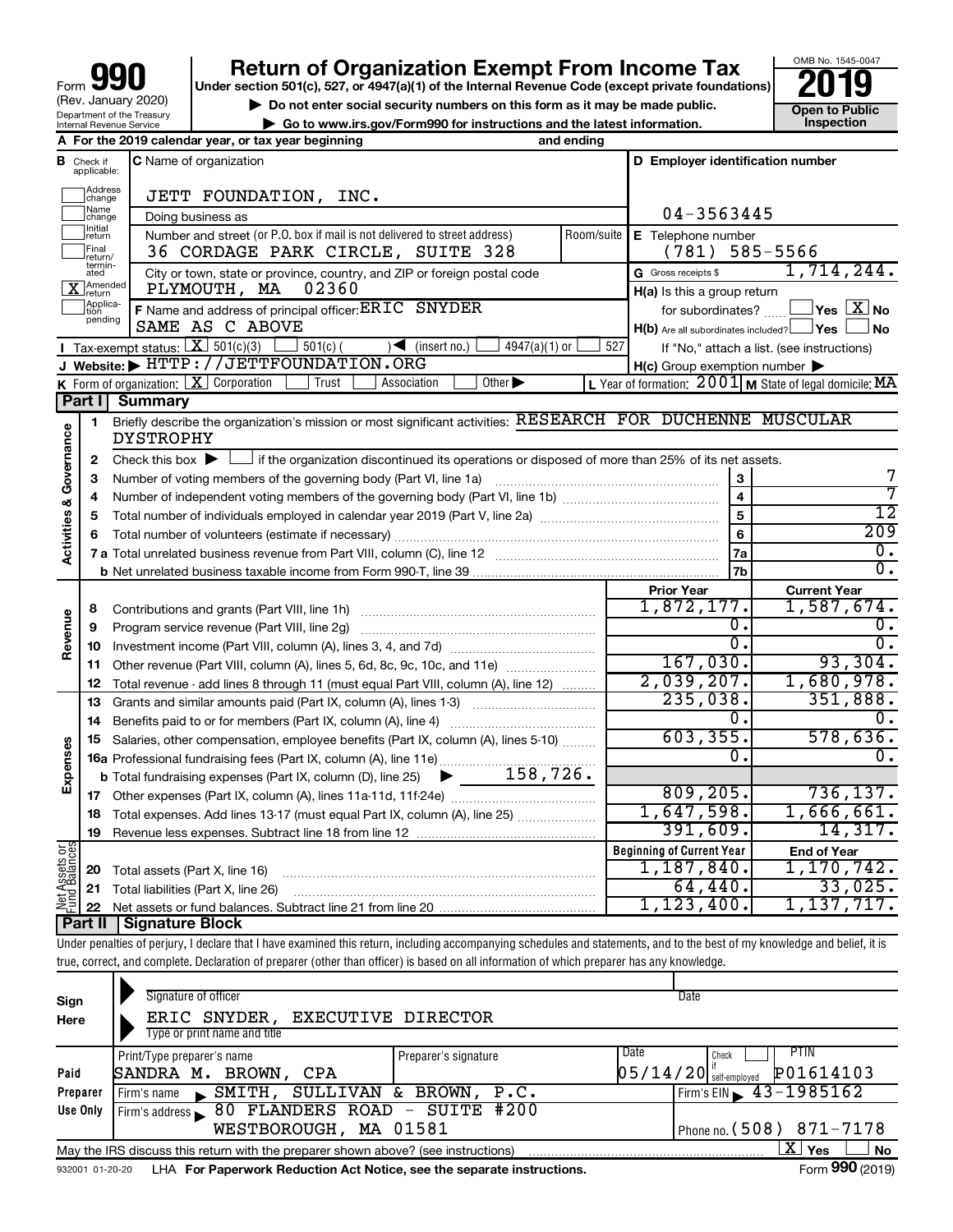Form **990** (Rev. January 2020) Department of the Treasury Internal Revenue Service

# Return of Organization Exempt From Income Tax

**Under section 501(c), 527, or 4947(a)(1) of the Internal Revenue Code (except private foundations)**

▶ Do not enter social security numbers on this form as it may be made public.

▶ Go to www.irs.gov/Form990 for instructions and the latest information.

OMB No. 1545-0047

**2019**

**Open to Public Inspection**

**A** For the 2019 calendar year, or tax year beginning and ending

**B** Check if applicable: Address change; Name change; Initial return; Final return/terminated; [X] Amended return; Application pending

**C** Name of organization: JETT FOUNDATION, INC.

Doing business as

Number and street (or P.O. box if mail is not delivered to street address) Room/suite: 36 CORDAGE PARK CIRCLE, SUITE 328

City or town, state or province, country, and ZIP or foreign postal code: PLYMOUTH, MA 02360

**D** Employer identification number: 04-3563445

**E** Telephone number: (781) 585-5566

**G** Gross receipts $ 1,714,244.

**F** Name and address of principal officer: ERIC SNYDER SAME AS C ABOVE

**H(a)** Is this a group return for subordinates? Yes [X] No

**H(b)** Are all subordinates included? Yes No If "No," attach a list. (see instructions)

**H(c)** Group exemption number ▶

**I** Tax-exempt status: [X] 501(c)(3) 501(c) ( ) ◀ (insert no.) 4947(a)(1) or 527

**J** Website: ▶ HTTP://JETTFOUNDATION.ORG

**K** Form of organization: [X] Corporation Trust Association Other ▶

**L** Year of formation: 2001 **M** State of legal domicile: MA

## Part I Summary

**Activities & Governance**

1. Briefly describe the organization's mission or most significant activities: RESEARCH FOR DUCHENNE MUSCULAR DYSTROPHY
2. Check this box ▶ if the organization discontinued its operations or disposed of more than 25% of its net assets.

| | | | |
|---|---|---|---|
| 3 | Number of voting members of the governing body (Part VI, line 1a) | 3 | 7 |
| 4 | Number of independent voting members of the governing body (Part VI, line 1b) | 4 | 7 |
| 5 | Total number of individuals employed in calendar year 2019 (Part V, line 2a) | 5 | 12 |
| 6 | Total number of volunteers (estimate if necessary) | 6 | 209 |
| 7a | Total unrelated business revenue from Part VIII, column (C), line 12 | 7a | 0. |
| b | Net unrelated business taxable income from Form 990-T, line 39 | 7b | 0. |

| | | | Prior Year | Current Year |
|---|---|---|---|---|
| **Revenue** | 8 | Contributions and grants (Part VIII, line 1h) | 1,872,177. | 1,587,674. |
| | 9 | Program service revenue (Part VIII, line 2g) | 0. | 0. |
| | 10 | Investment income (Part VIII, column (A), lines 3, 4, and 7d) | 0. | 0. |
| | 11 | Other revenue (Part VIII, column (A), lines 5, 6d, 8c, 9c, 10c, and 11e) | 167,030. | 93,304. |
| | 12 | Total revenue - add lines 8 through 11 (must equal Part VIII, column (A), line 12) | 2,039,207. | 1,680,978. |
| **Expenses** | 13 | Grants and similar amounts paid (Part IX, column (A), lines 1-3) | 235,038. | 351,888. |
| | 14 | Benefits paid to or for members (Part IX, column (A), line 4) | 0. | 0. |
| | 15 | Salaries, other compensation, employee benefits (Part IX, column (A), lines 5-10) | 603,355. | 578,636. |
| | 16a | Professional fundraising fees (Part IX, column (A), line 11e) | 0. | 0. |
| | b | Total fundraising expenses (Part IX, column (D), line 25) ▶ 158,726. | | |
| | 17 | Other expenses (Part IX, column (A), lines 11a-11d, 11f-24e) | 809,205. | 736,137. |
| | 18 | Total expenses. Add lines 13-17 (must equal Part IX, column (A), line 25) | 1,647,598. | 1,666,661. |
| | 19 | Revenue less expenses. Subtract line 18 from line 12 | 391,609. | 14,317. |

| | | | Beginning of Current Year | End of Year |
|---|---|---|---|---|
| **Net Assets or Fund Balances** | 20 | Total assets (Part X, line 16) | 1,187,840. | 1,170,742. |
| | 21 | Total liabilities (Part X, line 26) | 64,440. | 33,025. |
| | 22 | Net assets or fund balances. Subtract line 21 from line 20 | 1,123,400. | 1,137,717. |

## Part II Signature Block

Under penalties of perjury, I declare that I have examined this return, including accompanying schedules and statements, and to the best of my knowledge and belief, it is true, correct, and complete. Declaration of preparer (other than officer) is based on all information of which preparer has any knowledge.

**Sign Here**

Signature of officer — Date

ERIC SNYDER, EXECUTIVE DIRECTOR

Type or print name and title

**Paid Preparer Use Only**

| Print/Type preparer's name | Preparer's signature | Date | Check if self-employed | PTIN |
|---|---|---|---|---|
| SANDRA M. BROWN, CPA | | 05/14/20 | | P01614103 |

Firm's name ▶ SMITH, SULLIVAN & BROWN, P.C. — Firm's EIN ▶ 43-1985162

Firm's address ▶ 80 FLANDERS ROAD - SUITE #200 WESTBOROUGH, MA 01581 — Phone no. (508) 871-7178

May the IRS discuss this return with the preparer shown above? (see instructions) [X] Yes No

932001 01-20-20 LHA For Paperwork Reduction Act Notice, see the separate instructions. Form **990** (2019)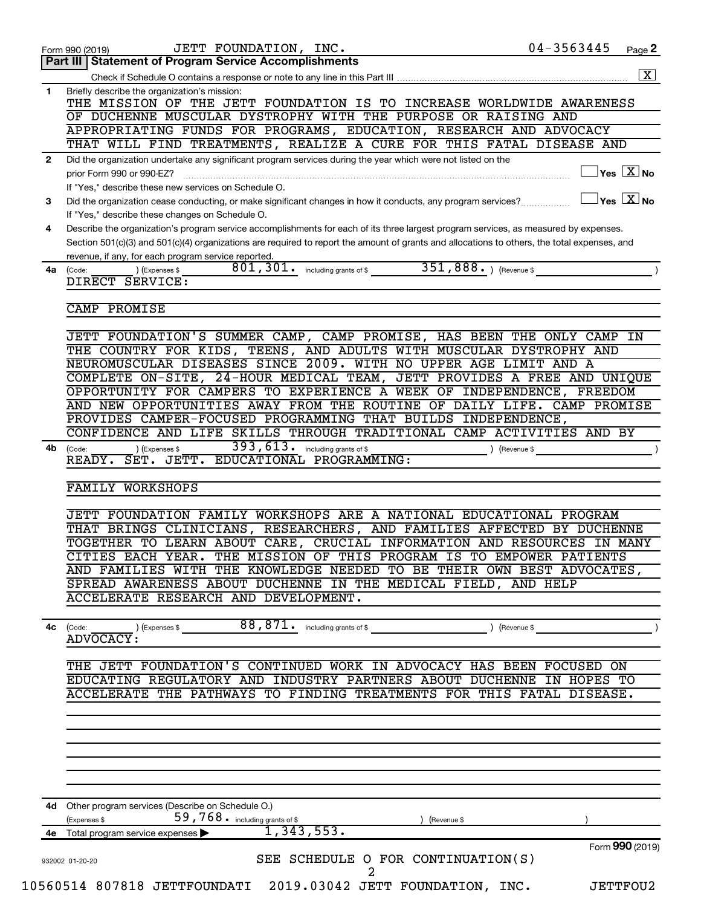Form 990 (2019) JETT FOUNDATION, INC. 04-3563445 Page 2

## Part III | Statement of Program Service Accomplishments

Check if Schedule O contains a response or note to any line in this Part III ..... [X]

**1** Briefly describe the organization's mission:

THE MISSION OF THE JETT FOUNDATION IS TO INCREASE WORLDWIDE AWARENESS OF DUCHENNE MUSCULAR DYSTROPHY WITH THE PURPOSE OR RAISING AND APPROPRIATING FUNDS FOR PROGRAMS, EDUCATION, RESEARCH AND ADVOCACY THAT WILL FIND TREATMENTS, REALIZE A CURE FOR THIS FATAL DISEASE AND

**2** Did the organization undertake any significant program services during the year which were not listed on the prior Form 990 or 990-EZ? ..... [ ] Yes [X] No

If "Yes," describe these new services on Schedule O.

**3** Did the organization cease conducting, or make significant changes in how it conducts, any program services? ..... [ ] Yes [X] No

If "Yes," describe these changes on Schedule O.

**4** Describe the organization's program service accomplishments for each of its three largest program services, as measured by expenses. Section 501(c)(3) and 501(c)(4) organizations are required to report the amount of grants and allocations to others, the total expenses, and revenue, if any, for each program service reported.

**4a** (Code: ) (Expenses $ 801,301. including grants of $ 351,888. ) (Revenue $ )

DIRECT SERVICE:

CAMP PROMISE

JETT FOUNDATION'S SUMMER CAMP, CAMP PROMISE, HAS BEEN THE ONLY CAMP IN THE COUNTRY FOR KIDS, TEENS, AND ADULTS WITH MUSCULAR DYSTROPHY AND NEUROMUSCULAR DISEASES SINCE 2009. WITH NO UPPER AGE LIMIT AND A COMPLETE ON-SITE, 24-HOUR MEDICAL TEAM, JETT PROVIDES A FREE AND UNIQUE OPPORTUNITY FOR CAMPERS TO EXPERIENCE A WEEK OF INDEPENDENCE, FREEDOM AND NEW OPPORTUNITIES AWAY FROM THE ROUTINE OF DAILY LIFE. CAMP PROMISE PROVIDES CAMPER-FOCUSED PROGRAMMING THAT BUILDS INDEPENDENCE, CONFIDENCE AND LIFE SKILLS THROUGH TRADITIONAL CAMP ACTIVITIES AND BY

**4b** (Code: ) (Expenses $ 393,613. including grants of $ ) (Revenue $ )

READY. SET. JETT. EDUCATIONAL PROGRAMMING:

FAMILY WORKSHOPS

JETT FOUNDATION FAMILY WORKSHOPS ARE A NATIONAL EDUCATIONAL PROGRAM THAT BRINGS CLINICIANS, RESEARCHERS, AND FAMILIES AFFECTED BY DUCHENNE TOGETHER TO LEARN ABOUT CARE, CRUCIAL INFORMATION AND RESOURCES IN MANY CITIES EACH YEAR. THE MISSION OF THIS PROGRAM IS TO EMPOWER PATIENTS AND FAMILIES WITH THE KNOWLEDGE NEEDED TO BE THEIR OWN BEST ADVOCATES, SPREAD AWARENESS ABOUT DUCHENNE IN THE MEDICAL FIELD, AND HELP ACCELERATE RESEARCH AND DEVELOPMENT.

**4c** (Code: ) (Expenses $ 88,871. including grants of $ ) (Revenue $ )

ADVOCACY:

THE JETT FOUNDATION'S CONTINUED WORK IN ADVOCACY HAS BEEN FOCUSED ON EDUCATING REGULATORY AND INDUSTRY PARTNERS ABOUT DUCHENNE IN HOPES TO ACCELERATE THE PATHWAYS TO FINDING TREATMENTS FOR THIS FATAL DISEASE.

**4d** Other program services (Describe on Schedule O.)

(Expenses $ 59,768. including grants of $ ) (Revenue $ )

**4e** Total program service expenses ▶ 1,343,553.

Form **990** (2019)

932002 01-20-20

SEE SCHEDULE O FOR CONTINUATION(S)

10560514 807818 JETTFOUNDATI 2019.03042 JETT FOUNDATION, INC. JETTFOU2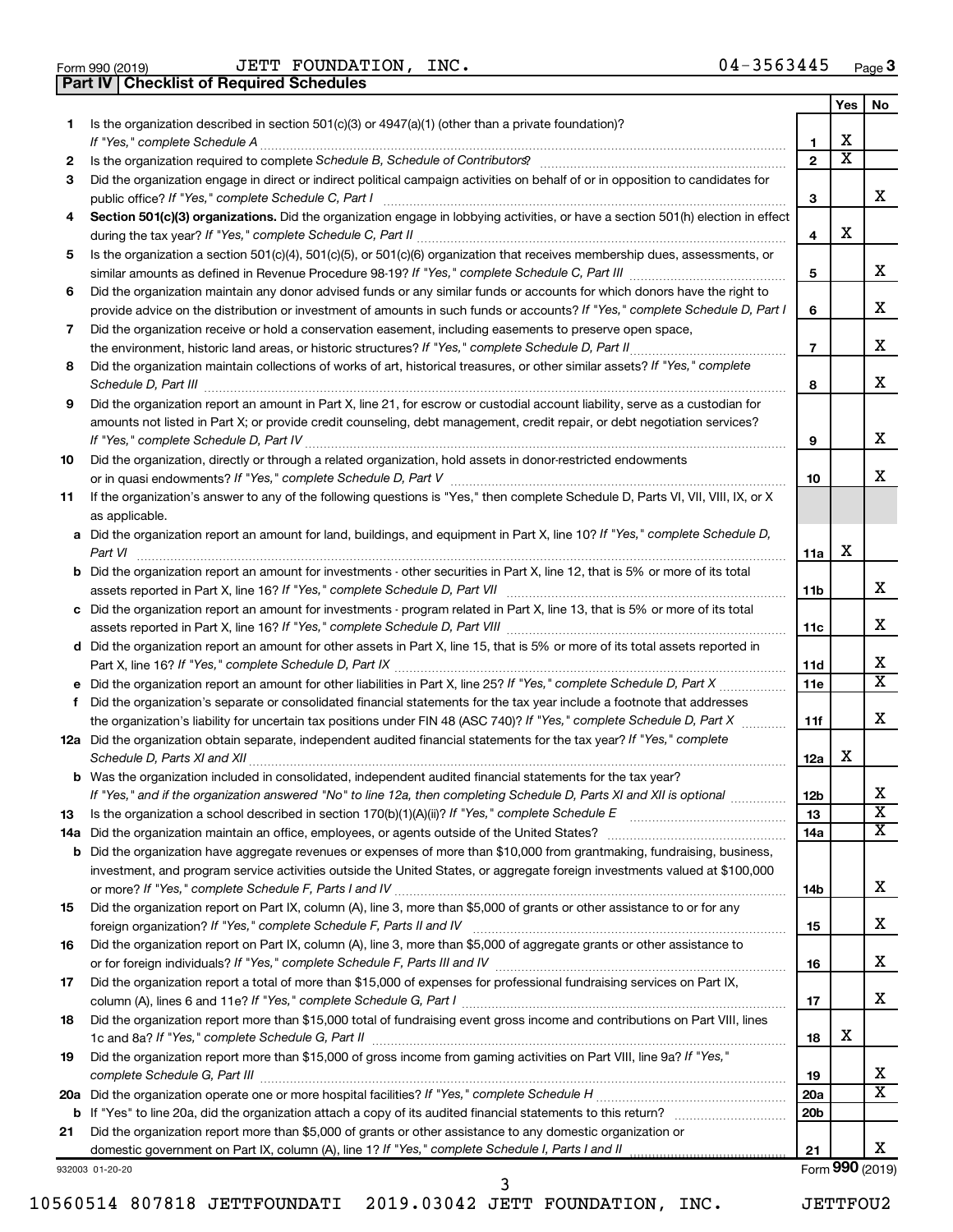Form 990 (2019) JETT FOUNDATION, INC. 04-3563445 Page 3

## Part IV | Checklist of Required Schedules

| | | | Yes | No |
|---|---|---|---|---|
| 1 | Is the organization described in section 501(c)(3) or 4947(a)(1) (other than a private foundation)? *If "Yes," complete Schedule A* | 1 | X | |
| 2 | Is the organization required to complete *Schedule B, Schedule of Contributors*? | 2 | X | |
| 3 | Did the organization engage in direct or indirect political campaign activities on behalf of or in opposition to candidates for public office? *If "Yes," complete Schedule C, Part I* | 3 | | X |
| 4 | **Section 501(c)(3) organizations.** Did the organization engage in lobbying activities, or have a section 501(h) election in effect during the tax year? *If "Yes," complete Schedule C, Part II* | 4 | X | |
| 5 | Is the organization a section 501(c)(4), 501(c)(5), or 501(c)(6) organization that receives membership dues, assessments, or similar amounts as defined in Revenue Procedure 98-19? *If "Yes," complete Schedule C, Part III* | 5 | | X |
| 6 | Did the organization maintain any donor advised funds or any similar funds or accounts for which donors have the right to provide advice on the distribution or investment of amounts in such funds or accounts? *If "Yes," complete Schedule D, Part I* | 6 | | X |
| 7 | Did the organization receive or hold a conservation easement, including easements to preserve open space, the environment, historic land areas, or historic structures? *If "Yes," complete Schedule D, Part II* | 7 | | X |
| 8 | Did the organization maintain collections of works of art, historical treasures, or other similar assets? *If "Yes," complete Schedule D, Part III* | 8 | | X |
| 9 | Did the organization report an amount in Part X, line 21, for escrow or custodial account liability, serve as a custodian for amounts not listed in Part X; or provide credit counseling, debt management, credit repair, or debt negotiation services? *If "Yes," complete Schedule D, Part IV* | 9 | | X |
| 10 | Did the organization, directly or through a related organization, hold assets in donor-restricted endowments or in quasi endowments? *If "Yes," complete Schedule D, Part V* | 10 | | X |
| 11 | If the organization's answer to any of the following questions is "Yes," then complete Schedule D, Parts VI, VII, VIII, IX, or X as applicable. | | | |
| a | Did the organization report an amount for land, buildings, and equipment in Part X, line 10? *If "Yes," complete Schedule D, Part VI* | 11a | X | |
| b | Did the organization report an amount for investments - other securities in Part X, line 12, that is 5% or more of its total assets reported in Part X, line 16? *If "Yes," complete Schedule D, Part VII* | 11b | | X |
| c | Did the organization report an amount for investments - program related in Part X, line 13, that is 5% or more of its total assets reported in Part X, line 16? *If "Yes," complete Schedule D, Part VIII* | 11c | | X |
| d | Did the organization report an amount for other assets in Part X, line 15, that is 5% or more of its total assets reported in Part X, line 16? *If "Yes," complete Schedule D, Part IX* | 11d | | X |
| e | Did the organization report an amount for other liabilities in Part X, line 25? *If "Yes," complete Schedule D, Part X* | 11e | | X |
| f | Did the organization's separate or consolidated financial statements for the tax year include a footnote that addresses the organization's liability for uncertain tax positions under FIN 48 (ASC 740)? *If "Yes," complete Schedule D, Part X* | 11f | | X |
| 12a | Did the organization obtain separate, independent audited financial statements for the tax year? *If "Yes," complete Schedule D, Parts XI and XII* | 12a | X | |
| b | Was the organization included in consolidated, independent audited financial statements for the tax year? *If "Yes," and if the organization answered "No" to line 12a, then completing Schedule D, Parts XI and XII is optional* | 12b | | X |
| 13 | Is the organization a school described in section 170(b)(1)(A)(ii)? *If "Yes," complete Schedule E* | 13 | | X |
| 14a | Did the organization maintain an office, employees, or agents outside of the United States? | 14a | | X |
| b | Did the organization have aggregate revenues or expenses of more than $10,000 from grantmaking, fundraising, business, investment, and program service activities outside the United States, or aggregate foreign investments valued at $100,000 or more? *If "Yes," complete Schedule F, Parts I and IV* | 14b | | X |
| 15 | Did the organization report on Part IX, column (A), line 3, more than $5,000 of grants or other assistance to or for any foreign organization? *If "Yes," complete Schedule F, Parts II and IV* | 15 | | X |
| 16 | Did the organization report on Part IX, column (A), line 3, more than $5,000 of aggregate grants or other assistance to or for foreign individuals? *If "Yes," complete Schedule F, Parts III and IV* | 16 | | X |
| 17 | Did the organization report a total of more than $15,000 of expenses for professional fundraising services on Part IX, column (A), lines 6 and 11e? *If "Yes," complete Schedule G, Part I* | 17 | | X |
| 18 | Did the organization report more than $15,000 total of fundraising event gross income and contributions on Part VIII, lines 1c and 8a? *If "Yes," complete Schedule G, Part II* | 18 | X | |
| 19 | Did the organization report more than $15,000 of gross income from gaming activities on Part VIII, line 9a? *If "Yes," complete Schedule G, Part III* | 19 | | X |
| 20a | Did the organization operate one or more hospital facilities? *If "Yes," complete Schedule H* | 20a | | X |
| b | If "Yes" to line 20a, did the organization attach a copy of its audited financial statements to this return? | 20b | | |
| 21 | Did the organization report more than $5,000 of grants or other assistance to any domestic organization or domestic government on Part IX, column (A), line 1? *If "Yes," complete Schedule I, Parts I and II* | 21 | | X |

932003 01-20-20 Form **990** (2019)

10560514 807818 JETTFOUNDATI 2019.03042 JETT FOUNDATION, INC. JETTFOU2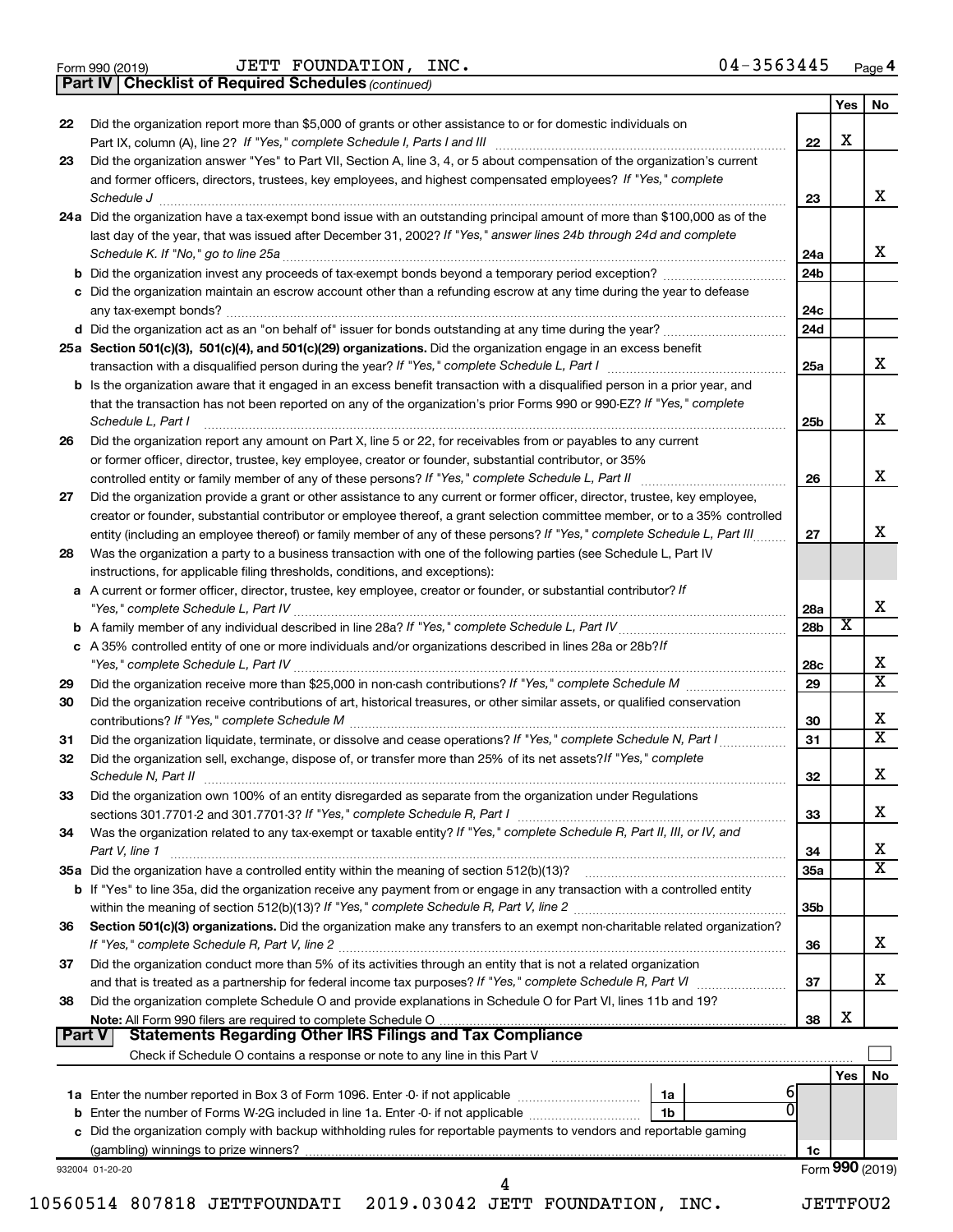Form 990 (2019) JETT FOUNDATION, INC. 04-3563445 Page 4

## Part IV | Checklist of Required Schedules *(continued)*

| | | | Yes | No |
|---|---|---|---|---|
| 22 | Did the organization report more than $5,000 of grants or other assistance to or for domestic individuals on Part IX, column (A), line 2? *If "Yes," complete Schedule I, Parts I and III* | 22 | X | |
| 23 | Did the organization answer "Yes" to Part VII, Section A, line 3, 4, or 5 about compensation of the organization's current and former officers, directors, trustees, key employees, and highest compensated employees? *If "Yes," complete Schedule J* | 23 | | X |
| 24a | Did the organization have a tax-exempt bond issue with an outstanding principal amount of more than $100,000 as of the last day of the year, that was issued after December 31, 2002? *If "Yes," answer lines 24b through 24d and complete Schedule K. If "No," go to line 25a* | 24a | | X |
| b | Did the organization invest any proceeds of tax-exempt bonds beyond a temporary period exception? | 24b | | |
| c | Did the organization maintain an escrow account other than a refunding escrow at any time during the year to defease any tax-exempt bonds? | 24c | | |
| d | Did the organization act as an "on behalf of" issuer for bonds outstanding at any time during the year? | 24d | | |
| 25a | **Section 501(c)(3), 501(c)(4), and 501(c)(29) organizations.** Did the organization engage in an excess benefit transaction with a disqualified person during the year? *If "Yes," complete Schedule L, Part I* | 25a | | X |
| b | Is the organization aware that it engaged in an excess benefit transaction with a disqualified person in a prior year, and that the transaction has not been reported on any of the organization's prior Forms 990 or 990-EZ? *If "Yes," complete Schedule L, Part I* | 25b | | X |
| 26 | Did the organization report any amount on Part X, line 5 or 22, for receivables from or payables to any current or former officer, director, trustee, key employee, creator or founder, substantial contributor, or 35% controlled entity or family member of any of these persons? *If "Yes," complete Schedule L, Part II* | 26 | | X |
| 27 | Did the organization provide a grant or other assistance to any current or former officer, director, trustee, key employee, creator or founder, substantial contributor or employee thereof, a grant selection committee member, or to a 35% controlled entity (including an employee thereof) or family member of any of these persons? *If "Yes," complete Schedule L, Part III* | 27 | | X |
| 28 | Was the organization a party to a business transaction with one of the following parties (see Schedule L, Part IV instructions, for applicable filing thresholds, conditions, and exceptions): | | | |
| a | A current or former officer, director, trustee, key employee, creator or founder, or substantial contributor? *If "Yes," complete Schedule L, Part IV* | 28a | | X |
| b | A family member of any individual described in line 28a? *If "Yes," complete Schedule L, Part IV* | 28b | X | |
| c | A 35% controlled entity of one or more individuals and/or organizations described in lines 28a or 28b? *If "Yes," complete Schedule L, Part IV* | 28c | | X |
| 29 | Did the organization receive more than $25,000 in non-cash contributions? *If "Yes," complete Schedule M* | 29 | | X |
| 30 | Did the organization receive contributions of art, historical treasures, or other similar assets, or qualified conservation contributions? *If "Yes," complete Schedule M* | 30 | | X |
| 31 | Did the organization liquidate, terminate, or dissolve and cease operations? *If "Yes," complete Schedule N, Part I* | 31 | | X |
| 32 | Did the organization sell, exchange, dispose of, or transfer more than 25% of its net assets? *If "Yes," complete Schedule N, Part II* | 32 | | X |
| 33 | Did the organization own 100% of an entity disregarded as separate from the organization under Regulations sections 301.7701-2 and 301.7701-3? *If "Yes," complete Schedule R, Part I* | 33 | | X |
| 34 | Was the organization related to any tax-exempt or taxable entity? *If "Yes," complete Schedule R, Part II, III, or IV, and Part V, line 1* | 34 | | X |
| 35a | Did the organization have a controlled entity within the meaning of section 512(b)(13)? | 35a | | X |
| b | If "Yes" to line 35a, did the organization receive any payment from or engage in any transaction with a controlled entity within the meaning of section 512(b)(13)? *If "Yes," complete Schedule R, Part V, line 2* | 35b | | |
| 36 | **Section 501(c)(3) organizations.** Did the organization make any transfers to an exempt non-charitable related organization? *If "Yes," complete Schedule R, Part V, line 2* | 36 | | X |
| 37 | Did the organization conduct more than 5% of its activities through an entity that is not a related organization and that is treated as a partnership for federal income tax purposes? *If "Yes," complete Schedule R, Part VI* | 37 | | X |
| 38 | Did the organization complete Schedule O and provide explanations in Schedule O for Part VI, lines 11b and 19? **Note:** All Form 990 filers are required to complete Schedule O | 38 | X | |

## Part V | Statements Regarding Other IRS Filings and Tax Compliance

Check if Schedule O contains a response or note to any line in this Part V ☐

| | | | | | Yes | No |
|---|---|---|---|---|---|---|
| 1a | Enter the number reported in Box 3 of Form 1096. Enter -0- if not applicable | 1a | 6 | | | |
| b | Enter the number of Forms W-2G included in line 1a. Enter -0- if not applicable | 1b | 0 | | | |
| c | Did the organization comply with backup withholding rules for reportable payments to vendors and reportable gaming (gambling) winnings to prize winners? | | | 1c | | |

932004 01-20-20 Form **990** (2019)

10560514 807818 JETTFOUNDATI 2019.03042 JETT FOUNDATION, INC. JETTFOU2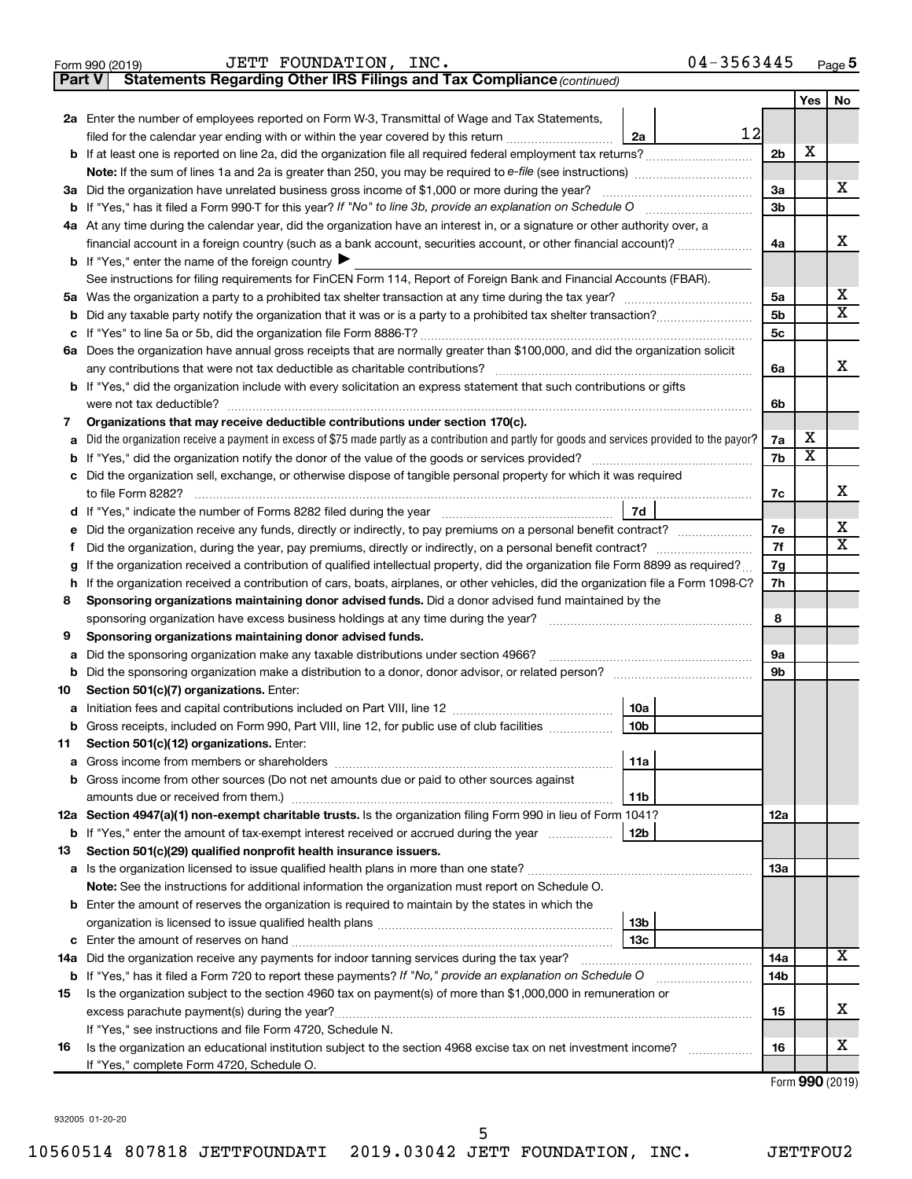Form 990 (2019) JETT FOUNDATION, INC. 04-3563445 Page **5**

**Part V** **Statements Regarding Other IRS Filings and Tax Compliance** *(continued)*

| | | | | Yes | No |
|---|---|---|---|---|---|
| **2a** | Enter the number of employees reported on Form W-3, Transmittal of Wage and Tax Statements, filed for the calendar year ending with or within the year covered by this return | **2a** 12 | | | |
| **b** | If at least one is reported on line 2a, did the organization file all required federal employment tax returns? | | **2b** | X | |
| | **Note:** If the sum of lines 1a and 2a is greater than 250, you may be required to *e-file* (see instructions) | | | | |
| **3a** | Did the organization have unrelated business gross income of $1,000 or more during the year? | | **3a** | | X |
| **b** | If "Yes," has it filed a Form 990-T for this year? *If "No" to line 3b, provide an explanation on Schedule O* | | **3b** | | |
| **4a** | At any time during the calendar year, did the organization have an interest in, or a signature or other authority over, a financial account in a foreign country (such as a bank account, securities account, or other financial account)? | | **4a** | | X |
| **b** | If "Yes," enter the name of the foreign country ▶ | | | | |
| | See instructions for filing requirements for FinCEN Form 114, Report of Foreign Bank and Financial Accounts (FBAR). | | | | |
| **5a** | Was the organization a party to a prohibited tax shelter transaction at any time during the tax year? | | **5a** | | X |
| **b** | Did any taxable party notify the organization that it was or is a party to a prohibited tax shelter transaction? | | **5b** | | X |
| **c** | If "Yes" to line 5a or 5b, did the organization file Form 8886-T? | | **5c** | | |
| **6a** | Does the organization have annual gross receipts that are normally greater than $100,000, and did the organization solicit any contributions that were not tax deductible as charitable contributions? | | **6a** | | X |
| **b** | If "Yes," did the organization include with every solicitation an express statement that such contributions or gifts were not tax deductible? | | **6b** | | |
| **7** | **Organizations that may receive deductible contributions under section 170(c).** | | | | |
| **a** | Did the organization receive a payment in excess of $75 made partly as a contribution and partly for goods and services provided to the payor? | | **7a** | X | |
| **b** | If "Yes," did the organization notify the donor of the value of the goods or services provided? | | **7b** | X | |
| **c** | Did the organization sell, exchange, or otherwise dispose of tangible personal property for which it was required to file Form 8282? | | **7c** | | X |
| **d** | If "Yes," indicate the number of Forms 8282 filed during the year | **7d** | | | |
| **e** | Did the organization receive any funds, directly or indirectly, to pay premiums on a personal benefit contract? | | **7e** | | X |
| **f** | Did the organization, during the year, pay premiums, directly or indirectly, on a personal benefit contract? | | **7f** | | X |
| **g** | If the organization received a contribution of qualified intellectual property, did the organization file Form 8899 as required? | | **7g** | | |
| **h** | If the organization received a contribution of cars, boats, airplanes, or other vehicles, did the organization file a Form 1098-C? | | **7h** | | |
| **8** | **Sponsoring organizations maintaining donor advised funds.** Did a donor advised fund maintained by the sponsoring organization have excess business holdings at any time during the year? | | **8** | | |
| **9** | **Sponsoring organizations maintaining donor advised funds.** | | | | |
| **a** | Did the sponsoring organization make any taxable distributions under section 4966? | | **9a** | | |
| **b** | Did the sponsoring organization make a distribution to a donor, donor advisor, or related person? | | **9b** | | |
| **10** | **Section 501(c)(7) organizations.** Enter: | | | | |
| **a** | Initiation fees and capital contributions included on Part VIII, line 12 | **10a** | | | |
| **b** | Gross receipts, included on Form 990, Part VIII, line 12, for public use of club facilities | **10b** | | | |
| **11** | **Section 501(c)(12) organizations.** Enter: | | | | |
| **a** | Gross income from members or shareholders | **11a** | | | |
| **b** | Gross income from other sources (Do not net amounts due or paid to other sources against amounts due or received from them.) | **11b** | | | |
| **12a** | **Section 4947(a)(1) non-exempt charitable trusts.** Is the organization filing Form 990 in lieu of Form 1041? | | **12a** | | |
| **b** | If "Yes," enter the amount of tax-exempt interest received or accrued during the year | **12b** | | | |
| **13** | **Section 501(c)(29) qualified nonprofit health insurance issuers.** | | | | |
| **a** | Is the organization licensed to issue qualified health plans in more than one state? | | **13a** | | |
| | **Note:** See the instructions for additional information the organization must report on Schedule O. | | | | |
| **b** | Enter the amount of reserves the organization is required to maintain by the states in which the organization is licensed to issue qualified health plans | **13b** | | | |
| **c** | Enter the amount of reserves on hand | **13c** | | | |
| **14a** | Did the organization receive any payments for indoor tanning services during the tax year? | | **14a** | | X |
| **b** | If "Yes," has it filed a Form 720 to report these payments? *If "No," provide an explanation on Schedule O* | | **14b** | | |
| **15** | Is the organization subject to the section 4960 tax on payment(s) of more than $1,000,000 in remuneration or excess parachute payment(s) during the year? | | **15** | | X |
| | If "Yes," see instructions and file Form 4720, Schedule N. | | | | |
| **16** | Is the organization an educational institution subject to the section 4968 excise tax on net investment income? | | **16** | | X |
| | If "Yes," complete Form 4720, Schedule O. | | | | |

Form **990** (2019)

932005 01-20-20

10560514 807818 JETTFOUNDATI 2019.03042 JETT FOUNDATION, INC. JETTFOU2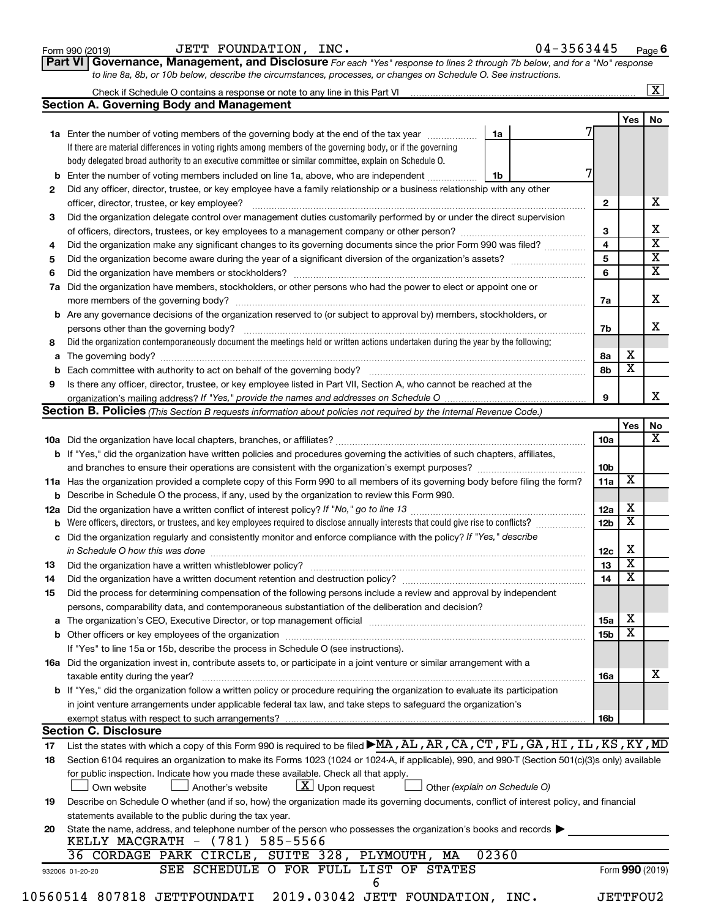Form 990 (2019) JETT FOUNDATION, INC. 04-3563445 Page 6

## Part VI Governance, Management, and Disclosure

*For each "Yes" response to lines 2 through 7b below, and for a "No" response to line 8a, 8b, or 10b below, describe the circumstances, processes, or changes on Schedule O. See instructions.*

Check if Schedule O contains a response or note to any line in this Part VI [X]

### Section A. Governing Body and Management

| | | | Yes | No |
|---|---|---|---|---|
| 1a | Enter the number of voting members of the governing body at the end of the tax year — 1a: 7. If there are material differences in voting rights among members of the governing body, or if the governing body delegated broad authority to an executive committee or similar committee, explain on Schedule O. | | | |
| b | Enter the number of voting members included on line 1a, above, who are independent — 1b: 7 | | | |
| 2 | Did any officer, director, trustee, or key employee have a family relationship or a business relationship with any other officer, director, trustee, or key employee? | 2 | | X |
| 3 | Did the organization delegate control over management duties customarily performed by or under the direct supervision of officers, directors, trustees, or key employees to a management company or other person? | 3 | | X |
| 4 | Did the organization make any significant changes to its governing documents since the prior Form 990 was filed? | 4 | | X |
| 5 | Did the organization become aware during the year of a significant diversion of the organization's assets? | 5 | | X |
| 6 | Did the organization have members or stockholders? | 6 | | X |
| 7a | Did the organization have members, stockholders, or other persons who had the power to elect or appoint one or more members of the governing body? | 7a | | X |
| b | Are any governance decisions of the organization reserved to (or subject to approval by) members, stockholders, or persons other than the governing body? | 7b | | X |
| 8 | Did the organization contemporaneously document the meetings held or written actions undertaken during the year by the following: | | | |
| a | The governing body? | 8a | X | |
| b | Each committee with authority to act on behalf of the governing body? | 8b | X | |
| 9 | Is there any officer, director, trustee, or key employee listed in Part VII, Section A, who cannot be reached at the organization's mailing address? *If "Yes," provide the names and addresses on Schedule O* | 9 | | X |

### Section B. Policies *(This Section B requests information about policies not required by the Internal Revenue Code.)*

| | | | Yes | No |
|---|---|---|---|---|
| 10a | Did the organization have local chapters, branches, or affiliates? | 10a | | X |
| b | If "Yes," did the organization have written policies and procedures governing the activities of such chapters, affiliates, and branches to ensure their operations are consistent with the organization's exempt purposes? | 10b | | |
| 11a | Has the organization provided a complete copy of this Form 990 to all members of its governing body before filing the form? | 11a | X | |
| b | Describe in Schedule O the process, if any, used by the organization to review this Form 990. | | | |
| 12a | Did the organization have a written conflict of interest policy? *If "No," go to line 13* | 12a | X | |
| b | Were officers, directors, or trustees, and key employees required to disclose annually interests that could give rise to conflicts? | 12b | X | |
| c | Did the organization regularly and consistently monitor and enforce compliance with the policy? *If "Yes," describe in Schedule O how this was done* | 12c | X | |
| 13 | Did the organization have a written whistleblower policy? | 13 | X | |
| 14 | Did the organization have a written document retention and destruction policy? | 14 | X | |
| 15 | Did the process for determining compensation of the following persons include a review and approval by independent persons, comparability data, and contemporaneous substantiation of the deliberation and decision? | | | |
| a | The organization's CEO, Executive Director, or top management official | 15a | X | |
| b | Other officers or key employees of the organization | 15b | X | |
| | If "Yes" to line 15a or 15b, describe the process in Schedule O (see instructions). | | | |
| 16a | Did the organization invest in, contribute assets to, or participate in a joint venture or similar arrangement with a taxable entity during the year? | 16a | | X |
| b | If "Yes," did the organization follow a written policy or procedure requiring the organization to evaluate its participation in joint venture arrangements under applicable federal tax law, and take steps to safeguard the organization's exempt status with respect to such arrangements? | 16b | | |

### Section C. Disclosure

17 List the states with which a copy of this Form 990 is required to be filed ▶ MA,AL,AR,CA,CT,FL,GA,HI,IL,KS,KY,MD

18 Section 6104 requires an organization to make its Forms 1023 (1024 or 1024-A, if applicable), 990, and 990-T (Section 501(c)(3)s only) available for public inspection. Indicate how you made these available. Check all that apply.

[ ] Own website [ ] Another's website [X] Upon request [ ] Other *(explain on Schedule O)*

19 Describe on Schedule O whether (and if so, how) the organization made its governing documents, conflict of interest policy, and financial statements available to the public during the tax year.

20 State the name, address, and telephone number of the person who possesses the organization's books and records ▶

KELLY MACGRATH - (781) 585-5566
36 CORDAGE PARK CIRCLE, SUITE 328, PLYMOUTH, MA 02360

SEE SCHEDULE O FOR FULL LIST OF STATES

932006 01-20-20 Form 990 (2019)

10560514 807818 JETTFOUNDATI 2019.03042 JETT FOUNDATION, INC. JETTFOU2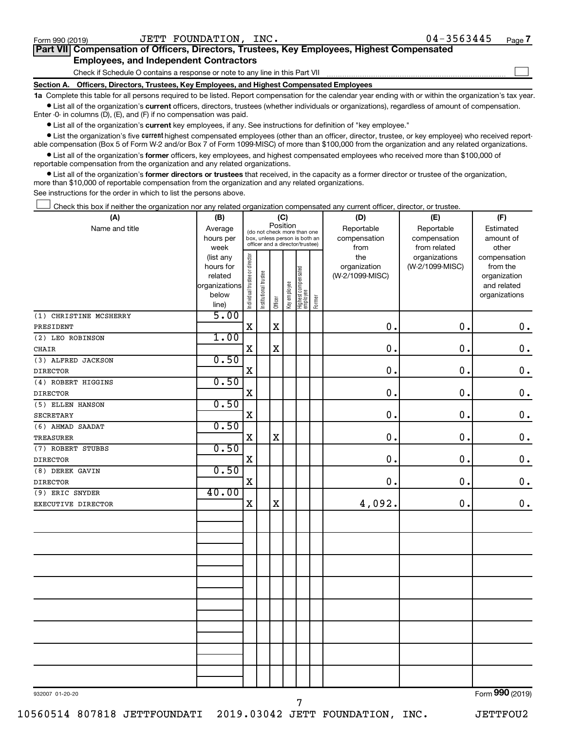Form 990 (2019) JETT FOUNDATION, INC. 04-3563445

## Part VII Compensation of Officers, Directors, Trustees, Key Employees, Highest Compensated Employees, and Independent Contractors

Check if Schedule O contains a response or note to any line in this Part VII

### Section A. Officers, Directors, Trustees, Key Employees, and Highest Compensated Employees

**1a** Complete this table for all persons required to be listed. Report compensation for the calendar year ending with or within the organization's tax year.

- List all of the organization's **current** officers, directors, trustees (whether individuals or organizations), regardless of amount of compensation. Enter -0- in columns (D), (E), and (F) if no compensation was paid.
- List all of the organization's **current** key employees, if any. See instructions for definition of "key employee."
- List the organization's five **current** highest compensated employees (other than an officer, director, trustee, or key employee) who received reportable compensation (Box 5 of Form W-2 and/or Box 7 of Form 1099-MISC) of more than $100,000 from the organization and any related organizations.
- List all of the organization's **former** officers, key employees, and highest compensated employees who received more than $100,000 of reportable compensation from the organization and any related organizations.
- List all of the organization's **former directors or trustees** that received, in the capacity as a former director or trustee of the organization, more than $10,000 of reportable compensation from the organization and any related organizations.

See instructions for the order in which to list the persons above.

Check this box if neither the organization nor any related organization compensated any current officer, director, or trustee.

| (A) Name and title | (B) Average hours per week (list any hours for related organizations below line) | (C) Position: Individual trustee or director | Institutional trustee | Officer | Key employee | Highest compensated employee | Former | (D) Reportable compensation from the organization (W-2/1099-MISC) | (E) Reportable compensation from related organizations (W-2/1099-MISC) | (F) Estimated amount of other compensation from the organization and related organizations |
|---|---|---|---|---|---|---|---|---|---|---|
| (1) CHRISTINE MCSHERRY<br>PRESIDENT | 5.00 | X | | X | | | | 0. | 0. | 0. |
| (2) LEO ROBINSON<br>CHAIR | 1.00 | X | | X | | | | 0. | 0. | 0. |
| (3) ALFRED JACKSON<br>DIRECTOR | 0.50 | X | | | | | | 0. | 0. | 0. |
| (4) ROBERT HIGGINS<br>DIRECTOR | 0.50 | X | | | | | | 0. | 0. | 0. |
| (5) ELLEN HANSON<br>SECRETARY | 0.50 | X | | | | | | 0. | 0. | 0. |
| (6) AHMAD SAADAT<br>TREASURER | 0.50 | X | | X | | | | 0. | 0. | 0. |
| (7) ROBERT STUBBS<br>DIRECTOR | 0.50 | X | | | | | | 0. | 0. | 0. |
| (8) DEREK GAVIN<br>DIRECTOR | 0.50 | X | | | | | | 0. | 0. | 0. |
| (9) ERIC SNYDER<br>EXECUTIVE DIRECTOR | 40.00 | X | | X | | | | 4,092. | 0. | 0. |

932007 01-20-20 Form 990 (2019)

10560514 807818 JETTFOUNDATI 2019.03042 JETT FOUNDATION, INC. JETTFOU2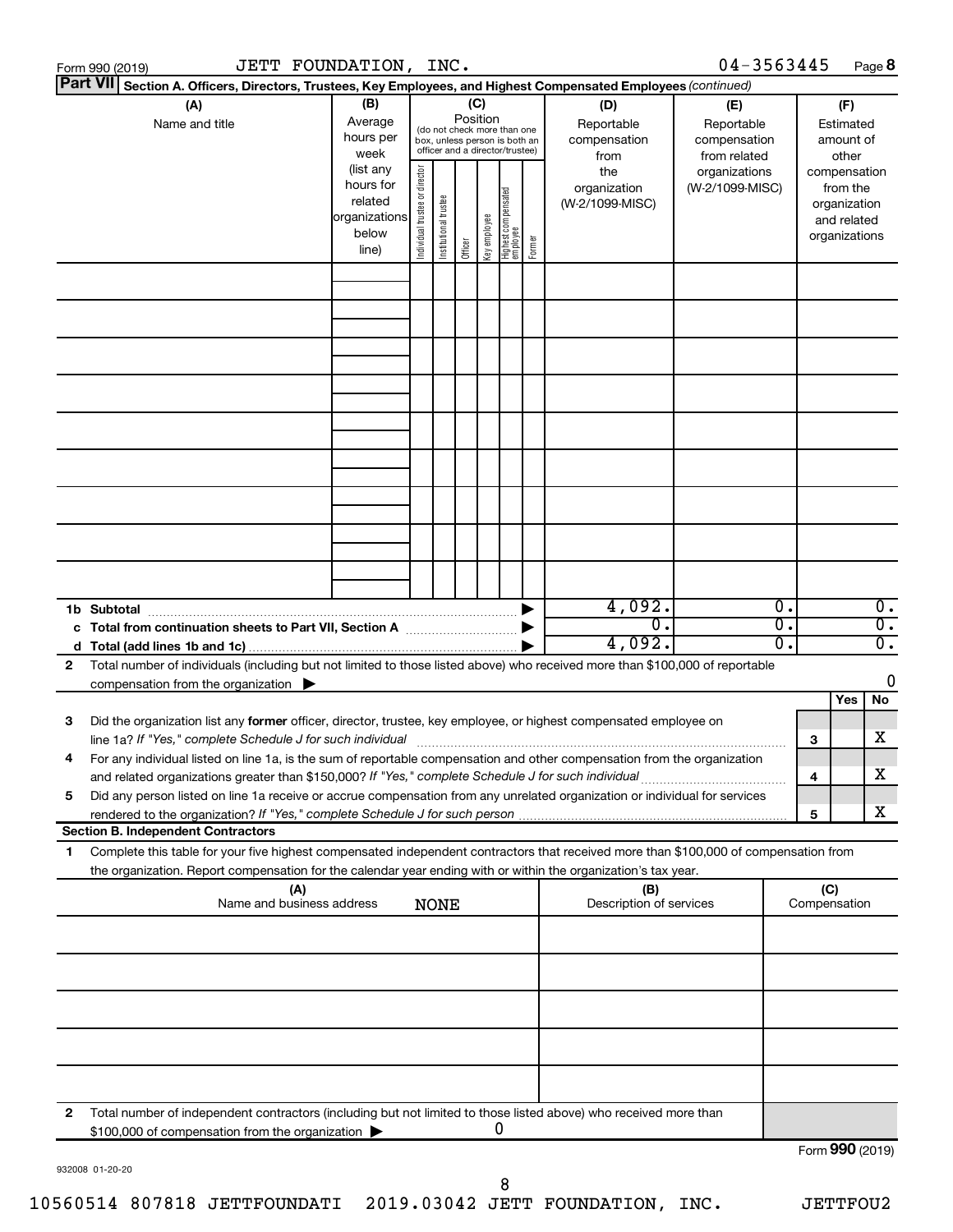Form 990 (2019) JETT FOUNDATION, INC. 04-3563445 Page 8

**Part VII Section A. Officers, Directors, Trustees, Key Employees, and Highest Compensated Employees** *(continued)*

| (A) Name and title | (B) Average hours per week (list any hours for related organizations below line) | (C) Position (do not check more than one box, unless person is both an officer and a director/trustee): Individual trustee or director | Institutional trustee | Officer | Key employee | Highest compensated employee | Former | (D) Reportable compensation from the organization (W-2/1099-MISC) | (E) Reportable compensation from related organizations (W-2/1099-MISC) | (F) Estimated amount of other compensation from the organization and related organizations |
|---|---|---|---|---|---|---|---|---|---|---|
| | | | | | | | | | | |
| | | | | | | | | | | |
| | | | | | | | | | | |
| | | | | | | | | | | |
| | | | | | | | | | | |
| | | | | | | | | | | |
| | | | | | | | | | | |
| | | | | | | | | | | |
| | | | | | | | | | | |

| | (D) | (E) | (F) |
|---|---|---|---|
| **1b Subtotal** ▶ | 4,092. | 0. | 0. |
| **c Total from continuation sheets to Part VII, Section A** ▶ | 0. | 0. | 0. |
| **d Total (add lines 1b and 1c)** ▶ | 4,092. | 0. | 0. |

**2** Total number of individuals (including but not limited to those listed above) who received more than $100,000 of reportable compensation from the organization ▶ 0

| | | | Yes | No |
|---|---|---|---|---|
| **3** | Did the organization list any **former** officer, director, trustee, key employee, or highest compensated employee on line 1a? *If "Yes," complete Schedule J for such individual* | 3 | | X |
| **4** | For any individual listed on line 1a, is the sum of reportable compensation and other compensation from the organization and related organizations greater than $150,000? *If "Yes," complete Schedule J for such individual* | 4 | | X |
| **5** | Did any person listed on line 1a receive or accrue compensation from any unrelated organization or individual for services rendered to the organization? *If "Yes," complete Schedule J for such person* | 5 | | X |

**Section B. Independent Contractors**

**1** Complete this table for your five highest compensated independent contractors that received more than $100,000 of compensation from the organization. Report compensation for the calendar year ending with or within the organization's tax year.

| (A) Name and business address | (B) Description of services | (C) Compensation |
|---|---|---|
| NONE | | |
| | | |
| | | |
| | | |
| | | |

**2** Total number of independent contractors (including but not limited to those listed above) who received more than $100,000 of compensation from the organization ▶ 0

Form **990** (2019)

932008 01-20-20

10560514 807818 JETTFOUNDATI 2019.03042 JETT FOUNDATION, INC. JETTFOU2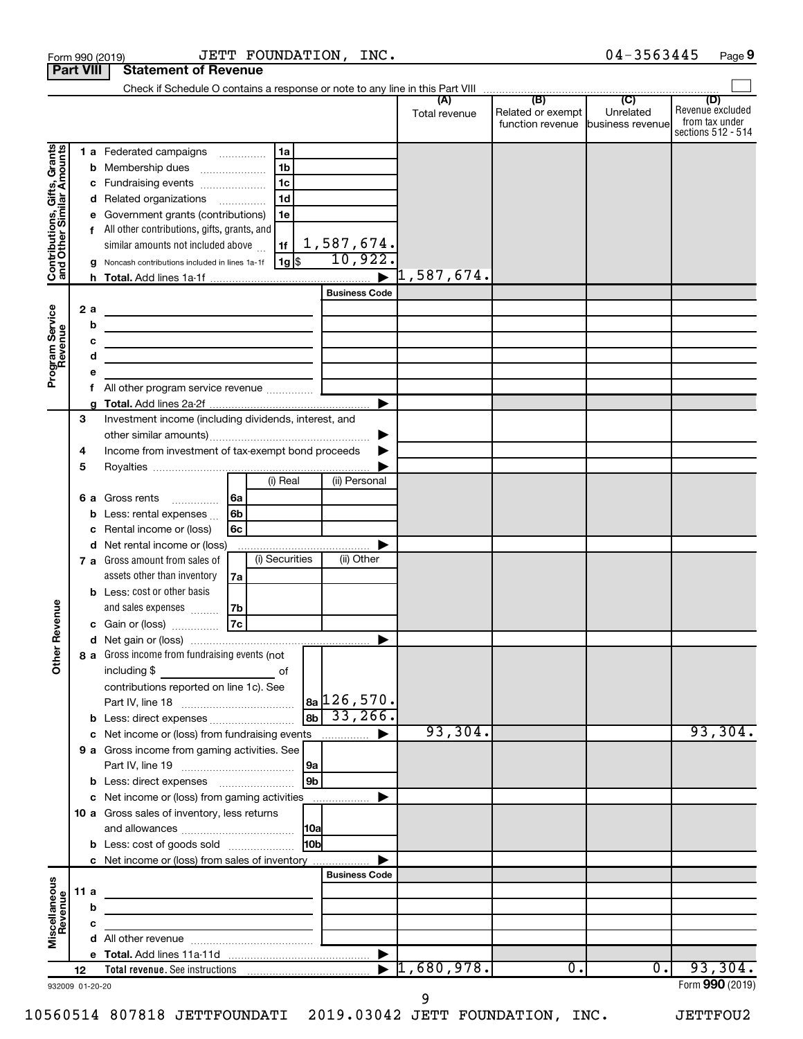Form 990 (2019) JETT FOUNDATION, INC. 04-3563445 Page 9

**Part VIII Statement of Revenue**

Check if Schedule O contains a response or note to any line in this Part VIII ☐

| | | | (A) Total revenue | (B) Related or exempt function revenue | (C) Unrelated business revenue | (D) Revenue excluded from tax under sections 512 - 514 |
|---|---|---|---|---|---|---|
| **Contributions, Gifts, Grants and Other Similar Amounts** | 1 a Federated campaigns | 1a | | | | |
| | b Membership dues | 1b | | | | |
| | c Fundraising events | 1c | | | | |
| | d Related organizations | 1d | | | | |
| | e Government grants (contributions) | 1e | | | | |
| | f All other contributions, gifts, grants, and similar amounts not included above | 1f 1,587,674. | | | | |
| | g Noncash contributions included in lines 1a-1f | 1g $ 10,922. | | | | |
| | h Total. Add lines 1a-1f | ▶ | 1,587,674. | | | |
| **Program Service Revenue** | | Business Code | | | | |
| | 2 a | | | | | |
| | b | | | | | |
| | c | | | | | |
| | d | | | | | |
| | e | | | | | |
| | f All other program service revenue | | | | | |
| | g Total. Add lines 2a-2f | ▶ | | | | |
| **Other Revenue** | 3 Investment income (including dividends, interest, and other similar amounts) | ▶ | | | | |
| | 4 Income from investment of tax-exempt bond proceeds | ▶ | | | | |
| | 5 Royalties | ▶ | | | | |
| | | (i) Real / (ii) Personal | | | | |
| | 6 a Gross rents | 6a | | | | |
| | b Less: rental expenses | 6b | | | | |
| | c Rental income or (loss) | 6c | | | | |
| | d Net rental income or (loss) | ▶ | | | | |
| | | (i) Securities / (ii) Other | | | | |
| | 7 a Gross amount from sales of assets other than inventory | 7a | | | | |
| | b Less: cost or other basis and sales expenses | 7b | | | | |
| | c Gain or (loss) | 7c | | | | |
| | d Net gain or (loss) | ▶ | | | | |
| | 8 a Gross income from fundraising events (not including $ of contributions reported on line 1c). See Part IV, line 18 | 8a 126,570. | | | | |
| | b Less: direct expenses | 8b 33,266. | | | | |
| | c Net income or (loss) from fundraising events | ▶ | 93,304. | | | 93,304. |
| | 9 a Gross income from gaming activities. See Part IV, line 19 | 9a | | | | |
| | b Less: direct expenses | 9b | | | | |
| | c Net income or (loss) from gaming activities | ▶ | | | | |
| | 10 a Gross sales of inventory, less returns and allowances | 10a | | | | |
| | b Less: cost of goods sold | 10b | | | | |
| | c Net income or (loss) from sales of inventory | ▶ | | | | |
| **Miscellaneous Revenue** | | Business Code | | | | |
| | 11 a | | | | | |
| | b | | | | | |
| | c | | | | | |
| | d All other revenue | | | | | |
| | e Total. Add lines 11a-11d | ▶ | | | | |
| | 12 Total revenue. See instructions | ▶ | 1,680,978. | 0. | 0. | 93,304. |

932009 01-20-20 Form 990 (2019)

10560514 807818 JETTFOUNDATI 2019.03042 JETT FOUNDATION, INC. JETTFOU2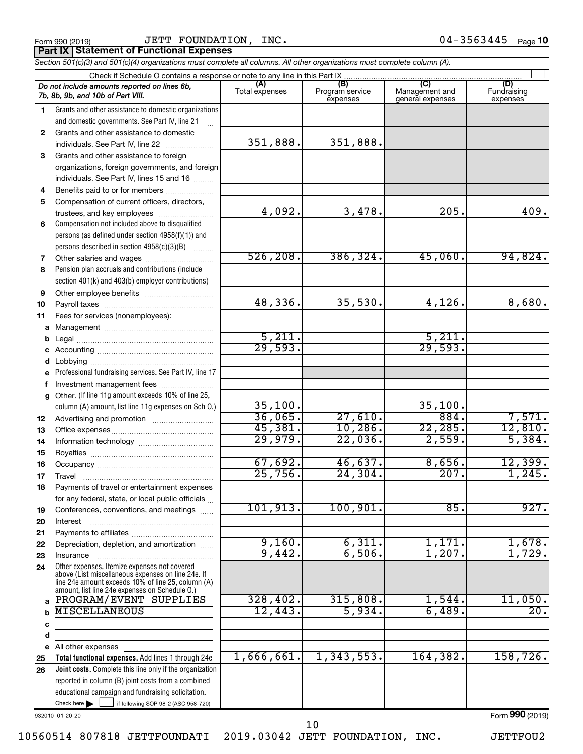Form 990 (2019) JETT FOUNDATION, INC. 04-3563445 Page **10**

## Part IX Statement of Functional Expenses

*Section 501(c)(3) and 501(c)(4) organizations must complete all columns. All other organizations must complete column (A).*

Check if Schedule O contains a response or note to any line in this Part IX

| | *Do not include amounts reported on lines 6b, 7b, 8b, 9b, and 10b of Part VIII.* | (A) Total expenses | (B) Program service expenses | (C) Management and general expenses | (D) Fundraising expenses |
|---|---|---|---|---|---|
| 1 | Grants and other assistance to domestic organizations and domestic governments. See Part IV, line 21 | | | | |
| 2 | Grants and other assistance to domestic individuals. See Part IV, line 22 | 351,888. | 351,888. | | |
| 3 | Grants and other assistance to foreign organizations, foreign governments, and foreign individuals. See Part IV, lines 15 and 16 | | | | |
| 4 | Benefits paid to or for members | | | | |
| 5 | Compensation of current officers, directors, trustees, and key employees | 4,092. | 3,478. | 205. | 409. |
| 6 | Compensation not included above to disqualified persons (as defined under section 4958(f)(1)) and persons described in section 4958(c)(3)(B) | | | | |
| 7 | Other salaries and wages | 526,208. | 386,324. | 45,060. | 94,824. |
| 8 | Pension plan accruals and contributions (include section 401(k) and 403(b) employer contributions) | | | | |
| 9 | Other employee benefits | | | | |
| 10 | Payroll taxes | 48,336. | 35,530. | 4,126. | 8,680. |
| 11 | Fees for services (nonemployees): | | | | |
| a | Management | | | | |
| b | Legal | 5,211. | | 5,211. | |
| c | Accounting | 29,593. | | 29,593. | |
| d | Lobbying | | | | |
| e | Professional fundraising services. See Part IV, line 17 | | | | |
| f | Investment management fees | | | | |
| g | Other. (If line 11g amount exceeds 10% of line 25, column (A) amount, list line 11g expenses on Sch O.) | 35,100. | | 35,100. | |
| 12 | Advertising and promotion | 36,065. | 27,610. | 884. | 7,571. |
| 13 | Office expenses | 45,381. | 10,286. | 22,285. | 12,810. |
| 14 | Information technology | 29,979. | 22,036. | 2,559. | 5,384. |
| 15 | Royalties | | | | |
| 16 | Occupancy | 67,692. | 46,637. | 8,656. | 12,399. |
| 17 | Travel | 25,756. | 24,304. | 207. | 1,245. |
| 18 | Payments of travel or entertainment expenses for any federal, state, or local public officials | | | | |
| 19 | Conferences, conventions, and meetings | 101,913. | 100,901. | 85. | 927. |
| 20 | Interest | | | | |
| 21 | Payments to affiliates | | | | |
| 22 | Depreciation, depletion, and amortization | 9,160. | 6,311. | 1,171. | 1,678. |
| 23 | Insurance | 9,442. | 6,506. | 1,207. | 1,729. |
| 24 | Other expenses. Itemize expenses not covered above (List miscellaneous expenses on line 24e. If line 24e amount exceeds 10% of line 25, column (A) amount, list line 24e expenses on Schedule O.) | | | | |
| a | PROGRAM/EVENT SUPPLIES | 328,402. | 315,808. | 1,544. | 11,050. |
| b | MISCELLANEOUS | 12,443. | 5,934. | 6,489. | 20. |
| c | | | | | |
| d | | | | | |
| e | All other expenses | | | | |
| 25 | **Total functional expenses.** Add lines 1 through 24e | 1,666,661. | 1,343,553. | 164,382. | 158,726. |
| 26 | **Joint costs.** Complete this line only if the organization reported in column (B) joint costs from a combined educational campaign and fundraising solicitation. Check here ☐ if following SOP 98-2 (ASC 958-720) | | | | |

932010 01-20-20 Form **990** (2019)

10560514 807818 JETTFOUNDATI 2019.03042 JETT FOUNDATION, INC. JETTFOU2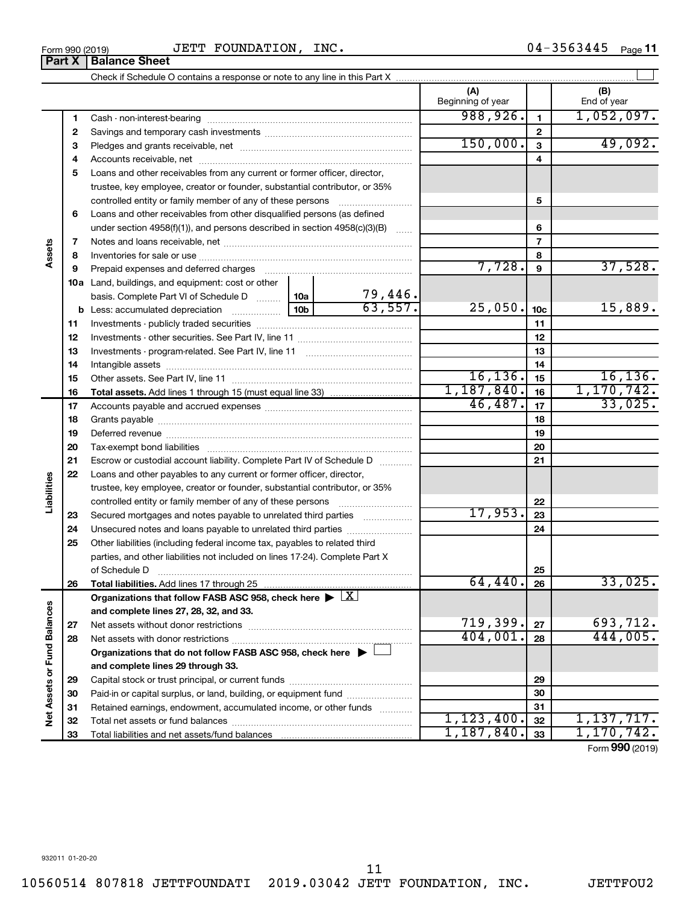Form 990 (2019) JETT FOUNDATION, INC. 04-3563445 Page 11

## Part X Balance Sheet

Check if Schedule O contains a response or note to any line in this Part X

| | | | (A) Beginning of year | | (B) End of year |
|---|---|---|---|---|---|
| **Assets** | 1 | Cash - non-interest-bearing | 988,926. | 1 | 1,052,097. |
| | 2 | Savings and temporary cash investments | | 2 | |
| | 3 | Pledges and grants receivable, net | 150,000. | 3 | 49,092. |
| | 4 | Accounts receivable, net | | 4 | |
| | 5 | Loans and other receivables from any current or former officer, director, trustee, key employee, creator or founder, substantial contributor, or 35% controlled entity or family member of any of these persons | | 5 | |
| | 6 | Loans and other receivables from other disqualified persons (as defined under section 4958(f)(1)), and persons described in section 4958(c)(3)(B) | | 6 | |
| | 7 | Notes and loans receivable, net | | 7 | |
| | 8 | Inventories for sale or use | | 8 | |
| | 9 | Prepaid expenses and deferred charges | 7,728. | 9 | 37,528. |
| | 10a | Land, buildings, and equipment: cost or other basis. Complete Part VI of Schedule D ... 10a 79,446. | | | |
| | b | Less: accumulated depreciation ... 10b 63,557. | 25,050. | 10c | 15,889. |
| | 11 | Investments - publicly traded securities | | 11 | |
| | 12 | Investments - other securities. See Part IV, line 11 | | 12 | |
| | 13 | Investments - program-related. See Part IV, line 11 | | 13 | |
| | 14 | Intangible assets | | 14 | |
| | 15 | Other assets. See Part IV, line 11 | 16,136. | 15 | 16,136. |
| | 16 | **Total assets.** Add lines 1 through 15 (must equal line 33) | 1,187,840. | 16 | 1,170,742. |
| **Liabilities** | 17 | Accounts payable and accrued expenses | 46,487. | 17 | 33,025. |
| | 18 | Grants payable | | 18 | |
| | 19 | Deferred revenue | | 19 | |
| | 20 | Tax-exempt bond liabilities | | 20 | |
| | 21 | Escrow or custodial account liability. Complete Part IV of Schedule D | | 21 | |
| | 22 | Loans and other payables to any current or former officer, director, trustee, key employee, creator or founder, substantial contributor, or 35% controlled entity or family member of any of these persons | | 22 | |
| | 23 | Secured mortgages and notes payable to unrelated third parties | 17,953. | 23 | |
| | 24 | Unsecured notes and loans payable to unrelated third parties | | 24 | |
| | 25 | Other liabilities (including federal income tax, payables to related third parties, and other liabilities not included on lines 17-24). Complete Part X of Schedule D | | 25 | |
| | 26 | **Total liabilities.** Add lines 17 through 25 | 64,440. | 26 | 33,025. |
| **Net Assets or Fund Balances** | | **Organizations that follow FASB ASC 958, check here ▶ [X] and complete lines 27, 28, 32, and 33.** | | | |
| | 27 | Net assets without donor restrictions | 719,399. | 27 | 693,712. |
| | 28 | Net assets with donor restrictions | 404,001. | 28 | 444,005. |
| | | **Organizations that do not follow FASB ASC 958, check here ▶ [ ] and complete lines 29 through 33.** | | | |
| | 29 | Capital stock or trust principal, or current funds | | 29 | |
| | 30 | Paid-in or capital surplus, or land, building, or equipment fund | | 30 | |
| | 31 | Retained earnings, endowment, accumulated income, or other funds | | 31 | |
| | 32 | Total net assets or fund balances | 1,123,400. | 32 | 1,137,717. |
| | 33 | Total liabilities and net assets/fund balances | 1,187,840. | 33 | 1,170,742. |

Form **990** (2019)

932011 01-20-20

10560514 807818 JETTFOUNDATI 2019.03042 JETT FOUNDATION, INC. JETTFOU2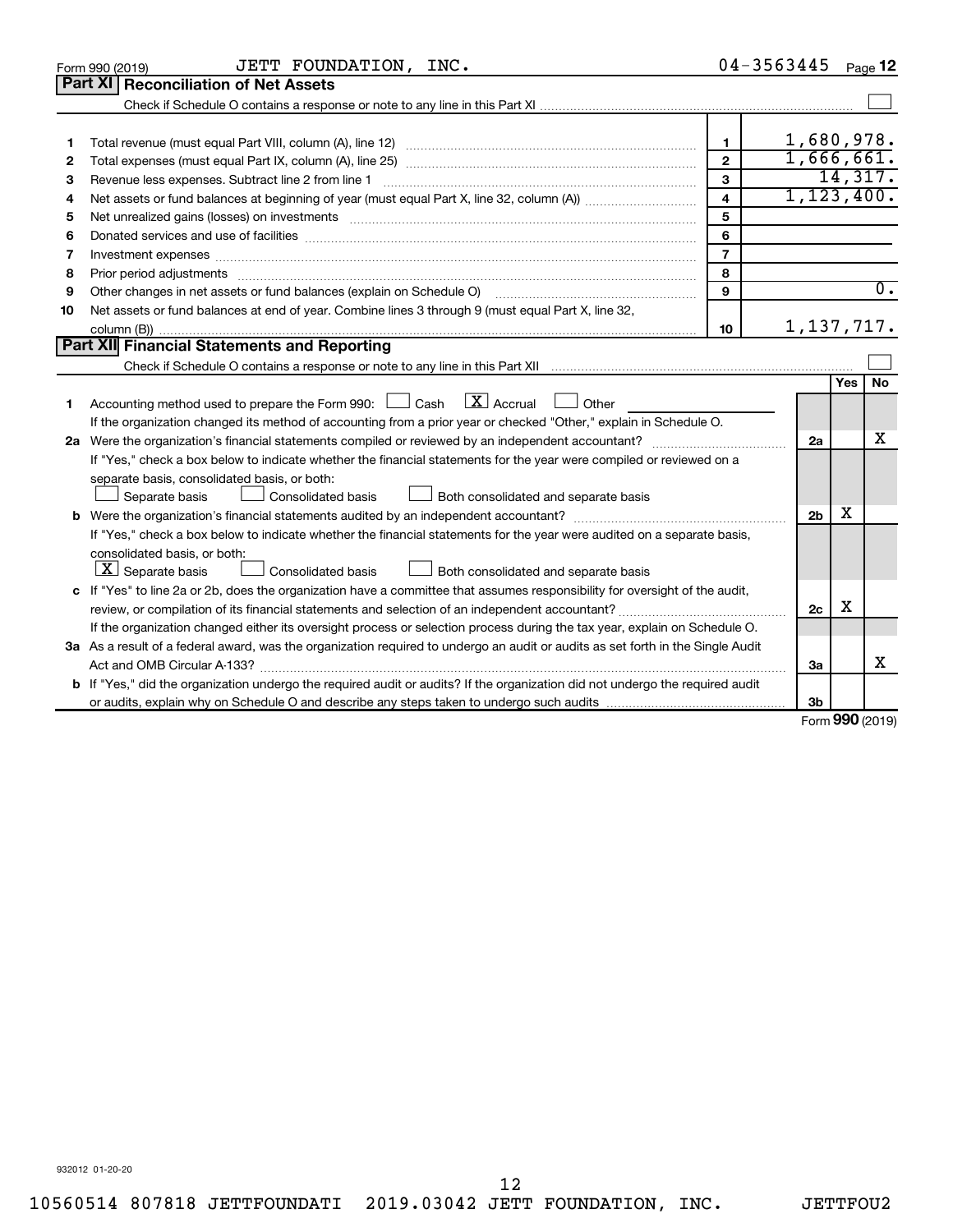Form 990 (2019) JETT FOUNDATION, INC. 04-3563445 Page 12

## Part XI Reconciliation of Net Assets

Check if Schedule O contains a response or note to any line in this Part XI ☐

| | | | |
|---|---|---|---|
| 1 | Total revenue (must equal Part VIII, column (A), line 12) | 1 | 1,680,978. |
| 2 | Total expenses (must equal Part IX, column (A), line 25) | 2 | 1,666,661. |
| 3 | Revenue less expenses. Subtract line 2 from line 1 | 3 | 14,317. |
| 4 | Net assets or fund balances at beginning of year (must equal Part X, line 32, column (A)) | 4 | 1,123,400. |
| 5 | Net unrealized gains (losses) on investments | 5 | |
| 6 | Donated services and use of facilities | 6 | |
| 7 | Investment expenses | 7 | |
| 8 | Prior period adjustments | 8 | |
| 9 | Other changes in net assets or fund balances (explain on Schedule O) | 9 | 0. |
| 10 | Net assets or fund balances at end of year. Combine lines 3 through 9 (must equal Part X, line 32, column (B)) | 10 | 1,137,717. |

## Part XII Financial Statements and Reporting

Check if Schedule O contains a response or note to any line in this Part XII ☐

| | | | Yes | No |
|---|---|---|---|---|
| 1 | Accounting method used to prepare the Form 990: ☐ Cash ☒ Accrual ☐ Other | | | |
| | If the organization changed its method of accounting from a prior year or checked "Other," explain in Schedule O. | | | |
| 2a | Were the organization's financial statements compiled or reviewed by an independent accountant? | 2a | | X |
| | If "Yes," check a box below to indicate whether the financial statements for the year were compiled or reviewed on a separate basis, consolidated basis, or both: ☐ Separate basis ☐ Consolidated basis ☐ Both consolidated and separate basis | | | |
| b | Were the organization's financial statements audited by an independent accountant? | 2b | X | |
| | If "Yes," check a box below to indicate whether the financial statements for the year were audited on a separate basis, consolidated basis, or both: ☒ Separate basis ☐ Consolidated basis ☐ Both consolidated and separate basis | | | |
| c | If "Yes" to line 2a or 2b, does the organization have a committee that assumes responsibility for oversight of the audit, review, or compilation of its financial statements and selection of an independent accountant? | 2c | X | |
| | If the organization changed either its oversight process or selection process during the tax year, explain on Schedule O. | | | |
| 3a | As a result of a federal award, was the organization required to undergo an audit or audits as set forth in the Single Audit Act and OMB Circular A-133? | 3a | | X |
| b | If "Yes," did the organization undergo the required audit or audits? If the organization did not undergo the required audit or audits, explain why on Schedule O and describe any steps taken to undergo such audits | 3b | | |

Form 990 (2019)

932012 01-20-20

10560514 807818 JETTFOUNDATI 2019.03042 JETT FOUNDATION, INC. JETTFOU2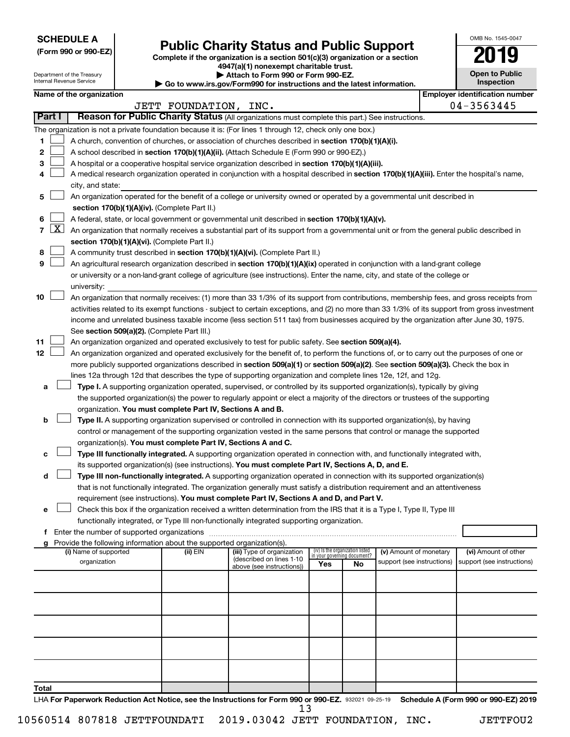**SCHEDULE A**
**(Form 990 or 990-EZ)**

Department of the Treasury
Internal Revenue Service

# Public Charity Status and Public Support

**Complete if the organization is a section 501(c)(3) organization or a section 4947(a)(1) nonexempt charitable trust.**
**▶ Attach to Form 990 or Form 990-EZ.**
**▶ Go to www.irs.gov/Form990 for instructions and the latest information.**

OMB No. 1545-0047

**2019**

**Open to Public Inspection**

**Name of the organization:** JETT FOUNDATION, INC.

**Employer identification number:** 04-3563445

## Part I — Reason for Public Charity Status (All organizations must complete this part.) See instructions.

The organization is not a private foundation because it is: (For lines 1 through 12, check only one box.)

1. [ ] A church, convention of churches, or association of churches described in **section 170(b)(1)(A)(i).**
2. [ ] A school described in **section 170(b)(1)(A)(ii).** (Attach Schedule E (Form 990 or 990-EZ).)
3. [ ] A hospital or a cooperative hospital service organization described in **section 170(b)(1)(A)(iii).**
4. [ ] A medical research organization operated in conjunction with a hospital described in **section 170(b)(1)(A)(iii).** Enter the hospital's name, city, and state:
5. [ ] An organization operated for the benefit of a college or university owned or operated by a governmental unit described in **section 170(b)(1)(A)(iv).** (Complete Part II.)
6. [ ] A federal, state, or local government or governmental unit described in **section 170(b)(1)(A)(v).**
7. [X] An organization that normally receives a substantial part of its support from a governmental unit or from the general public described in **section 170(b)(1)(A)(vi).** (Complete Part II.)
8. [ ] A community trust described in **section 170(b)(1)(A)(vi).** (Complete Part II.)
9. [ ] An agricultural research organization described in **section 170(b)(1)(A)(ix)** operated in conjunction with a land-grant college or university or a non-land-grant college of agriculture (see instructions). Enter the name, city, and state of the college or university:
10. [ ] An organization that normally receives: (1) more than 33 1/3% of its support from contributions, membership fees, and gross receipts from activities related to its exempt functions - subject to certain exceptions, and (2) no more than 33 1/3% of its support from gross investment income and unrelated business taxable income (less section 511 tax) from businesses acquired by the organization after June 30, 1975. See **section 509(a)(2).** (Complete Part III.)
11. [ ] An organization organized and operated exclusively to test for public safety. See **section 509(a)(4).**
12. [ ] An organization organized and operated exclusively for the benefit of, to perform the functions of, or to carry out the purposes of one or more publicly supported organizations described in **section 509(a)(1)** or **section 509(a)(2)**. See **section 509(a)(3).** Check the box in lines 12a through 12d that describes the type of supporting organization and complete lines 12e, 12f, and 12g.
   - **a** [ ] **Type I.** A supporting organization operated, supervised, or controlled by its supported organization(s), typically by giving the supported organization(s) the power to regularly appoint or elect a majority of the directors or trustees of the supporting organization. **You must complete Part IV, Sections A and B.**
   - **b** [ ] **Type II.** A supporting organization supervised or controlled in connection with its supported organization(s), by having control or management of the supporting organization vested in the same persons that control or manage the supported organization(s). **You must complete Part IV, Sections A and C.**
   - **c** [ ] **Type III functionally integrated.** A supporting organization operated in connection with, and functionally integrated with, its supported organization(s) (see instructions). **You must complete Part IV, Sections A, D, and E.**
   - **d** [ ] **Type III non-functionally integrated.** A supporting organization operated in connection with its supported organization(s) that is not functionally integrated. The organization generally must satisfy a distribution requirement and an attentiveness requirement (see instructions). **You must complete Part IV, Sections A and D, and Part V.**
   - **e** [ ] Check this box if the organization received a written determination from the IRS that it is a Type I, Type II, Type III functionally integrated, or Type III non-functionally integrated supporting organization.
   - **f** Enter the number of supported organizations
   - **g** Provide the following information about the supported organization(s).

| (i) Name of supported organization | (ii) EIN | (iii) Type of organization (described on lines 1-10 above (see instructions)) | (iv) Is the organization listed in your governing document? Yes | No | (v) Amount of monetary support (see instructions) | (vi) Amount of other support (see instructions) |
|---|---|---|---|---|---|---|
| | | | | | | |
| | | | | | | |
| | | | | | | |
| | | | | | | |
| | | | | | | |
| **Total** | | | | | | |

LHA **For Paperwork Reduction Act Notice, see the Instructions for Form 990 or 990-EZ.** 932021 09-25-19 **Schedule A (Form 990 or 990-EZ) 2019**

10560514 807818 JETTFOUNDATI 2019.03042 JETT FOUNDATION, INC. JETTFOU2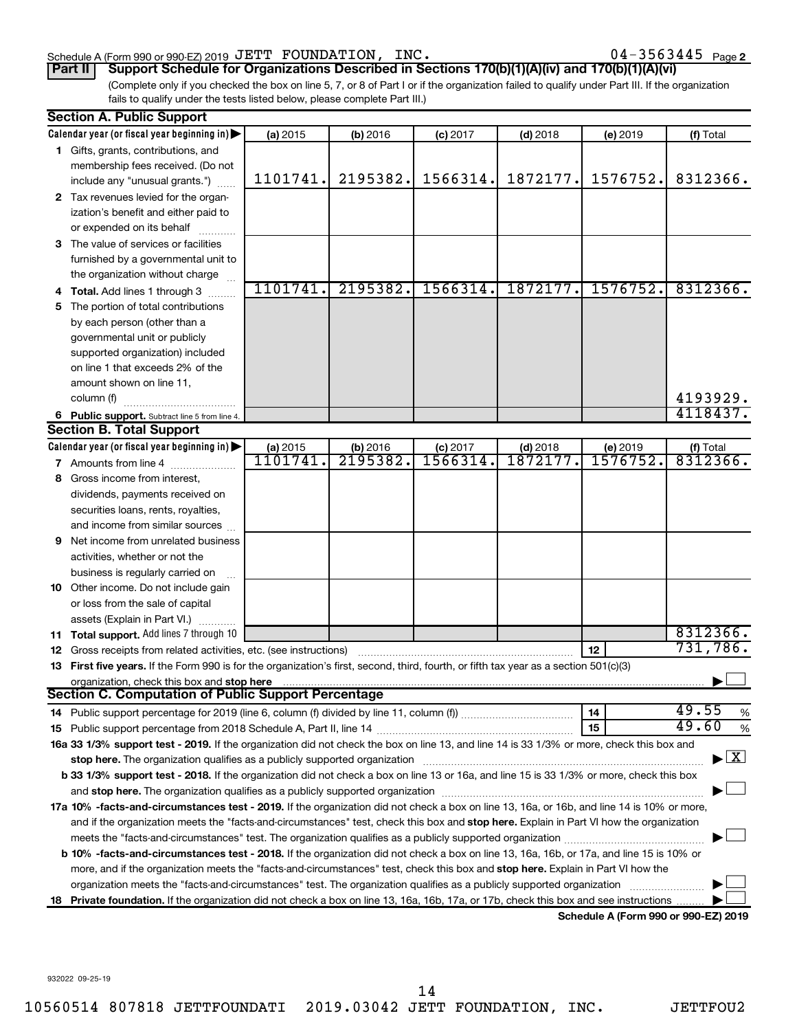Schedule A (Form 990 or 990-EZ) 2019 JETT FOUNDATION, INC. 04-3563445 Page 2

**Part II** **Support Schedule for Organizations Described in Sections 170(b)(1)(A)(iv) and 170(b)(1)(A)(vi)**

(Complete only if you checked the box on line 5, 7, or 8 of Part I or if the organization failed to qualify under Part III. If the organization fails to qualify under the tests listed below, please complete Part III.)

### Section A. Public Support

| Calendar year (or fiscal year beginning in) ▶ | (a) 2015 | (b) 2016 | (c) 2017 | (d) 2018 | (e) 2019 | (f) Total |
|---|---|---|---|---|---|---|
| **1** Gifts, grants, contributions, and membership fees received. (Do not include any "unusual grants.") | 1101741. | 2195382. | 1566314. | 1872177. | 1576752. | 8312366. |
| **2** Tax revenues levied for the organization's benefit and either paid to or expended on its behalf | | | | | | |
| **3** The value of services or facilities furnished by a governmental unit to the organization without charge | | | | | | |
| **4 Total.** Add lines 1 through 3 | 1101741. | 2195382. | 1566314. | 1872177. | 1576752. | 8312366. |
| **5** The portion of total contributions by each person (other than a governmental unit or publicly supported organization) included on line 1 that exceeds 2% of the amount shown on line 11, column (f) | | | | | | 4193929. |
| **6 Public support.** Subtract line 5 from line 4. | | | | | | 4118437. |

### Section B. Total Support

| Calendar year (or fiscal year beginning in) ▶ | (a) 2015 | (b) 2016 | (c) 2017 | (d) 2018 | (e) 2019 | (f) Total |
|---|---|---|---|---|---|---|
| **7** Amounts from line 4 | 1101741. | 2195382. | 1566314. | 1872177. | 1576752. | 8312366. |
| **8** Gross income from interest, dividends, payments received on securities loans, rents, royalties, and income from similar sources | | | | | | |
| **9** Net income from unrelated business activities, whether or not the business is regularly carried on | | | | | | |
| **10** Other income. Do not include gain or loss from the sale of capital assets (Explain in Part VI.) | | | | | | |
| **11 Total support.** Add lines 7 through 10 | | | | | | 8312366. |

**12** Gross receipts from related activities, etc. (see instructions) | **12** | 731,786.

**13 First five years.** If the Form 990 is for the organization's first, second, third, fourth, or fifth tax year as a section 501(c)(3) organization, check this box and **stop here** ▶ ☐

### Section C. Computation of Public Support Percentage

**14** Public support percentage for 2019 (line 6, column (f) divided by line 11, column (f)) | **14** | 49.55 %

**15** Public support percentage from 2018 Schedule A, Part II, line 14 | **15** | 49.60 %

**16a 33 1/3% support test - 2019.** If the organization did not check the box on line 13, and line 14 is 33 1/3% or more, check this box and **stop here.** The organization qualifies as a publicly supported organization ▶ ☒

**b 33 1/3% support test - 2018.** If the organization did not check a box on line 13 or 16a, and line 15 is 33 1/3% or more, check this box and **stop here.** The organization qualifies as a publicly supported organization ▶ ☐

**17a 10% -facts-and-circumstances test - 2019.** If the organization did not check a box on line 13, 16a, or 16b, and line 14 is 10% or more, and if the organization meets the "facts-and-circumstances" test, check this box and **stop here.** Explain in Part VI how the organization meets the "facts-and-circumstances" test. The organization qualifies as a publicly supported organization ▶ ☐

**b 10% -facts-and-circumstances test - 2018.** If the organization did not check a box on line 13, 16a, 16b, or 17a, and line 15 is 10% or more, and if the organization meets the "facts-and-circumstances" test, check this box and **stop here.** Explain in Part VI how the organization meets the "facts-and-circumstances" test. The organization qualifies as a publicly supported organization ▶ ☐

**18 Private foundation.** If the organization did not check a box on line 13, 16a, 16b, 17a, or 17b, check this box and see instructions ▶ ☐

**Schedule A (Form 990 or 990-EZ) 2019**

932022 09-25-19

10560514 807818 JETTFOUNDATI 2019.03042 JETT FOUNDATION, INC. JETTFOU2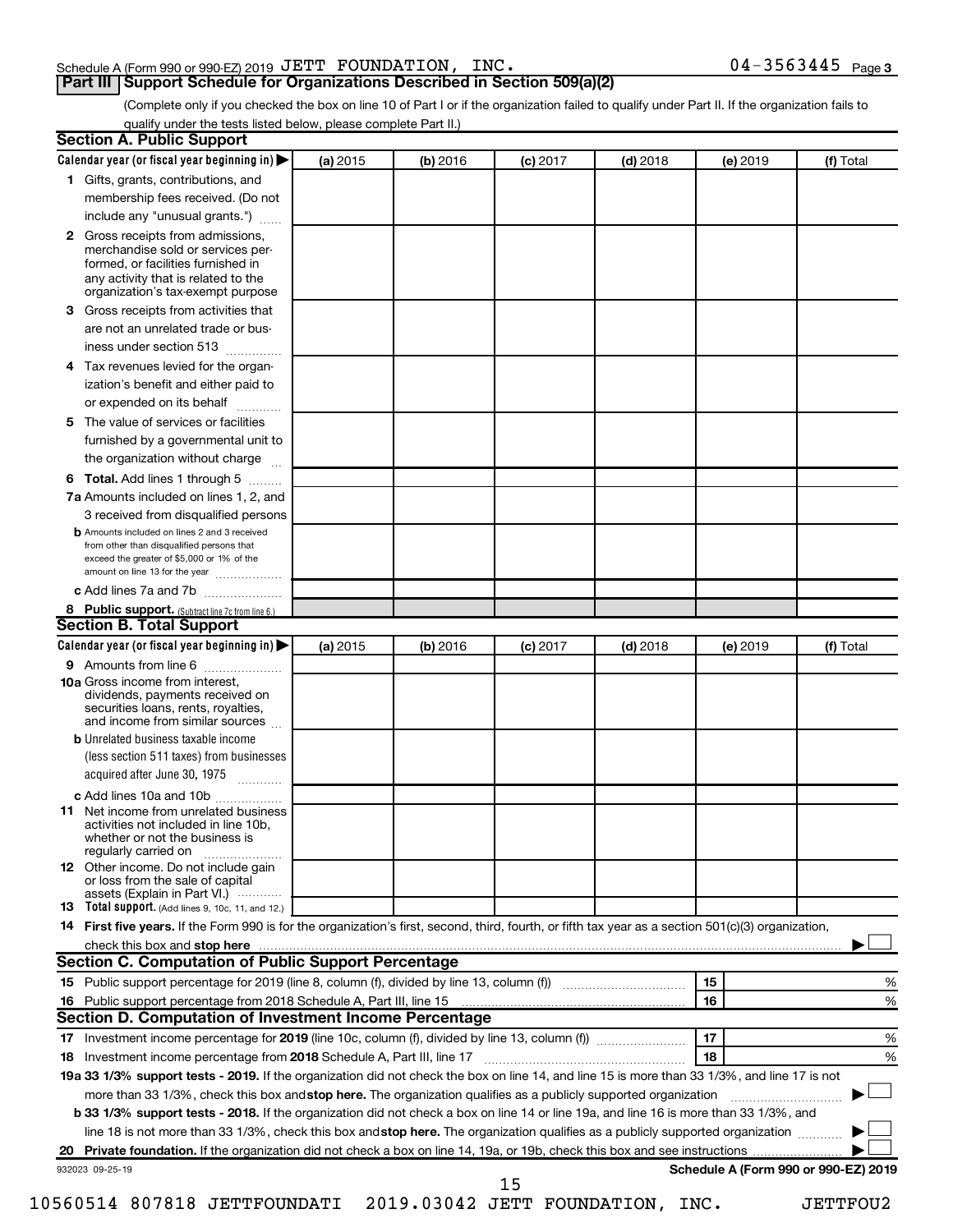Schedule A (Form 990 or 990-EZ) 2019 JETT FOUNDATION, INC. 04-3563445 Page 3

## Part III Support Schedule for Organizations Described in Section 509(a)(2)

(Complete only if you checked the box on line 10 of Part I or if the organization failed to qualify under Part II. If the organization fails to qualify under the tests listed below, please complete Part II.)

### Section A. Public Support

| Calendar year (or fiscal year beginning in) ▶ | (a) 2015 | (b) 2016 | (c) 2017 | (d) 2018 | (e) 2019 | (f) Total |
|---|---|---|---|---|---|---|
| **1** Gifts, grants, contributions, and membership fees received. (Do not include any "unusual grants.") | | | | | | |
| **2** Gross receipts from admissions, merchandise sold or services performed, or facilities furnished in any activity that is related to the organization's tax-exempt purpose | | | | | | |
| **3** Gross receipts from activities that are not an unrelated trade or business under section 513 | | | | | | |
| **4** Tax revenues levied for the organization's benefit and either paid to or expended on its behalf | | | | | | |
| **5** The value of services or facilities furnished by a governmental unit to the organization without charge | | | | | | |
| **6 Total.** Add lines 1 through 5 | | | | | | |
| **7a** Amounts included on lines 1, 2, and 3 received from disqualified persons | | | | | | |
| **b** Amounts included on lines 2 and 3 received from other than disqualified persons that exceed the greater of $5,000 or 1% of the amount on line 13 for the year | | | | | | |
| **c** Add lines 7a and 7b | | | | | | |
| **8 Public support.** (Subtract line 7c from line 6.) | | | | | | |

### Section B. Total Support

| Calendar year (or fiscal year beginning in) ▶ | (a) 2015 | (b) 2016 | (c) 2017 | (d) 2018 | (e) 2019 | (f) Total |
|---|---|---|---|---|---|---|
| **9** Amounts from line 6 | | | | | | |
| **10a** Gross income from interest, dividends, payments received on securities loans, rents, royalties, and income from similar sources | | | | | | |
| **b** Unrelated business taxable income (less section 511 taxes) from businesses acquired after June 30, 1975 | | | | | | |
| **c** Add lines 10a and 10b | | | | | | |
| **11** Net income from unrelated business activities not included in line 10b, whether or not the business is regularly carried on | | | | | | |
| **12** Other income. Do not include gain or loss from the sale of capital assets (Explain in Part VI.) | | | | | | |
| **13 Total support.** (Add lines 9, 10c, 11, and 12.) | | | | | | |

**14 First five years.** If the Form 990 is for the organization's first, second, third, fourth, or fifth tax year as a section 501(c)(3) organization, check this box and **stop here** ▶ ☐

### Section C. Computation of Public Support Percentage

| | | | |
|---|---|---|---|
| **15** Public support percentage for 2019 (line 8, column (f), divided by line 13, column (f)) | 15 | | % |
| **16** Public support percentage from 2018 Schedule A, Part III, line 15 | 16 | | % |

### Section D. Computation of Investment Income Percentage

| | | | |
|---|---|---|---|
| **17** Investment income percentage for **2019** (line 10c, column (f), divided by line 13, column (f)) | 17 | | % |
| **18** Investment income percentage from **2018** Schedule A, Part III, line 17 | 18 | | % |

**19a 33 1/3% support tests - 2019.** If the organization did not check the box on line 14, and line 15 is more than 33 1/3%, and line 17 is not more than 33 1/3%, check this box and **stop here.** The organization qualifies as a publicly supported organization ▶ ☐

**b 33 1/3% support tests - 2018.** If the organization did not check a box on line 14 or line 19a, and line 16 is more than 33 1/3%, and line 18 is not more than 33 1/3%, check this box and **stop here.** The organization qualifies as a publicly supported organization ▶ ☐

**20 Private foundation.** If the organization did not check a box on line 14, 19a, or 19b, check this box and see instructions ▶ ☐

932023 09-25-19 **Schedule A (Form 990 or 990-EZ) 2019**

10560514 807818 JETTFOUNDATI 2019.03042 JETT FOUNDATION, INC. JETTFOU2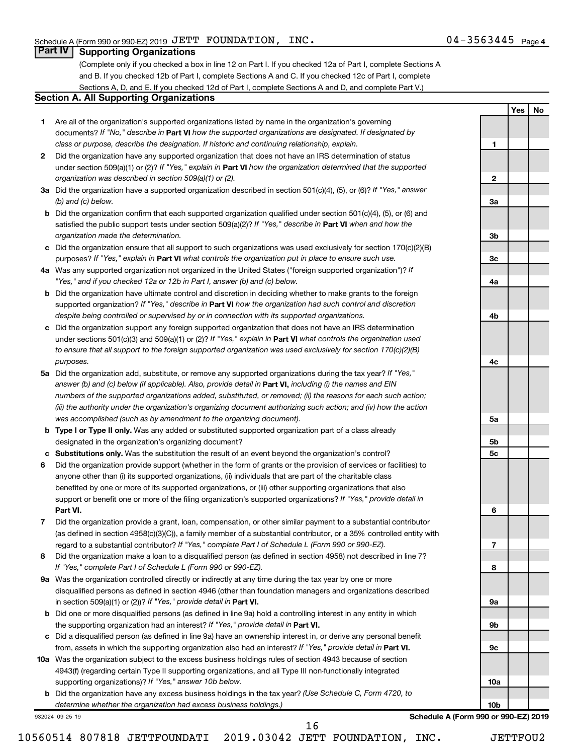Schedule A (Form 990 or 990-EZ) 2019 JETT FOUNDATION, INC. 04-3563445 Page 4

## Part IV Supporting Organizations

(Complete only if you checked a box in line 12 on Part I. If you checked 12a of Part I, complete Sections A and B. If you checked 12b of Part I, complete Sections A and C. If you checked 12c of Part I, complete Sections A, D, and E. If you checked 12d of Part I, complete Sections A and D, and complete Part V.)

### Section A. All Supporting Organizations

| | | | Yes | No |
|---|---|---|---|---|
| **1** | Are all of the organization's supported organizations listed by name in the organization's governing documents? *If "No," describe in* **Part VI** *how the supported organizations are designated. If designated by class or purpose, describe the designation. If historic and continuing relationship, explain.* | **1** | | |
| **2** | Did the organization have any supported organization that does not have an IRS determination of status under section 509(a)(1) or (2)? *If "Yes," explain in* **Part VI** *how the organization determined that the supported organization was described in section 509(a)(1) or (2).* | **2** | | |
| **3a** | Did the organization have a supported organization described in section 501(c)(4), (5), or (6)? *If "Yes," answer (b) and (c) below.* | **3a** | | |
| **b** | Did the organization confirm that each supported organization qualified under section 501(c)(4), (5), or (6) and satisfied the public support tests under section 509(a)(2)? *If "Yes," describe in* **Part VI** *when and how the organization made the determination.* | **3b** | | |
| **c** | Did the organization ensure that all support to such organizations was used exclusively for section 170(c)(2)(B) purposes? *If "Yes," explain in* **Part VI** *what controls the organization put in place to ensure such use.* | **3c** | | |
| **4a** | Was any supported organization not organized in the United States ("foreign supported organization")? *If "Yes," and if you checked 12a or 12b in Part I, answer (b) and (c) below.* | **4a** | | |
| **b** | Did the organization have ultimate control and discretion in deciding whether to make grants to the foreign supported organization? *If "Yes," describe in* **Part VI** *how the organization had such control and discretion despite being controlled or supervised by or in connection with its supported organizations.* | **4b** | | |
| **c** | Did the organization support any foreign supported organization that does not have an IRS determination under sections 501(c)(3) and 509(a)(1) or (2)? *If "Yes," explain in* **Part VI** *what controls the organization used to ensure that all support to the foreign supported organization was used exclusively for section 170(c)(2)(B) purposes.* | **4c** | | |
| **5a** | Did the organization add, substitute, or remove any supported organizations during the tax year? *If "Yes," answer (b) and (c) below (if applicable). Also, provide detail in* **Part VI,** *including (i) the names and EIN numbers of the supported organizations added, substituted, or removed; (ii) the reasons for each such action; (iii) the authority under the organization's organizing document authorizing such action; and (iv) how the action was accomplished (such as by amendment to the organizing document).* | **5a** | | |
| **b** | **Type I or Type II only.** Was any added or substituted supported organization part of a class already designated in the organization's organizing document? | **5b** | | |
| **c** | **Substitutions only.** Was the substitution the result of an event beyond the organization's control? | **5c** | | |
| **6** | Did the organization provide support (whether in the form of grants or the provision of services or facilities) to anyone other than (i) its supported organizations, (ii) individuals that are part of the charitable class benefited by one or more of its supported organizations, or (iii) other supporting organizations that also support or benefit one or more of the filing organization's supported organizations? *If "Yes," provide detail in* **Part VI.** | **6** | | |
| **7** | Did the organization provide a grant, loan, compensation, or other similar payment to a substantial contributor (as defined in section 4958(c)(3)(C)), a family member of a substantial contributor, or a 35% controlled entity with regard to a substantial contributor? *If "Yes," complete Part I of Schedule L (Form 990 or 990-EZ).* | **7** | | |
| **8** | Did the organization make a loan to a disqualified person (as defined in section 4958) not described in line 7? *If "Yes," complete Part I of Schedule L (Form 990 or 990-EZ).* | **8** | | |
| **9a** | Was the organization controlled directly or indirectly at any time during the tax year by one or more disqualified persons as defined in section 4946 (other than foundation managers and organizations described in section 509(a)(1) or (2))? *If "Yes," provide detail in* **Part VI.** | **9a** | | |
| **b** | Did one or more disqualified persons (as defined in line 9a) hold a controlling interest in any entity in which the supporting organization had an interest? *If "Yes," provide detail in* **Part VI.** | **9b** | | |
| **c** | Did a disqualified person (as defined in line 9a) have an ownership interest in, or derive any personal benefit from, assets in which the supporting organization also had an interest? *If "Yes," provide detail in* **Part VI.** | **9c** | | |
| **10a** | Was the organization subject to the excess business holdings rules of section 4943 because of section 4943(f) (regarding certain Type II supporting organizations, and all Type III non-functionally integrated supporting organizations)? *If "Yes," answer 10b below.* | **10a** | | |
| **b** | Did the organization have any excess business holdings in the tax year? *(Use Schedule C, Form 4720, to determine whether the organization had excess business holdings.)* | **10b** | | |

932024 09-25-19

**Schedule A (Form 990 or 990-EZ) 2019**

10560514 807818 JETTFOUNDATI 2019.03042 JETT FOUNDATION, INC. JETTFOU2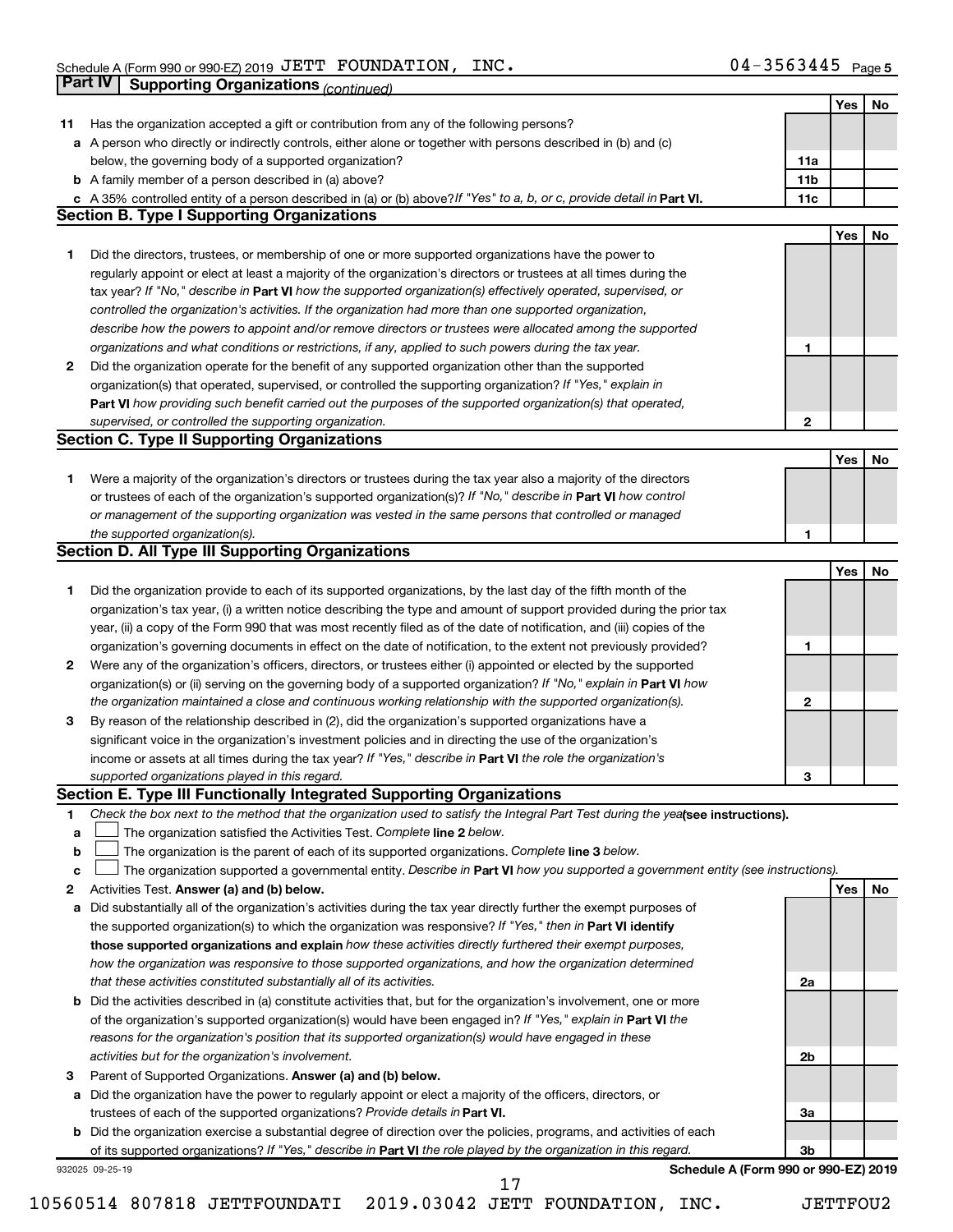Schedule A (Form 990 or 990-EZ) 2019 JETT FOUNDATION, INC. 04-3563445 Page 5

## Part IV Supporting Organizations *(continued)*

| | | | Yes | No |
|---|---|---|---|---|
| **11** | Has the organization accepted a gift or contribution from any of the following persons? | | | |
| **a** | A person who directly or indirectly controls, either alone or together with persons described in (b) and (c) below, the governing body of a supported organization? | 11a | | |
| **b** | A family member of a person described in (a) above? | 11b | | |
| **c** | A 35% controlled entity of a person described in (a) or (b) above? *If "Yes" to a, b, or c, provide detail in* **Part VI.** | 11c | | |

### Section B. Type I Supporting Organizations

| | | | Yes | No |
|---|---|---|---|---|
| **1** | Did the directors, trustees, or membership of one or more supported organizations have the power to regularly appoint or elect at least a majority of the organization's directors or trustees at all times during the tax year? *If "No," describe in* **Part VI** *how the supported organization(s) effectively operated, supervised, or controlled the organization's activities. If the organization had more than one supported organization, describe how the powers to appoint and/or remove directors or trustees were allocated among the supported organizations and what conditions or restrictions, if any, applied to such powers during the tax year.* | 1 | | |
| **2** | Did the organization operate for the benefit of any supported organization other than the supported organization(s) that operated, supervised, or controlled the supporting organization? *If "Yes," explain in* **Part VI** *how providing such benefit carried out the purposes of the supported organization(s) that operated, supervised, or controlled the supporting organization.* | 2 | | |

### Section C. Type II Supporting Organizations

| | | | Yes | No |
|---|---|---|---|---|
| **1** | Were a majority of the organization's directors or trustees during the tax year also a majority of the directors or trustees of each of the organization's supported organization(s)? *If "No," describe in* **Part VI** *how control or management of the supporting organization was vested in the same persons that controlled or managed the supported organization(s).* | 1 | | |

### Section D. All Type III Supporting Organizations

| | | | Yes | No |
|---|---|---|---|---|
| **1** | Did the organization provide to each of its supported organizations, by the last day of the fifth month of the organization's tax year, (i) a written notice describing the type and amount of support provided during the prior tax year, (ii) a copy of the Form 990 that was most recently filed as of the date of notification, and (iii) copies of the organization's governing documents in effect on the date of notification, to the extent not previously provided? | 1 | | |
| **2** | Were any of the organization's officers, directors, or trustees either (i) appointed or elected by the supported organization(s) or (ii) serving on the governing body of a supported organization? *If "No," explain in* **Part VI** *how the organization maintained a close and continuous working relationship with the supported organization(s).* | 2 | | |
| **3** | By reason of the relationship described in (2), did the organization's supported organizations have a significant voice in the organization's investment policies and in directing the use of the organization's income or assets at all times during the tax year? *If "Yes," describe in* **Part VI** *the role the organization's supported organizations played in this regard.* | 3 | | |

### Section E. Type III Functionally Integrated Supporting Organizations

**1** *Check the box next to the method that the organization used to satisfy the Integral Part Test during the year* **(see instructions).**

- **a** ☐ The organization satisfied the Activities Test. *Complete* **line 2** *below.*
- **b** ☐ The organization is the parent of each of its supported organizations. *Complete* **line 3** *below.*
- **c** ☐ The organization supported a governmental entity. *Describe in* **Part VI** *how you supported a government entity (see instructions).*

| | | | Yes | No |
|---|---|---|---|---|
| **2** | Activities Test. **Answer (a) and (b) below.** | | | |
| **a** | Did substantially all of the organization's activities during the tax year directly further the exempt purposes of the supported organization(s) to which the organization was responsive? *If "Yes," then in* **Part VI identify those supported organizations and explain** *how these activities directly furthered their exempt purposes, how the organization was responsive to those supported organizations, and how the organization determined that these activities constituted substantially all of its activities.* | 2a | | |
| **b** | Did the activities described in (a) constitute activities that, but for the organization's involvement, one or more of the organization's supported organization(s) would have been engaged in? *If "Yes," explain in* **Part VI** *the reasons for the organization's position that its supported organization(s) would have engaged in these activities but for the organization's involvement.* | 2b | | |
| **3** | Parent of Supported Organizations. **Answer (a) and (b) below.** | | | |
| **a** | Did the organization have the power to regularly appoint or elect a majority of the officers, directors, or trustees of each of the supported organizations? *Provide details in* **Part VI.** | 3a | | |
| **b** | Did the organization exercise a substantial degree of direction over the policies, programs, and activities of each of its supported organizations? *If "Yes," describe in* **Part VI** *the role played by the organization in this regard.* | 3b | | |

932025 09-25-19 **Schedule A (Form 990 or 990-EZ) 2019**

10560514 807818 JETTFOUNDATI 2019.03042 JETT FOUNDATION, INC. JETTFOU2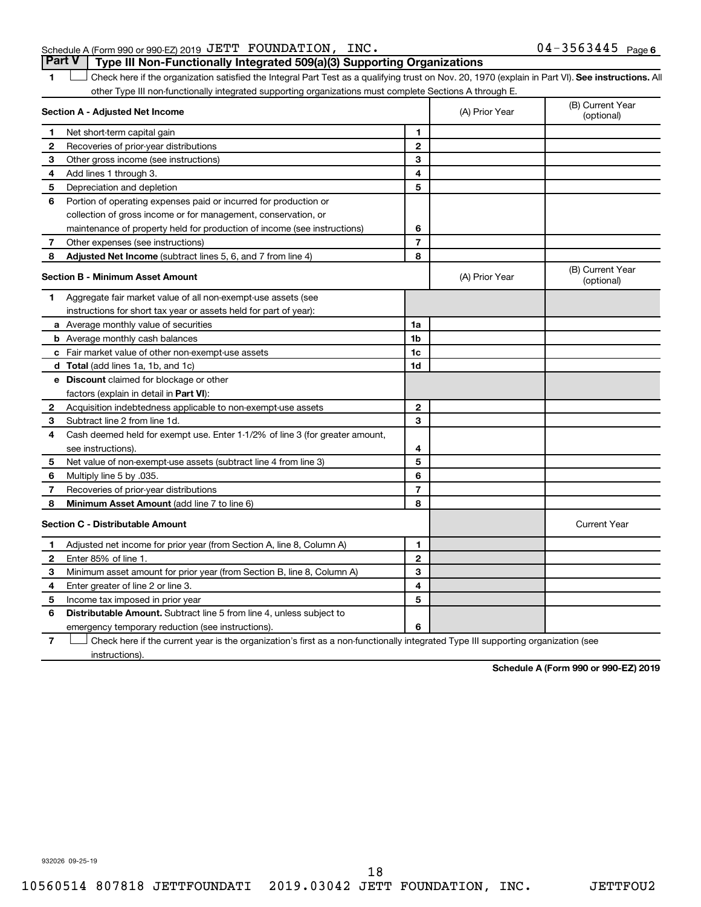Schedule A (Form 990 or 990-EZ) 2019 JETT FOUNDATION, INC. 04-3563445 Page 6

## Part V Type III Non-Functionally Integrated 509(a)(3) Supporting Organizations

1 ☐ Check here if the organization satisfied the Integral Part Test as a qualifying trust on Nov. 20, 1970 (explain in Part VI). **See instructions.** All other Type III non-functionally integrated supporting organizations must complete Sections A through E.

| **Section A - Adjusted Net Income** | | | (A) Prior Year | (B) Current Year (optional) |
|---|---|---|---|---|
| 1 | Net short-term capital gain | 1 | | |
| 2 | Recoveries of prior-year distributions | 2 | | |
| 3 | Other gross income (see instructions) | 3 | | |
| 4 | Add lines 1 through 3. | 4 | | |
| 5 | Depreciation and depletion | 5 | | |
| 6 | Portion of operating expenses paid or incurred for production or collection of gross income or for management, conservation, or maintenance of property held for production of income (see instructions) | 6 | | |
| 7 | Other expenses (see instructions) | 7 | | |
| 8 | **Adjusted Net Income** (subtract lines 5, 6, and 7 from line 4) | 8 | | |

| **Section B - Minimum Asset Amount** | | | (A) Prior Year | (B) Current Year (optional) |
|---|---|---|---|---|
| 1 | Aggregate fair market value of all non-exempt-use assets (see instructions for short tax year or assets held for part of year): | | | |
| a | Average monthly value of securities | 1a | | |
| b | Average monthly cash balances | 1b | | |
| c | Fair market value of other non-exempt-use assets | 1c | | |
| d | **Total** (add lines 1a, 1b, and 1c) | 1d | | |
| e | **Discount** claimed for blockage or other factors (explain in detail in **Part VI**): | | | |
| 2 | Acquisition indebtedness applicable to non-exempt-use assets | 2 | | |
| 3 | Subtract line 2 from line 1d. | 3 | | |
| 4 | Cash deemed held for exempt use. Enter 1-1/2% of line 3 (for greater amount, see instructions). | 4 | | |
| 5 | Net value of non-exempt-use assets (subtract line 4 from line 3) | 5 | | |
| 6 | Multiply line 5 by .035. | 6 | | |
| 7 | Recoveries of prior-year distributions | 7 | | |
| 8 | **Minimum Asset Amount** (add line 7 to line 6) | 8 | | |

| **Section C - Distributable Amount** | | | | Current Year |
|---|---|---|---|---|
| 1 | Adjusted net income for prior year (from Section A, line 8, Column A) | 1 | | |
| 2 | Enter 85% of line 1. | 2 | | |
| 3 | Minimum asset amount for prior year (from Section B, line 8, Column A) | 3 | | |
| 4 | Enter greater of line 2 or line 3. | 4 | | |
| 5 | Income tax imposed in prior year | 5 | | |
| 6 | **Distributable Amount.** Subtract line 5 from line 4, unless subject to emergency temporary reduction (see instructions). | 6 | | |

7 ☐ Check here if the current year is the organization's first as a non-functionally integrated Type III supporting organization (see instructions).

**Schedule A (Form 990 or 990-EZ) 2019**

932026 09-25-19

10560514 807818 JETTFOUNDATI 2019.03042 JETT FOUNDATION, INC. JETTFOU2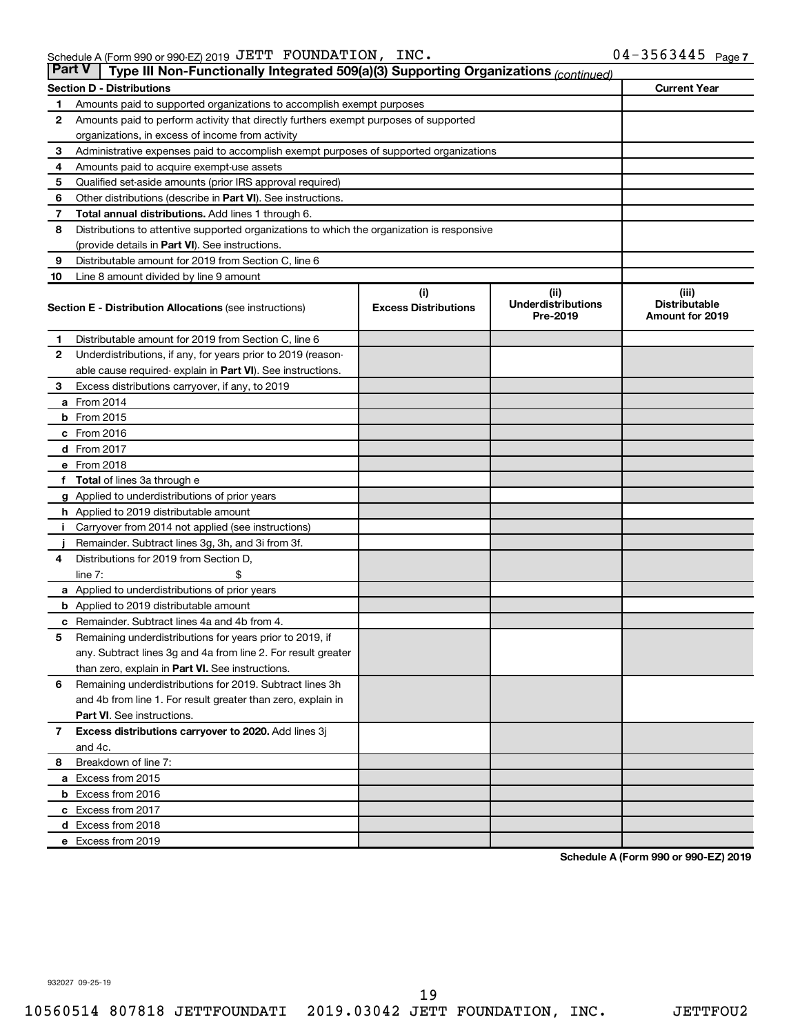Schedule A (Form 990 or 990-EZ) 2019 JETT FOUNDATION, INC. 04-3563445 Page 7

**Part V** Type III Non-Functionally Integrated 509(a)(3) Supporting Organizations *(continued)*

| **Section D - Distributions** | | **Current Year** |
|---|---|---|
| 1 | Amounts paid to supported organizations to accomplish exempt purposes | |
| 2 | Amounts paid to perform activity that directly furthers exempt purposes of supported organizations, in excess of income from activity | |
| 3 | Administrative expenses paid to accomplish exempt purposes of supported organizations | |
| 4 | Amounts paid to acquire exempt-use assets | |
| 5 | Qualified set-aside amounts (prior IRS approval required) | |
| 6 | Other distributions (describe in **Part VI**). See instructions. | |
| 7 | **Total annual distributions.** Add lines 1 through 6. | |
| 8 | Distributions to attentive supported organizations to which the organization is responsive (provide details in **Part VI**). See instructions. | |
| 9 | Distributable amount for 2019 from Section C, line 6 | |
| 10 | Line 8 amount divided by line 9 amount | |

| **Section E - Distribution Allocations** (see instructions) | | (i) Excess Distributions | (ii) Underdistributions Pre-2019 | (iii) Distributable Amount for 2019 |
|---|---|---|---|---|
| 1 | Distributable amount for 2019 from Section C, line 6 | | | |
| 2 | Underdistributions, if any, for years prior to 2019 (reasonable cause required- explain in **Part VI**). See instructions. | | | |
| 3 | Excess distributions carryover, if any, to 2019 | | | |
| a | From 2014 | | | |
| b | From 2015 | | | |
| c | From 2016 | | | |
| d | From 2017 | | | |
| e | From 2018 | | | |
| f | **Total** of lines 3a through e | | | |
| g | Applied to underdistributions of prior years | | | |
| h | Applied to 2019 distributable amount | | | |
| i | Carryover from 2014 not applied (see instructions) | | | |
| j | Remainder. Subtract lines 3g, 3h, and 3i from 3f. | | | |
| 4 | Distributions for 2019 from Section D, line 7: $ | | | |
| a | Applied to underdistributions of prior years | | | |
| b | Applied to 2019 distributable amount | | | |
| c | Remainder. Subtract lines 4a and 4b from 4. | | | |
| 5 | Remaining underdistributions for years prior to 2019, if any. Subtract lines 3g and 4a from line 2. For result greater than zero, explain in **Part VI.** See instructions. | | | |
| 6 | Remaining underdistributions for 2019. Subtract lines 3h and 4b from line 1. For result greater than zero, explain in **Part VI**. See instructions. | | | |
| 7 | **Excess distributions carryover to 2020.** Add lines 3j and 4c. | | | |
| 8 | Breakdown of line 7: | | | |
| a | Excess from 2015 | | | |
| b | Excess from 2016 | | | |
| c | Excess from 2017 | | | |
| d | Excess from 2018 | | | |
| e | Excess from 2019 | | | |

**Schedule A (Form 990 or 990-EZ) 2019**

932027 09-25-19

10560514 807818 JETTFOUNDATI 2019.03042 JETT FOUNDATION, INC. JETTFOU2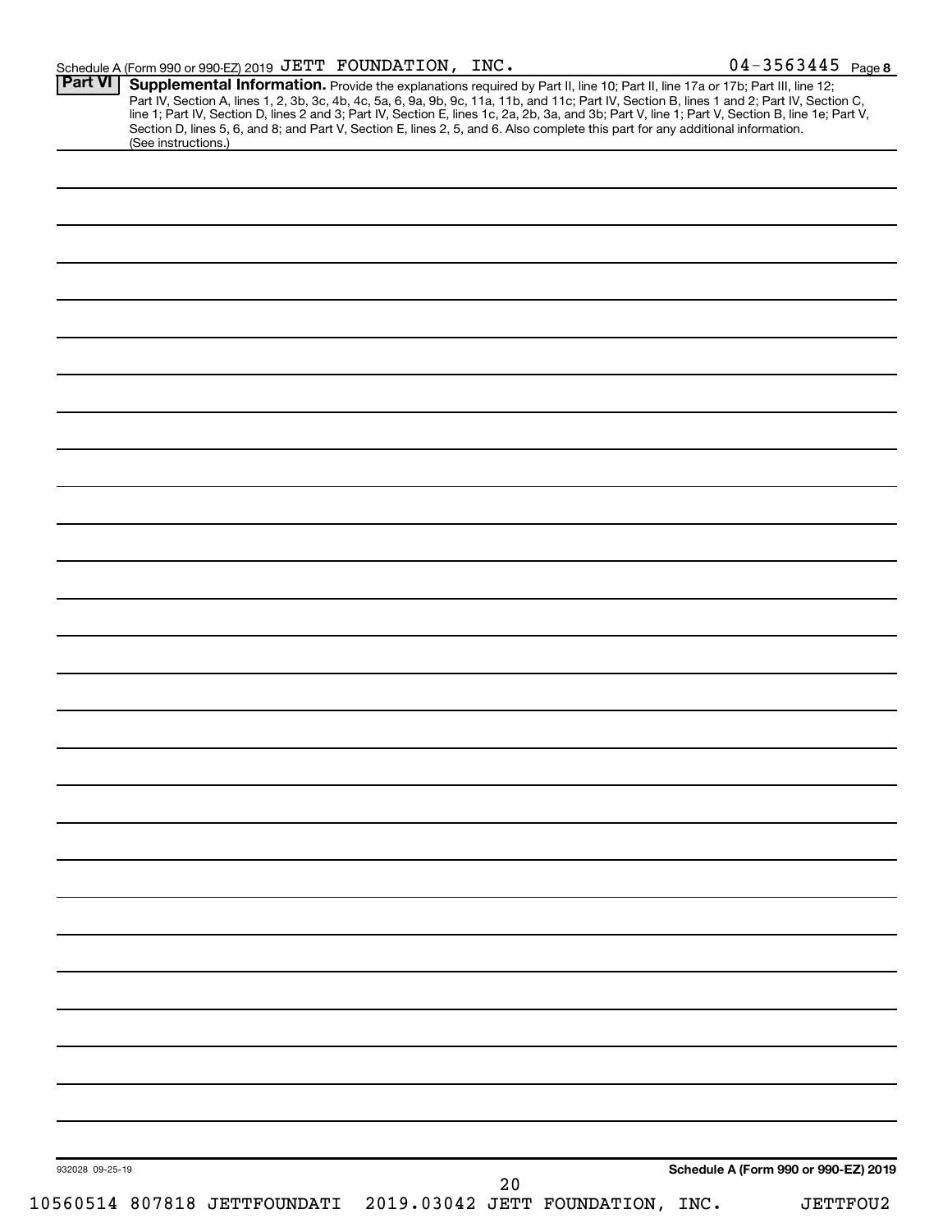Schedule A (Form 990 or 990-EZ) 2019 JETT FOUNDATION, INC. 04-3563445 Page 8

## Part VI Supplemental Information.

Provide the explanations required by Part II, line 10; Part II, line 17a or 17b; Part III, line 12; Part IV, Section A, lines 1, 2, 3b, 3c, 4b, 4c, 5a, 6, 9a, 9b, 9c, 11a, 11b, and 11c; Part IV, Section B, lines 1 and 2; Part IV, Section C, line 1; Part IV, Section D, lines 2 and 3; Part IV, Section E, lines 1c, 2a, 2b, 3a, and 3b; Part V, line 1; Part V, Section B, line 1e; Part V, Section D, lines 5, 6, and 8; and Part V, Section E, lines 2, 5, and 6. Also complete this part for any additional information. (See instructions.)

932028 09-25-19

Schedule A (Form 990 or 990-EZ) 2019

10560514 807818 JETTFOUNDATI 2019.03042 JETT FOUNDATION, INC. JETTFOU2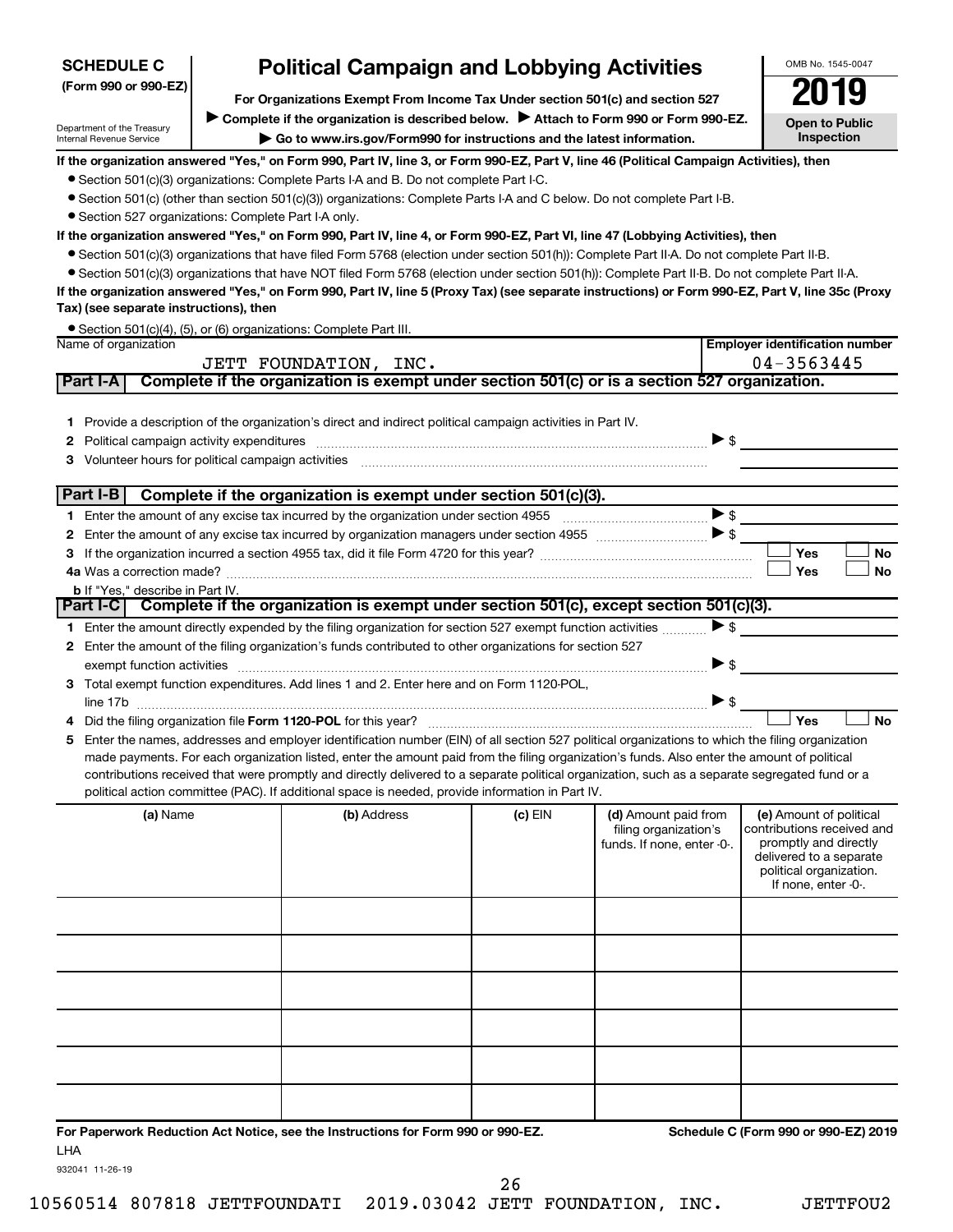**SCHEDULE C**
**(Form 990 or 990-EZ)**

Department of the Treasury
Internal Revenue Service

# Political Campaign and Lobbying Activities

**For Organizations Exempt From Income Tax Under section 501(c) and section 527**

▶ **Complete if the organization is described below.** ▶ **Attach to Form 990 or Form 990-EZ.**

▶ **Go to www.irs.gov/Form990 for instructions and the latest information.**

OMB No. 1545-0047

**2019**

**Open to Public Inspection**

**If the organization answered "Yes," on Form 990, Part IV, line 3, or Form 990-EZ, Part V, line 46 (Political Campaign Activities), then**

- Section 501(c)(3) organizations: Complete Parts I-A and B. Do not complete Part I-C.
- Section 501(c) (other than section 501(c)(3)) organizations: Complete Parts I-A and C below. Do not complete Part I-B.
- Section 527 organizations: Complete Part I-A only.

**If the organization answered "Yes," on Form 990, Part IV, line 4, or Form 990-EZ, Part VI, line 47 (Lobbying Activities), then**

- Section 501(c)(3) organizations that have filed Form 5768 (election under section 501(h)): Complete Part II-A. Do not complete Part II-B.
- Section 501(c)(3) organizations that have NOT filed Form 5768 (election under section 501(h)): Complete Part II-B. Do not complete Part II-A.

**If the organization answered "Yes," on Form 990, Part IV, line 5 (Proxy Tax) (see separate instructions) or Form 990-EZ, Part V, line 35c (Proxy Tax) (see separate instructions), then**

- Section 501(c)(4), (5), or (6) organizations: Complete Part III.

| Name of organization | Employer identification number |
|---|---|
| JETT FOUNDATION, INC. | 04-3563445 |

## Part I-A Complete if the organization is exempt under section 501(c) or is a section 527 organization.

1. Provide a description of the organization's direct and indirect political campaign activities in Part IV.
2. Political campaign activity expenditures ▶ $
3. Volunteer hours for political campaign activities

## Part I-B Complete if the organization is exempt under section 501(c)(3).

1. Enter the amount of any excise tax incurred by the organization under section 4955 ▶ $
2. Enter the amount of any excise tax incurred by organization managers under section 4955 ▶ $
3. If the organization incurred a section 4955 tax, did it file Form 4720 for this year? ☐ Yes ☐ No

4a. Was a correction made? ☐ Yes ☐ No

b. If "Yes," describe in Part IV.

## Part I-C Complete if the organization is exempt under section 501(c), except section 501(c)(3).

1. Enter the amount directly expended by the filing organization for section 527 exempt function activities ▶ $
2. Enter the amount of the filing organization's funds contributed to other organizations for section 527 exempt function activities ▶ $
3. Total exempt function expenditures. Add lines 1 and 2. Enter here and on Form 1120-POL, line 17b ▶ $
4. Did the filing organization file **Form 1120-POL** for this year? ☐ Yes ☐ No
5. Enter the names, addresses and employer identification number (EIN) of all section 527 political organizations to which the filing organization made payments. For each organization listed, enter the amount paid from the filing organization's funds. Also enter the amount of political contributions received that were promptly and directly delivered to a separate political organization, such as a separate segregated fund or a political action committee (PAC). If additional space is needed, provide information in Part IV.

| (a) Name | (b) Address | (c) EIN | (d) Amount paid from filing organization's funds. If none, enter -0-. | (e) Amount of political contributions received and promptly and directly delivered to a separate political organization. If none, enter -0-. |
|---|---|---|---|---|
| | | | | |
| | | | | |
| | | | | |
| | | | | |
| | | | | |
| | | | | |

**For Paperwork Reduction Act Notice, see the Instructions for Form 990 or 990-EZ.** **Schedule C (Form 990 or 990-EZ) 2019**

LHA

932041 11-26-19

10560514 807818 JETTFOUNDATI 2019.03042 JETT FOUNDATION, INC. JETTFOU2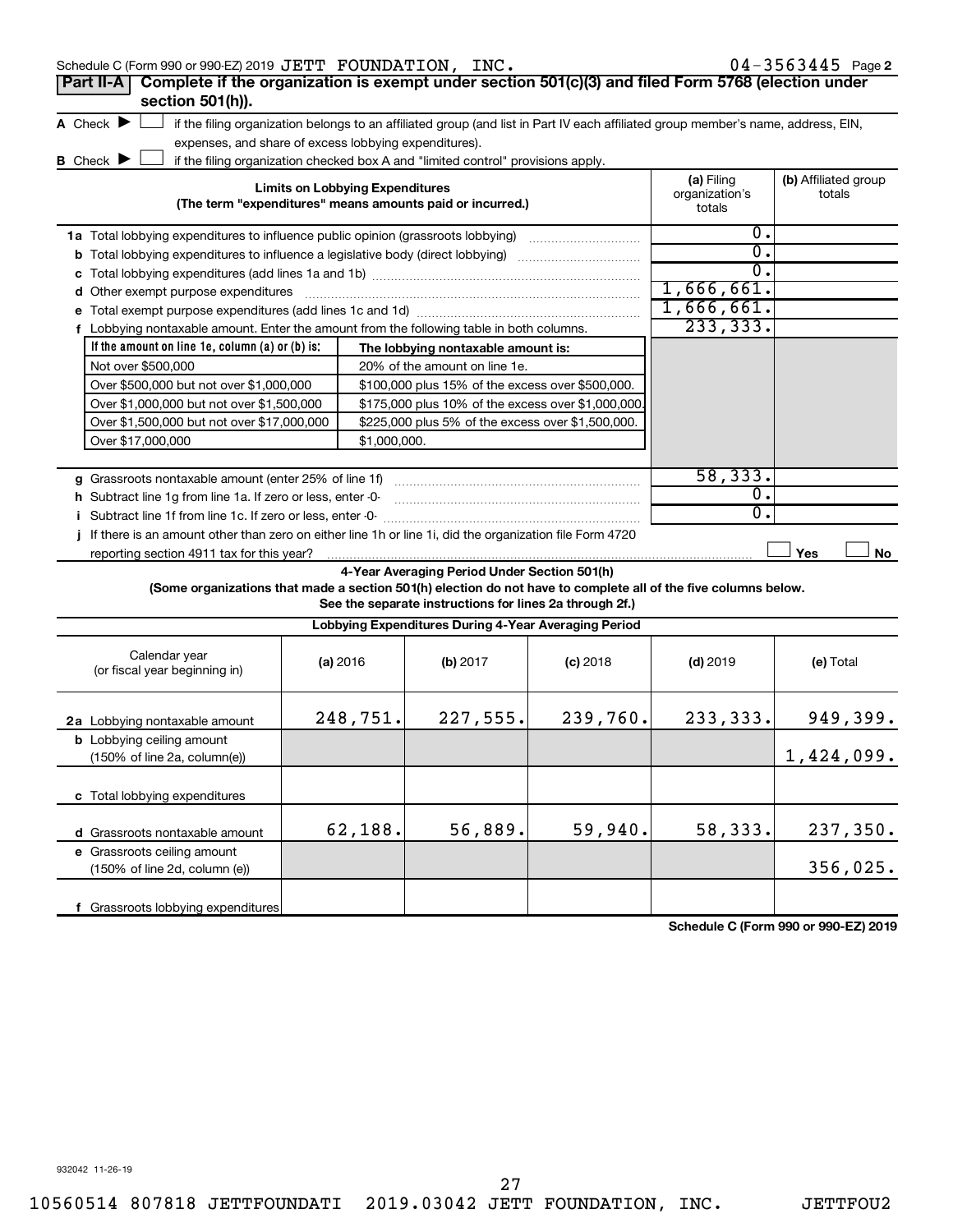Schedule C (Form 990 or 990-EZ) 2019 JETT FOUNDATION, INC. 04-3563445 Page 2

## Part II-A Complete if the organization is exempt under section 501(c)(3) and filed Form 5768 (election under section 501(h)).

**A** Check ▶ ☐ if the filing organization belongs to an affiliated group (and list in Part IV each affiliated group member's name, address, EIN, expenses, and share of excess lobbying expenditures).

**B** Check ▶ ☐ if the filing organization checked box A and "limited control" provisions apply.

| Limits on Lobbying Expenditures (The term "expenditures" means amounts paid or incurred.) | (a) Filing organization's totals | (b) Affiliated group totals |
|---|---|---|
| **1a** Total lobbying expenditures to influence public opinion (grassroots lobbying) | 0. | |
| **b** Total lobbying expenditures to influence a legislative body (direct lobbying) | 0. | |
| **c** Total lobbying expenditures (add lines 1a and 1b) | 0. | |
| **d** Other exempt purpose expenditures | 1,666,661. | |
| **e** Total exempt purpose expenditures (add lines 1c and 1d) | 1,666,661. | |
| **f** Lobbying nontaxable amount. Enter the amount from the following table in both columns. | 233,333. | |

| If the amount on line 1e, column (a) or (b) is: | The lobbying nontaxable amount is: |
|---|---|
| Not over $500,000 | 20% of the amount on line 1e. |
| Over $500,000 but not over $1,000,000 | $100,000 plus 15% of the excess over $500,000. |
| Over $1,000,000 but not over $1,500,000 | $175,000 plus 10% of the excess over $1,000,000. |
| Over $1,500,000 but not over $17,000,000 | $225,000 plus 5% of the excess over $1,500,000. |
| Over $17,000,000 | $1,000,000. |

| | (a) Filing organization's totals | (b) Affiliated group totals |
|---|---|---|
| **g** Grassroots nontaxable amount (enter 25% of line 1f) | 58,333. | |
| **h** Subtract line 1g from line 1a. If zero or less, enter -0- | 0. | |
| **i** Subtract line 1f from line 1c. If zero or less, enter -0- | 0. | |
| **j** If there is an amount other than zero on either line 1h or line 1i, did the organization file Form 4720 reporting section 4911 tax for this year? | ☐ Yes | ☐ No |

### 4-Year Averaging Period Under Section 501(h)

**(Some organizations that made a section 501(h) election do not have to complete all of the five columns below. See the separate instructions for lines 2a through 2f.)**

**Lobbying Expenditures During 4-Year Averaging Period**

| Calendar year (or fiscal year beginning in) | (a) 2016 | (b) 2017 | (c) 2018 | (d) 2019 | (e) Total |
|---|---|---|---|---|---|
| **2a** Lobbying nontaxable amount | 248,751. | 227,555. | 239,760. | 233,333. | 949,399. |
| **b** Lobbying ceiling amount (150% of line 2a, column(e)) | | | | | 1,424,099. |
| **c** Total lobbying expenditures | | | | | |
| **d** Grassroots nontaxable amount | 62,188. | 56,889. | 59,940. | 58,333. | 237,350. |
| **e** Grassroots ceiling amount (150% of line 2d, column (e)) | | | | | 356,025. |
| **f** Grassroots lobbying expenditures | | | | | |

Schedule C (Form 990 or 990-EZ) 2019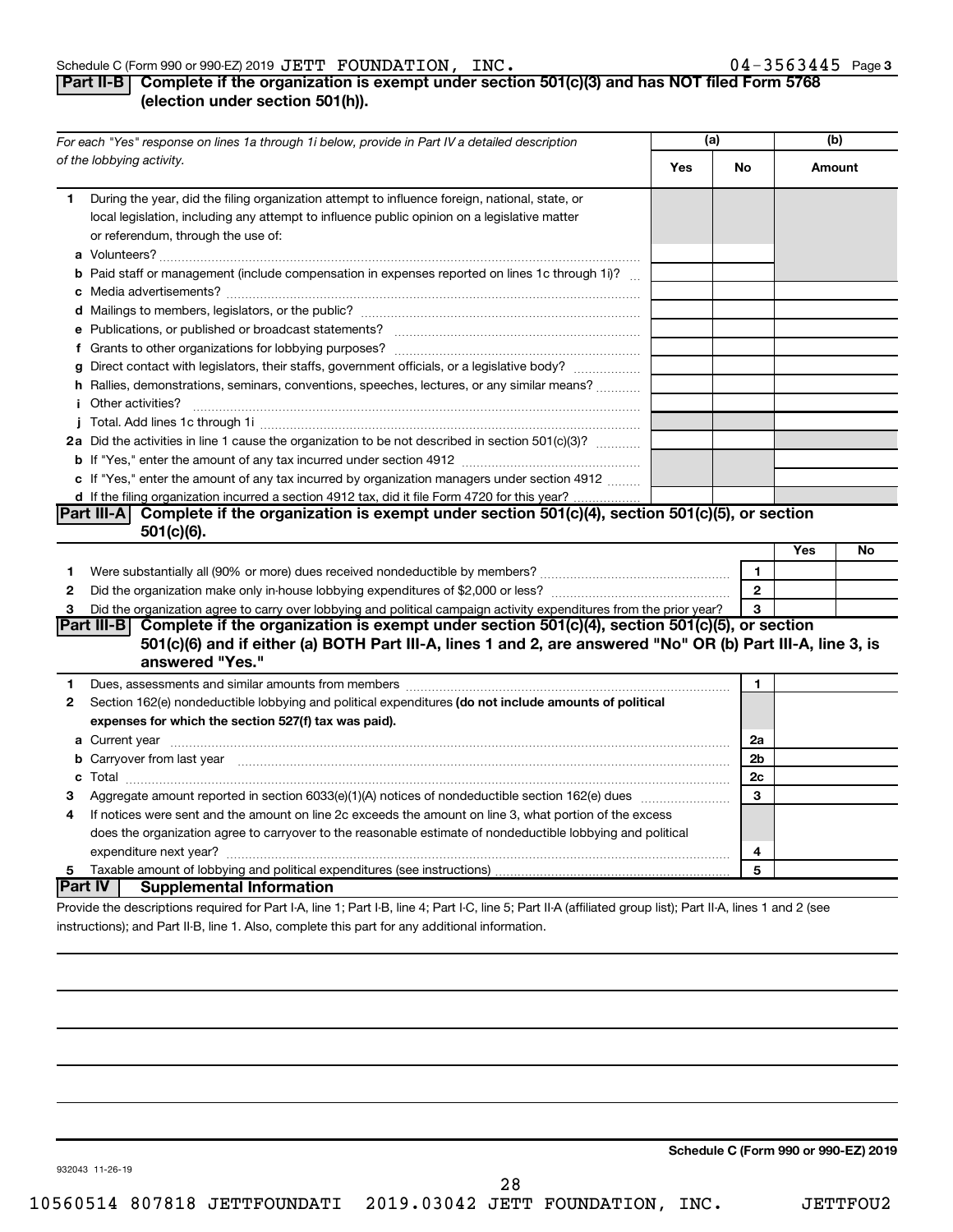Schedule C (Form 990 or 990-EZ) 2019 JETT FOUNDATION, INC. 04-3563445

## Part II-B Complete if the organization is exempt under section 501(c)(3) and has NOT filed Form 5768 (election under section 501(h)).

| For each "Yes" response on lines 1a through 1i below, provide in Part IV a detailed description of the lobbying activity. | (a) Yes | (a) No | (b) Amount |
|---|---|---|---|
| **1** During the year, did the filing organization attempt to influence foreign, national, state, or local legislation, including any attempt to influence public opinion on a legislative matter or referendum, through the use of: | | | |
| **a** Volunteers? | | | |
| **b** Paid staff or management (include compensation in expenses reported on lines 1c through 1i)? | | | |
| **c** Media advertisements? | | | |
| **d** Mailings to members, legislators, or the public? | | | |
| **e** Publications, or published or broadcast statements? | | | |
| **f** Grants to other organizations for lobbying purposes? | | | |
| **g** Direct contact with legislators, their staffs, government officials, or a legislative body? | | | |
| **h** Rallies, demonstrations, seminars, conventions, speeches, lectures, or any similar means? | | | |
| **i** Other activities? | | | |
| **j** Total. Add lines 1c through 1i | | | |
| **2a** Did the activities in line 1 cause the organization to be not described in section 501(c)(3)? | | | |
| **b** If "Yes," enter the amount of any tax incurred under section 4912 | | | |
| **c** If "Yes," enter the amount of any tax incurred by organization managers under section 4912 | | | |
| **d** If the filing organization incurred a section 4912 tax, did it file Form 4720 for this year? | | | |

## Part III-A Complete if the organization is exempt under section 501(c)(4), section 501(c)(5), or section 501(c)(6).

| | | | Yes | No |
|---|---|---|---|---|
| **1** | Were substantially all (90% or more) dues received nondeductible by members? | 1 | | |
| **2** | Did the organization make only in-house lobbying expenditures of $2,000 or less? | 2 | | |
| **3** | Did the organization agree to carry over lobbying and political campaign activity expenditures from the prior year? | 3 | | |

## Part III-B Complete if the organization is exempt under section 501(c)(4), section 501(c)(5), or section 501(c)(6) and if either (a) BOTH Part III-A, lines 1 and 2, are answered "No" OR (b) Part III-A, line 3, is answered "Yes."

| | | | |
|---|---|---|---|
| **1** | Dues, assessments and similar amounts from members | 1 | |
| **2** | Section 162(e) nondeductible lobbying and political expenditures **(do not include amounts of political expenses for which the section 527(f) tax was paid).** | | |
| **a** | Current year | 2a | |
| **b** | Carryover from last year | 2b | |
| **c** | Total | 2c | |
| **3** | Aggregate amount reported in section 6033(e)(1)(A) notices of nondeductible section 162(e) dues | 3 | |
| **4** | If notices were sent and the amount on line 2c exceeds the amount on line 3, what portion of the excess does the organization agree to carryover to the reasonable estimate of nondeductible lobbying and political expenditure next year? | 4 | |
| **5** | Taxable amount of lobbying and political expenditures (see instructions) | 5 | |

## Part IV Supplemental Information

Provide the descriptions required for Part I-A, line 1; Part I-B, line 4; Part I-C, line 5; Part II-A (affiliated group list); Part II-A, lines 1 and 2 (see instructions); and Part II-B, line 1. Also, complete this part for any additional information.

**Schedule C (Form 990 or 990-EZ) 2019**

932043 11-26-19

10560514 807818 JETTFOUNDATI 2019.03042 JETT FOUNDATION, INC. JETTFOU2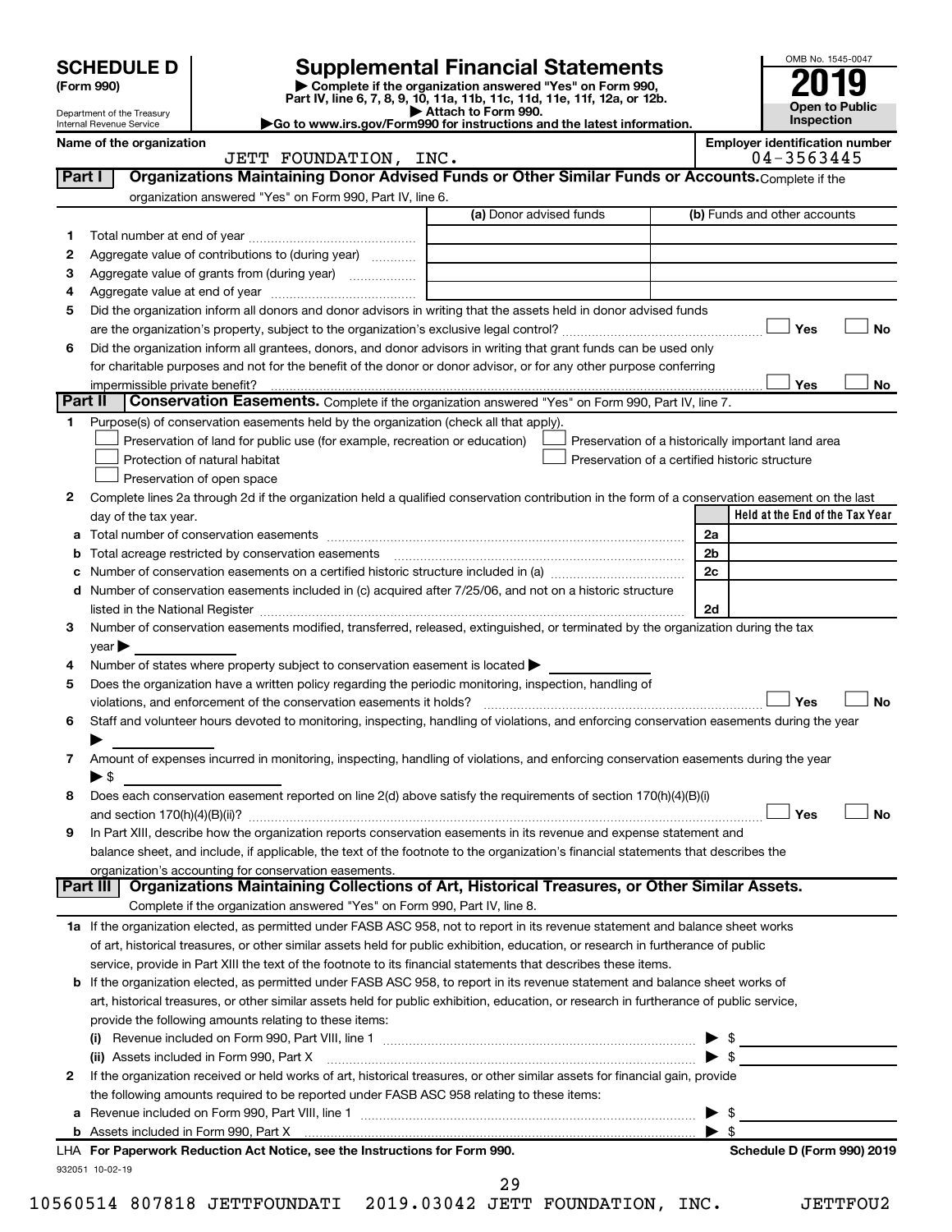# SCHEDULE D (Form 990)

Department of the Treasury
Internal Revenue Service

## Supplemental Financial Statements

▶ Complete if the organization answered "Yes" on Form 990, Part IV, line 6, 7, 8, 9, 10, 11a, 11b, 11c, 11d, 11e, 11f, 12a, or 12b.
▶ Attach to Form 990.
▶Go to www.irs.gov/Form990 for instructions and the latest information.

OMB No. 1545-0047

**2019**

**Open to Public Inspection**

**Name of the organization**
JETT FOUNDATION, INC.

**Employer identification number**
04-3563445

### Part I — Organizations Maintaining Donor Advised Funds or Other Similar Funds or Accounts.

Complete if the organization answered "Yes" on Form 990, Part IV, line 6.

| | | (a) Donor advised funds | (b) Funds and other accounts |
|---|---|---|---|
| 1 | Total number at end of year | | |
| 2 | Aggregate value of contributions to (during year) | | |
| 3 | Aggregate value of grants from (during year) | | |
| 4 | Aggregate value at end of year | | |

5 Did the organization inform all donors and donor advisors in writing that the assets held in donor advised funds are the organization's property, subject to the organization's exclusive legal control? ☐ Yes ☐ No

6 Did the organization inform all grantees, donors, and donor advisors in writing that grant funds can be used only for charitable purposes and not for the benefit of the donor or donor advisor, or for any other purpose conferring impermissible private benefit? ☐ Yes ☐ No

### Part II — Conservation Easements.

Complete if the organization answered "Yes" on Form 990, Part IV, line 7.

1 Purpose(s) of conservation easements held by the organization (check all that apply).

- ☐ Preservation of land for public use (for example, recreation or education)
- ☐ Protection of natural habitat
- ☐ Preservation of open space
- ☐ Preservation of a historically important land area
- ☐ Preservation of a certified historic structure

2 Complete lines 2a through 2d if the organization held a qualified conservation contribution in the form of a conservation easement on the last day of the tax year.

| | | | Held at the End of the Tax Year |
|---|---|---|---|
| a | Total number of conservation easements | 2a | |
| b | Total acreage restricted by conservation easements | 2b | |
| c | Number of conservation easements on a certified historic structure included in (a) | 2c | |
| d | Number of conservation easements included in (c) acquired after 7/25/06, and not on a historic structure listed in the National Register | 2d | |

3 Number of conservation easements modified, transferred, released, extinguished, or terminated by the organization during the tax year ▶

4 Number of states where property subject to conservation easement is located ▶

5 Does the organization have a written policy regarding the periodic monitoring, inspection, handling of violations, and enforcement of the conservation easements it holds? ☐ Yes ☐ No

6 Staff and volunteer hours devoted to monitoring, inspecting, handling of violations, and enforcing conservation easements during the year ▶

7 Amount of expenses incurred in monitoring, inspecting, handling of violations, and enforcing conservation easements during the year ▶ $

8 Does each conservation easement reported on line 2(d) above satisfy the requirements of section 170(h)(4)(B)(i) and section 170(h)(4)(B)(ii)? ☐ Yes ☐ No

9 In Part XIII, describe how the organization reports conservation easements in its revenue and expense statement and balance sheet, and include, if applicable, the text of the footnote to the organization's financial statements that describes the organization's accounting for conservation easements.

### Part III — Organizations Maintaining Collections of Art, Historical Treasures, or Other Similar Assets.

Complete if the organization answered "Yes" on Form 990, Part IV, line 8.

1a If the organization elected, as permitted under FASB ASC 958, not to report in its revenue statement and balance sheet works of art, historical treasures, or other similar assets held for public exhibition, education, or research in furtherance of public service, provide in Part XIII the text of the footnote to its financial statements that describes these items.

b If the organization elected, as permitted under FASB ASC 958, to report in its revenue statement and balance sheet works of art, historical treasures, or other similar assets held for public exhibition, education, or research in furtherance of public service, provide the following amounts relating to these items:

(i) Revenue included on Form 990, Part VIII, line 1 ▶ $

(ii) Assets included in Form 990, Part X ▶ $

2 If the organization received or held works of art, historical treasures, or other similar assets for financial gain, provide the following amounts required to be reported under FASB ASC 958 relating to these items:

a Revenue included on Form 990, Part VIII, line 1 ▶ $

b Assets included in Form 990, Part X ▶ $

LHA For Paperwork Reduction Act Notice, see the Instructions for Form 990. Schedule D (Form 990) 2019

932051 10-02-19

10560514 807818 JETTFOUNDATI 2019.03042 JETT FOUNDATION, INC. JETTFOU2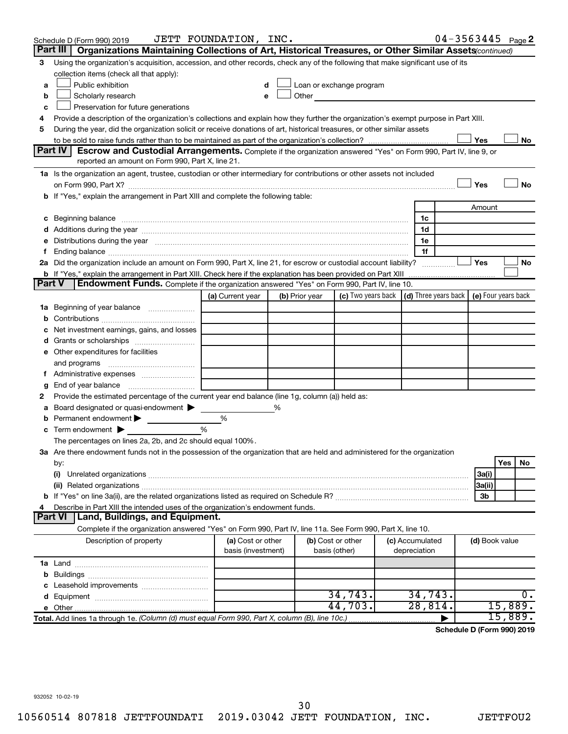Schedule D (Form 990) 2019 JETT FOUNDATION, INC. 04-3563445 Page 2

## Part III Organizations Maintaining Collections of Art, Historical Treasures, or Other Similar Assets *(continued)*

**3** Using the organization's acquisition, accession, and other records, check any of the following that make significant use of its collection items (check all that apply):

- **a** ☐ Public exhibition
- **b** ☐ Scholarly research
- **c** ☐ Preservation for future generations
- **d** ☐ Loan or exchange program
- **e** ☐ Other

**4** Provide a description of the organization's collections and explain how they further the organization's exempt purpose in Part XIII.

**5** During the year, did the organization solicit or receive donations of art, historical treasures, or other similar assets to be sold to raise funds rather than to be maintained as part of the organization's collection? ☐ Yes ☐ No

## Part IV Escrow and Custodial Arrangements.

Complete if the organization answered "Yes" on Form 990, Part IV, line 9, or reported an amount on Form 990, Part X, line 21.

**1a** Is the organization an agent, trustee, custodian or other intermediary for contributions or other assets not included on Form 990, Part X? ☐ Yes ☐ No

**b** If "Yes," explain the arrangement in Part XIII and complete the following table:

| | | | Amount |
|---|---|---|---|
| c | Beginning balance | 1c | |
| d | Additions during the year | 1d | |
| e | Distributions during the year | 1e | |
| f | Ending balance | 1f | |

**2a** Did the organization include an amount on Form 990, Part X, line 21, for escrow or custodial account liability? ☐ Yes ☐ No

**b** If "Yes," explain the arrangement in Part XIII. Check here if the explanation has been provided on Part XIII ☐

## Part V Endowment Funds.

Complete if the organization answered "Yes" on Form 990, Part IV, line 10.

| | (a) Current year | (b) Prior year | (c) Two years back | (d) Three years back | (e) Four years back |
|---|---|---|---|---|---|
| **1a** Beginning of year balance | | | | | |
| **b** Contributions | | | | | |
| **c** Net investment earnings, gains, and losses | | | | | |
| **d** Grants or scholarships | | | | | |
| **e** Other expenditures for facilities and programs | | | | | |
| **f** Administrative expenses | | | | | |
| **g** End of year balance | | | | | |

**2** Provide the estimated percentage of the current year end balance (line 1g, column (a)) held as:

- **a** Board designated or quasi-endowment ▶ ______ %
- **b** Permanent endowment ▶ ______ %
- **c** Term endowment ▶ ______ %

The percentages on lines 2a, 2b, and 2c should equal 100%.

**3a** Are there endowment funds not in the possession of the organization that are held and administered for the organization by:

| | | Yes | No |
|---|---|---|---|
| (i) Unrelated organizations | 3a(i) | | |
| (ii) Related organizations | 3a(ii) | | |
| **b** If "Yes" on line 3a(ii), are the related organizations listed as required on Schedule R? | 3b | | |

**4** Describe in Part XIII the intended uses of the organization's endowment funds.

## Part VI Land, Buildings, and Equipment.

Complete if the organization answered "Yes" on Form 990, Part IV, line 11a. See Form 990, Part X, line 10.

| Description of property | (a) Cost or other basis (investment) | (b) Cost or other basis (other) | (c) Accumulated depreciation | (d) Book value |
|---|---|---|---|---|
| **1a** Land | | | | |
| **b** Buildings | | | | |
| **c** Leasehold improvements | | | | |
| **d** Equipment | | 34,743. | 34,743. | 0. |
| **e** Other | | 44,703. | 28,814. | 15,889. |
| **Total.** Add lines 1a through 1e. *(Column (d) must equal Form 990, Part X, column (B), line 10c.)* | | | ▶ | 15,889. |

**Schedule D (Form 990) 2019**

932052 10-02-19

10560514 807818 JETTFOUNDATI 2019.03042 JETT FOUNDATION, INC. JETTFOU2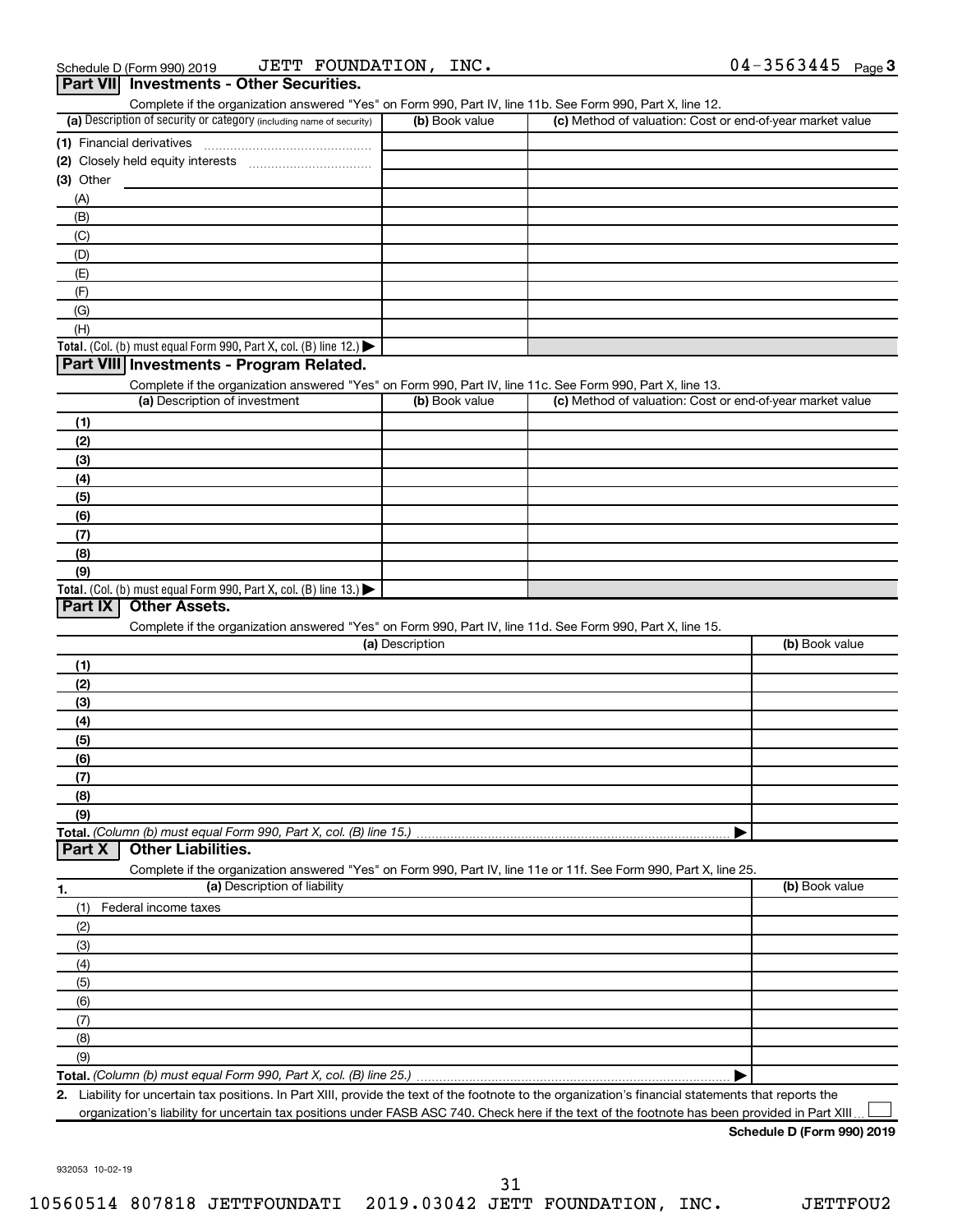Schedule D (Form 990) 2019 JETT FOUNDATION, INC. 04-3563445 Page 3

## Part VII Investments - Other Securities.

Complete if the organization answered "Yes" on Form 990, Part IV, line 11b. See Form 990, Part X, line 12.

| (a) Description of security or category (including name of security) | (b) Book value | (c) Method of valuation: Cost or end-of-year market value |
|---|---|---|
| (1) Financial derivatives | | |
| (2) Closely held equity interests | | |
| (3) Other | | |
| (A) | | |
| (B) | | |
| (C) | | |
| (D) | | |
| (E) | | |
| (F) | | |
| (G) | | |
| (H) | | |
| **Total.** (Col. (b) must equal Form 990, Part X, col. (B) line 12.) ▶ | | |

## Part VIII Investments - Program Related.

Complete if the organization answered "Yes" on Form 990, Part IV, line 11c. See Form 990, Part X, line 13.

| (a) Description of investment | (b) Book value | (c) Method of valuation: Cost or end-of-year market value |
|---|---|---|
| (1) | | |
| (2) | | |
| (3) | | |
| (4) | | |
| (5) | | |
| (6) | | |
| (7) | | |
| (8) | | |
| (9) | | |
| **Total.** (Col. (b) must equal Form 990, Part X, col. (B) line 13.) ▶ | | |

## Part IX Other Assets.

Complete if the organization answered "Yes" on Form 990, Part IV, line 11d. See Form 990, Part X, line 15.

| (a) Description | (b) Book value |
|---|---|
| (1) | |
| (2) | |
| (3) | |
| (4) | |
| (5) | |
| (6) | |
| (7) | |
| (8) | |
| (9) | |
| **Total.** *(Column (b) must equal Form 990, Part X, col. (B) line 15.)* ▶ | |

## Part X Other Liabilities.

Complete if the organization answered "Yes" on Form 990, Part IV, line 11e or 11f. See Form 990, Part X, line 25.

| 1. (a) Description of liability | (b) Book value |
|---|---|
| (1) Federal income taxes | |
| (2) | |
| (3) | |
| (4) | |
| (5) | |
| (6) | |
| (7) | |
| (8) | |
| (9) | |
| **Total.** *(Column (b) must equal Form 990, Part X, col. (B) line 25.)* ▶ | |

**2.** Liability for uncertain tax positions. In Part XIII, provide the text of the footnote to the organization's financial statements that reports the organization's liability for uncertain tax positions under FASB ASC 740. Check here if the text of the footnote has been provided in Part XIII ☐

**Schedule D (Form 990) 2019**

932053 10-02-19

10560514 807818 JETTFOUNDATI 2019.03042 JETT FOUNDATION, INC. JETTFOU2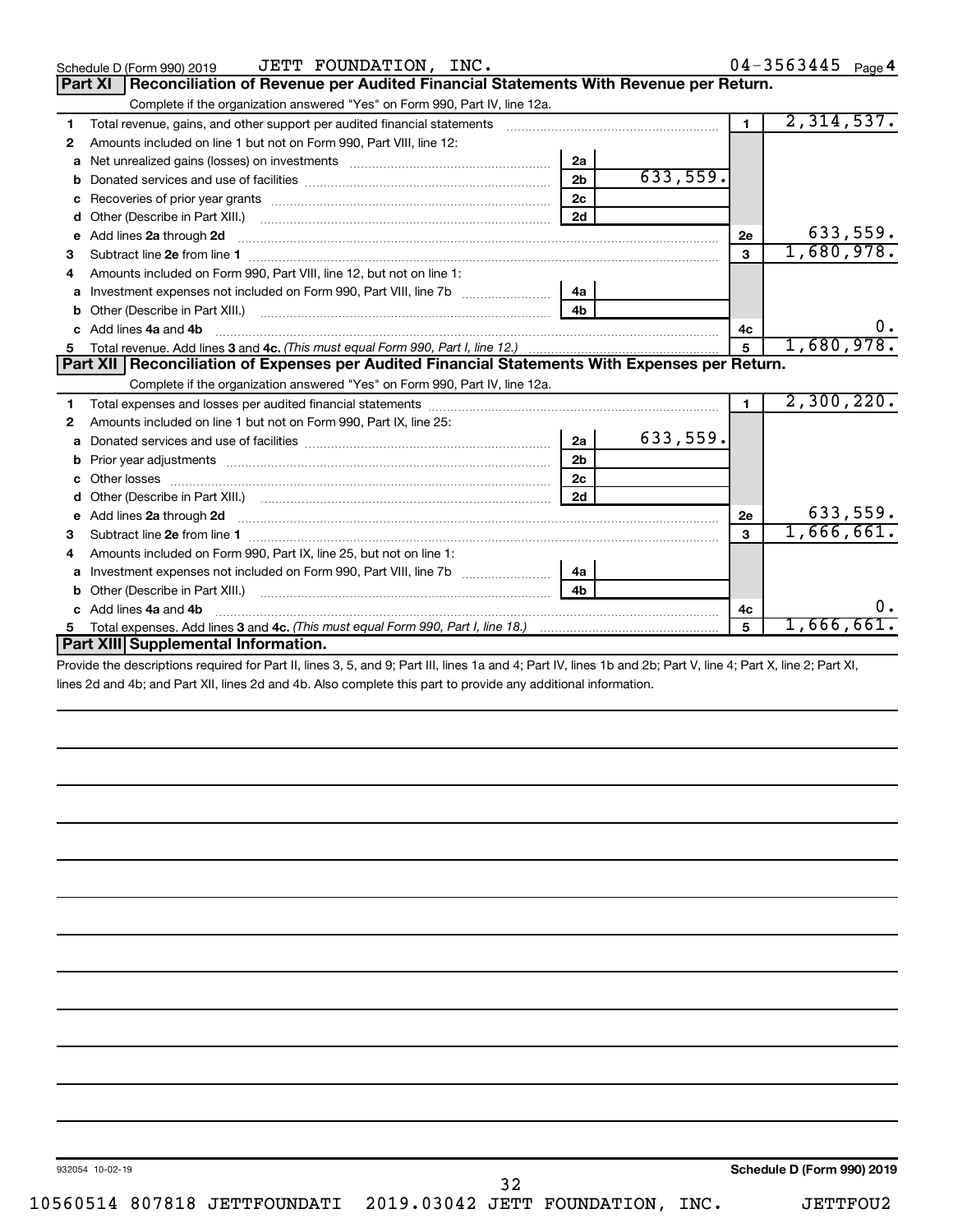Schedule D (Form 990) 2019 JETT FOUNDATION, INC. 04-3563445 Page 4

## Part XI Reconciliation of Revenue per Audited Financial Statements With Revenue per Return.

Complete if the organization answered "Yes" on Form 990, Part IV, line 12a.

| | | | | | |
|---|---|---|---|---|---|
| 1 | Total revenue, gains, and other support per audited financial statements | | | 1 | 2,314,537. |
| 2 | Amounts included on line 1 but not on Form 990, Part VIII, line 12: | | | | |
| a | Net unrealized gains (losses) on investments | 2a | | | |
| b | Donated services and use of facilities | 2b | 633,559. | | |
| c | Recoveries of prior year grants | 2c | | | |
| d | Other (Describe in Part XIII.) | 2d | | | |
| e | Add lines 2a through 2d | | | 2e | 633,559. |
| 3 | Subtract line 2e from line 1 | | | 3 | 1,680,978. |
| 4 | Amounts included on Form 990, Part VIII, line 12, but not on line 1: | | | | |
| a | Investment expenses not included on Form 990, Part VIII, line 7b | 4a | | | |
| b | Other (Describe in Part XIII.) | 4b | | | |
| c | Add lines 4a and 4b | | | 4c | 0. |
| 5 | Total revenue. Add lines 3 and 4c. *(This must equal Form 990, Part I, line 12.)* | | | 5 | 1,680,978. |

## Part XII Reconciliation of Expenses per Audited Financial Statements With Expenses per Return.

Complete if the organization answered "Yes" on Form 990, Part IV, line 12a.

| | | | | | |
|---|---|---|---|---|---|
| 1 | Total expenses and losses per audited financial statements | | | 1 | 2,300,220. |
| 2 | Amounts included on line 1 but not on Form 990, Part IX, line 25: | | | | |
| a | Donated services and use of facilities | 2a | 633,559. | | |
| b | Prior year adjustments | 2b | | | |
| c | Other losses | 2c | | | |
| d | Other (Describe in Part XIII.) | 2d | | | |
| e | Add lines 2a through 2d | | | 2e | 633,559. |
| 3 | Subtract line 2e from line 1 | | | 3 | 1,666,661. |
| 4 | Amounts included on Form 990, Part IX, line 25, but not on line 1: | | | | |
| a | Investment expenses not included on Form 990, Part VIII, line 7b | 4a | | | |
| b | Other (Describe in Part XIII.) | 4b | | | |
| c | Add lines 4a and 4b | | | 4c | 0. |
| 5 | Total expenses. Add lines 3 and 4c. *(This must equal Form 990, Part I, line 18.)* | | | 5 | 1,666,661. |

## Part XIII Supplemental Information.

Provide the descriptions required for Part II, lines 3, 5, and 9; Part III, lines 1a and 4; Part IV, lines 1b and 2b; Part V, line 4; Part X, line 2; Part XI, lines 2d and 4b; and Part XII, lines 2d and 4b. Also complete this part to provide any additional information.

932054 10-02-19 **Schedule D (Form 990) 2019**

10560514 807818 JETTFOUNDATI 2019.03042 JETT FOUNDATION, INC. JETTFOU2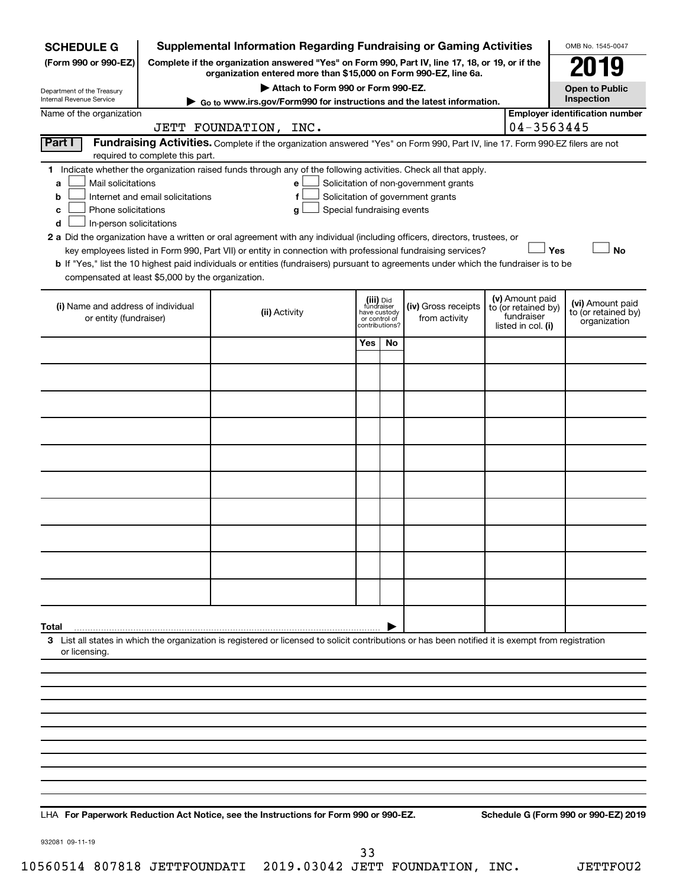**SCHEDULE G** (Form 990 or 990-EZ)

Department of the Treasury
Internal Revenue Service

# Supplemental Information Regarding Fundraising or Gaming Activities

**Complete if the organization answered "Yes" on Form 990, Part IV, line 17, 18, or 19, or if the organization entered more than $15,000 on Form 990-EZ, line 6a.**

**▶ Attach to Form 990 or Form 990-EZ.**

**▶ Go to www.irs.gov/Form990 for instructions and the latest information.**

OMB No. 1545-0047

**2019**

**Open to Public Inspection**

Name of the organization: JETT FOUNDATION, INC.

**Employer identification number:** 04-3563445

**Part I** **Fundraising Activities.** Complete if the organization answered "Yes" on Form 990, Part IV, line 17. Form 990-EZ filers are not required to complete this part.

**1** Indicate whether the organization raised funds through any of the following activities. Check all that apply.

- **a** ☐ Mail solicitations
- **b** ☐ Internet and email solicitations
- **c** ☐ Phone solicitations
- **d** ☐ In-person solicitations
- **e** ☐ Solicitation of non-government grants
- **f** ☐ Solicitation of government grants
- **g** ☐ Special fundraising events

**2 a** Did the organization have a written or oral agreement with any individual (including officers, directors, trustees, or key employees listed in Form 990, Part VII) or entity in connection with professional fundraising services? ☐ **Yes** ☐ **No**

**b** If "Yes," list the 10 highest paid individuals or entities (fundraisers) pursuant to agreements under which the fundraiser is to be compensated at least $5,000 by the organization.

| (i) Name and address of individual or entity (fundraiser) | (ii) Activity | (iii) Did fundraiser have custody or control of contributions? Yes | No | (iv) Gross receipts from activity | (v) Amount paid to (or retained by) fundraiser listed in col. (i) | (vi) Amount paid to (or retained by) organization |
|---|---|---|---|---|---|---|
| | | | | | | |
| | | | | | | |
| | | | | | | |
| | | | | | | |
| | | | | | | |
| | | | | | | |
| | | | | | | |
| | | | | | | |
| | | | | | | |
| | | | | | | |
| **Total** ▶ | | | | | | |

**3** List all states in which the organization is registered or licensed to solicit contributions or has been notified it is exempt from registration or licensing.

LHA **For Paperwork Reduction Act Notice, see the Instructions for Form 990 or 990-EZ.** **Schedule G (Form 990 or 990-EZ) 2019**

932081 09-11-19

10560514 807818 JETTFOUNDATI 2019.03042 JETT FOUNDATION, INC. JETTFOU2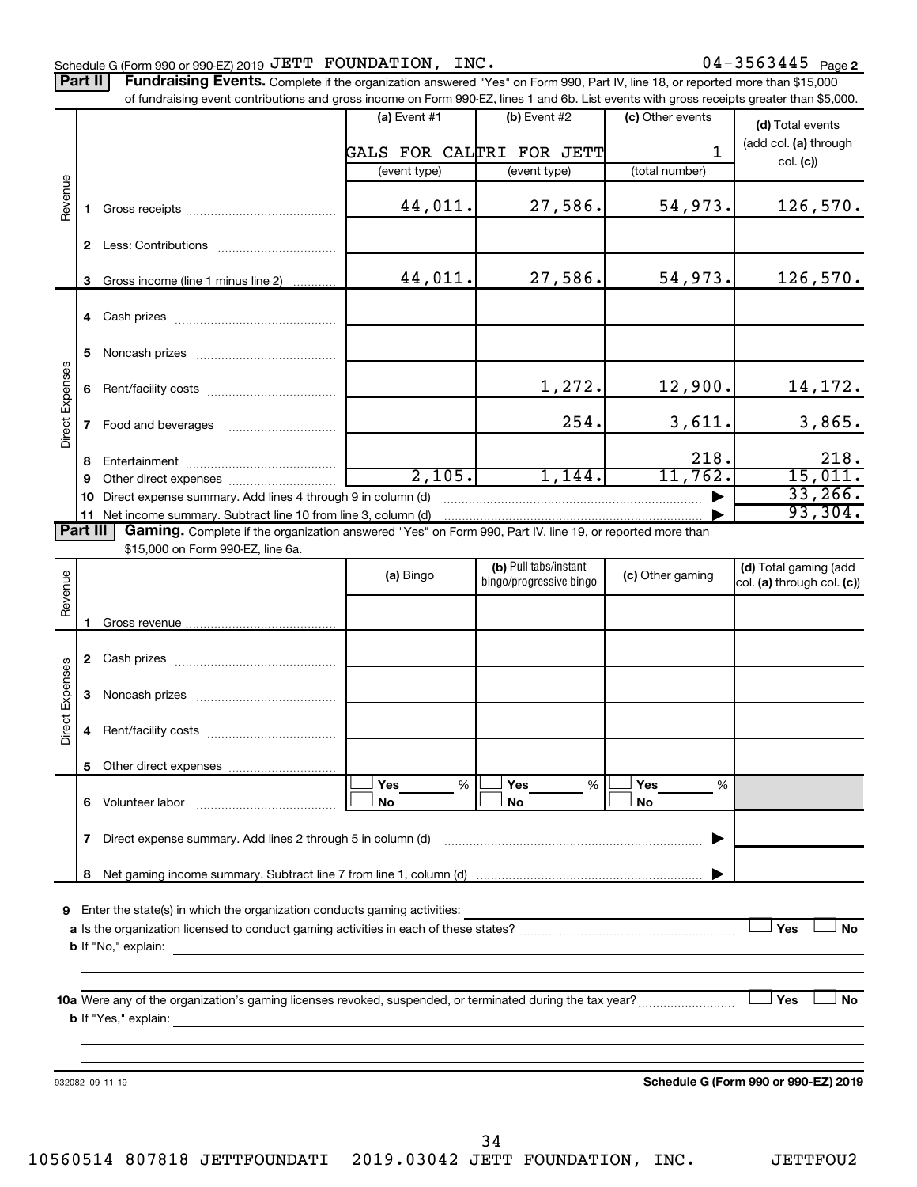Schedule G (Form 990 or 990-EZ) 2019 JETT FOUNDATION, INC. 04-3563445 Page 2

**Part II** **Fundraising Events.** Complete if the organization answered "Yes" on Form 990, Part IV, line 18, or reported more than $15,000 of fundraising event contributions and gross income on Form 990-EZ, lines 1 and 6b. List events with gross receipts greater than $5,000.

| | | (a) Event #1 | (b) Event #2 | (c) Other events | (d) Total events (add col. (a) through col. (c)) |
|---|---|---|---|---|---|
| | | GALS FOR CAL | TRI FOR JETT | 1 | |
| | | (event type) | (event type) | (total number) | |
| Revenue | 1 Gross receipts | 44,011. | 27,586. | 54,973. | 126,570. |
| | 2 Less: Contributions | | | | |
| | 3 Gross income (line 1 minus line 2) | 44,011. | 27,586. | 54,973. | 126,570. |
| Direct Expenses | 4 Cash prizes | | | | |
| | 5 Noncash prizes | | | | |
| | 6 Rent/facility costs | | 1,272. | 12,900. | 14,172. |
| | 7 Food and beverages | | 254. | 3,611. | 3,865. |
| | 8 Entertainment | | | 218. | 218. |
| | 9 Other direct expenses | 2,105. | 1,144. | 11,762. | 15,011. |
| | 10 Direct expense summary. Add lines 4 through 9 in column (d) | | | | 33,266. |
| | 11 Net income summary. Subtract line 10 from line 3, column (d) | | | | 93,304. |

**Part III** **Gaming.** Complete if the organization answered "Yes" on Form 990, Part IV, line 19, or reported more than $15,000 on Form 990-EZ, line 6a.

| | | (a) Bingo | (b) Pull tabs/instant bingo/progressive bingo | (c) Other gaming | (d) Total gaming (add col. (a) through col. (c)) |
|---|---|---|---|---|---|
| Revenue | 1 Gross revenue | | | | |
| Direct Expenses | 2 Cash prizes | | | | |
| | 3 Noncash prizes | | | | |
| | 4 Rent/facility costs | | | | |
| | 5 Other direct expenses | | | | |
| | 6 Volunteer labor | ☐ Yes ___ % ☐ No | ☐ Yes ___ % ☐ No | ☐ Yes ___ % ☐ No | |
| | 7 Direct expense summary. Add lines 2 through 5 in column (d) | | | | |
| | 8 Net gaming income summary. Subtract line 7 from line 1, column (d) | | | | |

**9** Enter the state(s) in which the organization conducts gaming activities:

**a** Is the organization licensed to conduct gaming activities in each of these states? ☐ Yes ☐ No

**b** If "No," explain:

**10a** Were any of the organization's gaming licenses revoked, suspended, or terminated during the tax year? ☐ Yes ☐ No

**b** If "Yes," explain:

932082 09-11-19 **Schedule G (Form 990 or 990-EZ) 2019**

10560514 807818 JETTFOUNDATI 2019.03042 JETT FOUNDATION, INC. JETTFOU2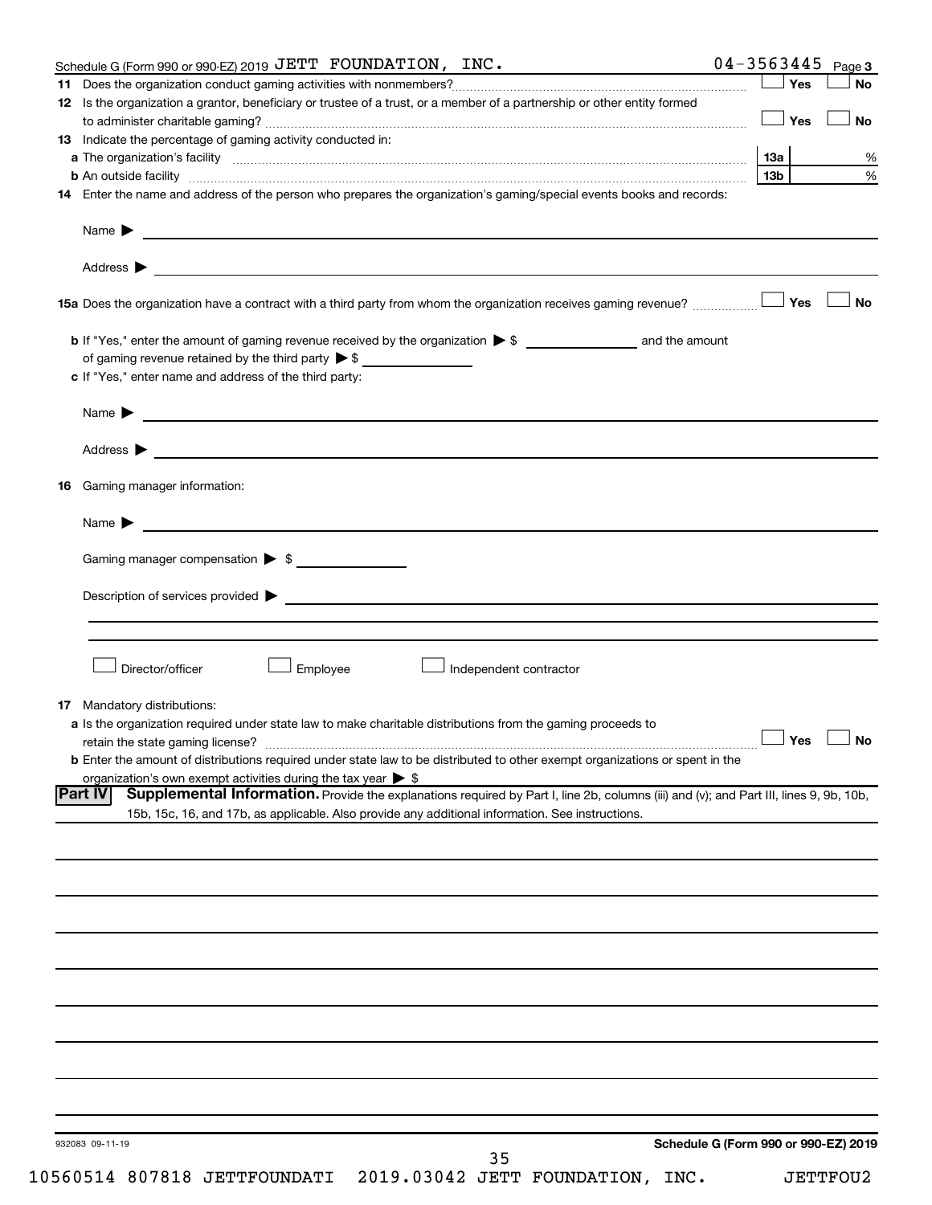Schedule G (Form 990 or 990-EZ) 2019 JETT FOUNDATION, INC. 04-3563445 Page 3

**11** Does the organization conduct gaming activities with nonmembers? ☐ Yes ☐ No

**12** Is the organization a grantor, beneficiary or trustee of a trust, or a member of a partnership or other entity formed to administer charitable gaming? ☐ Yes ☐ No

**13** Indicate the percentage of gaming activity conducted in:

**a** The organization's facility **13a** %

**b** An outside facility **13b** %

**14** Enter the name and address of the person who prepares the organization's gaming/special events books and records:

Name ▶

Address ▶

**15a** Does the organization have a contract with a third party from whom the organization receives gaming revenue? ☐ Yes ☐ No

**b** If "Yes," enter the amount of gaming revenue received by the organization ▶ $ ______ and the amount of gaming revenue retained by the third party ▶ $ ______

**c** If "Yes," enter name and address of the third party:

Name ▶

Address ▶

**16** Gaming manager information:

Name ▶

Gaming manager compensation ▶ $

Description of services provided ▶

☐ Director/officer ☐ Employee ☐ Independent contractor

**17** Mandatory distributions:

**a** Is the organization required under state law to make charitable distributions from the gaming proceeds to retain the state gaming license? ☐ Yes ☐ No

**b** Enter the amount of distributions required under state law to be distributed to other exempt organizations or spent in the organization's own exempt activities during the tax year ▶ $

## Part IV Supplemental Information.

Provide the explanations required by Part I, line 2b, columns (iii) and (v); and Part III, lines 9, 9b, 10b, 15b, 15c, 16, and 17b, as applicable. Also provide any additional information. See instructions.

932083 09-11-19 **Schedule G (Form 990 or 990-EZ) 2019**

10560514 807818 JETTFOUNDATI 2019.03042 JETT FOUNDATION, INC. JETTFOU2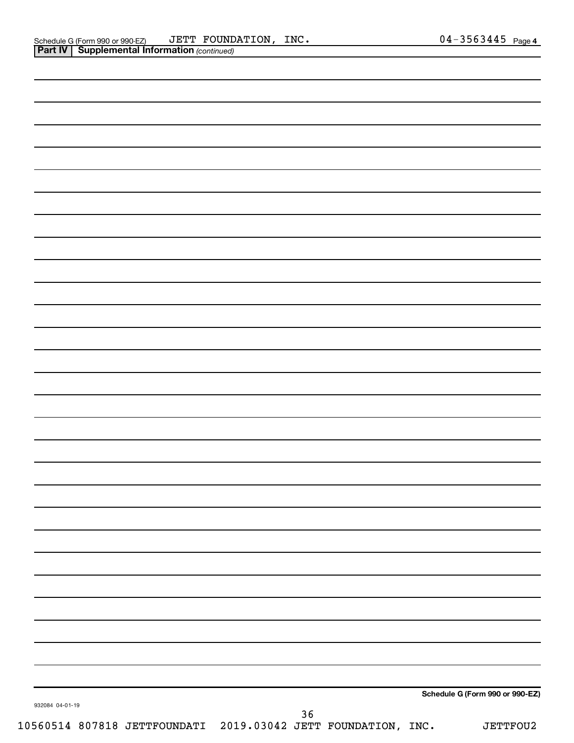Schedule G (Form 990 or 990-EZ) JETT FOUNDATION, INC. 04-3563445 Page 4

**Part IV | Supplemental Information** *(continued)*

**Schedule G (Form 990 or 990-EZ)**

932084 04-01-19

10560514 807818 JETTFOUNDATI 2019.03042 JETT FOUNDATION, INC. JETTFOU2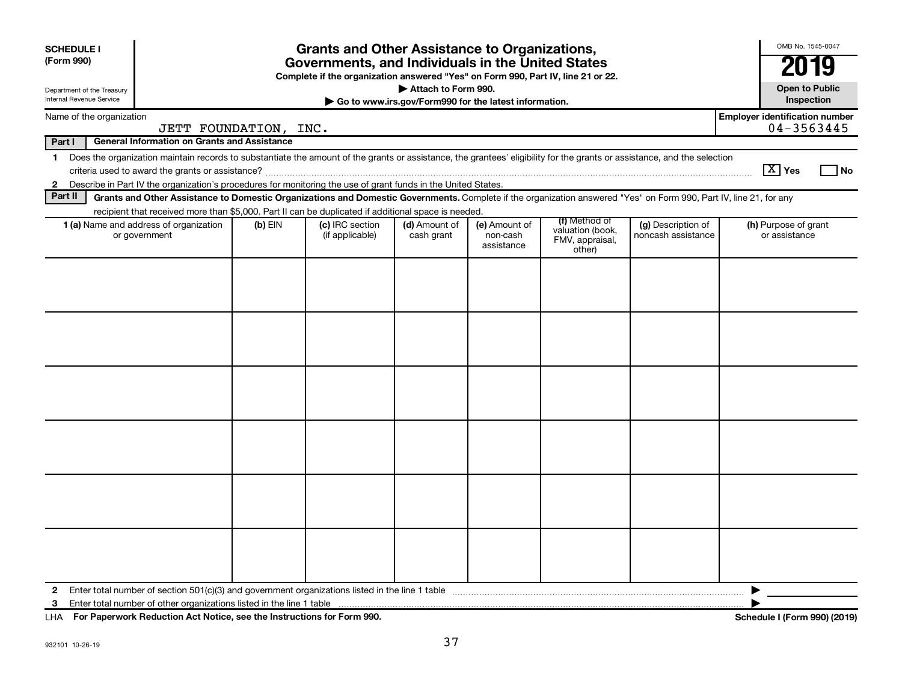**SCHEDULE I (Form 990)**

Department of the Treasury
Internal Revenue Service

# Grants and Other Assistance to Organizations, Governments, and Individuals in the United States

**Complete if the organization answered "Yes" on Form 990, Part IV, line 21 or 22.**

**▶ Attach to Form 990.**

**▶ Go to www.irs.gov/Form990 for the latest information.**

OMB No. 1545-0047

**2019**

**Open to Public Inspection**

Name of the organization: JETT FOUNDATION, INC.

Employer identification number: 04-3563445

**Part I — General Information on Grants and Assistance**

1 Does the organization maintain records to substantiate the amount of the grants or assistance, the grantees' eligibility for the grants or assistance, and the selection criteria used to award the grants or assistance? [X] Yes [ ] No

2 Describe in Part IV the organization's procedures for monitoring the use of grant funds in the United States.

**Part II — Grants and Other Assistance to Domestic Organizations and Domestic Governments.** Complete if the organization answered "Yes" on Form 990, Part IV, line 21, for any recipient that received more than $5,000. Part II can be duplicated if additional space is needed.

| 1 (a) Name and address of organization or government | (b) EIN | (c) IRC section (if applicable) | (d) Amount of cash grant | (e) Amount of non-cash assistance | (f) Method of valuation (book, FMV, appraisal, other) | (g) Description of noncash assistance | (h) Purpose of grant or assistance |
|---|---|---|---|---|---|---|---|
| | | | | | | | |
| | | | | | | | |
| | | | | | | | |
| | | | | | | | |
| | | | | | | | |
| | | | | | | | |

2 Enter total number of section 501(c)(3) and government organizations listed in the line 1 table ▶

3 Enter total number of other organizations listed in the line 1 table ▶

LHA **For Paperwork Reduction Act Notice, see the Instructions for Form 990.** **Schedule I (Form 990) (2019)**

932101 10-26-19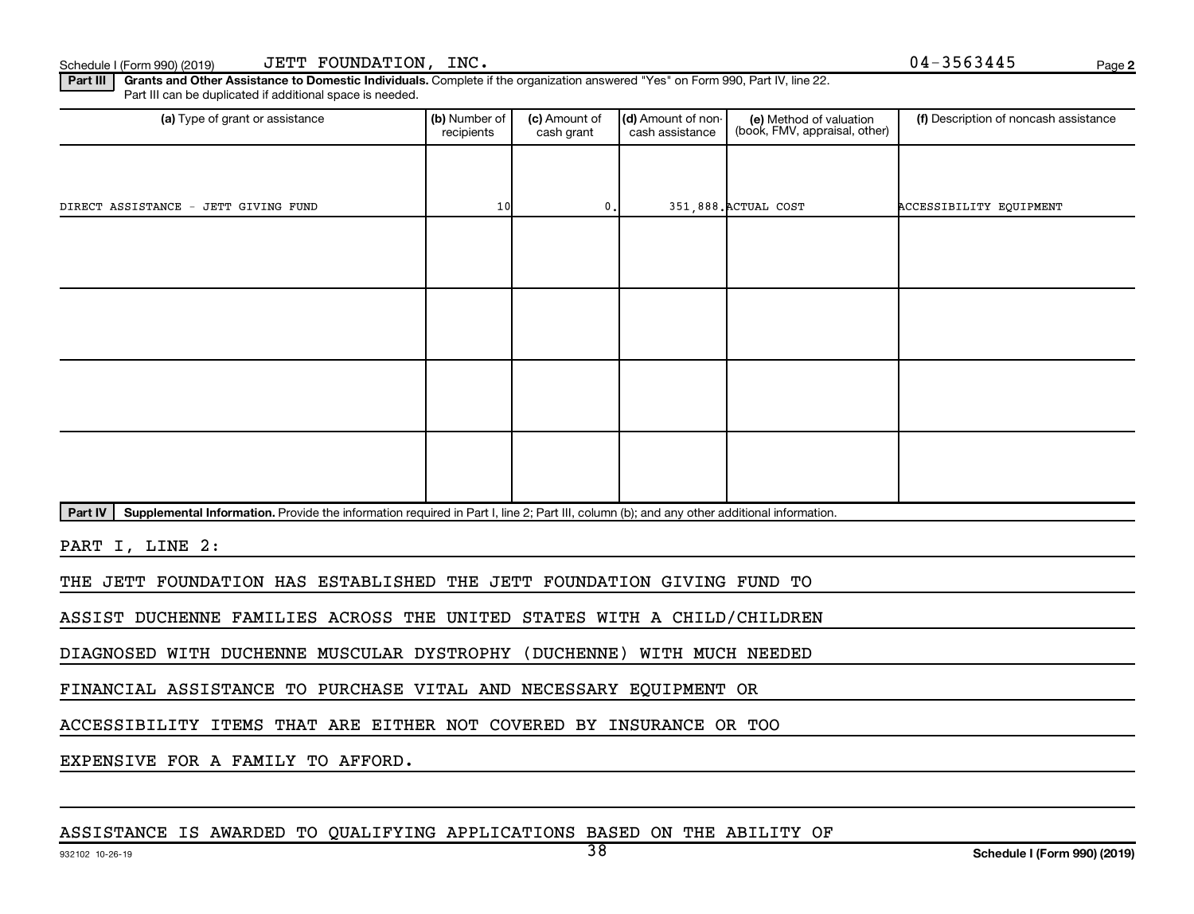Schedule I (Form 990) (2019) JETT FOUNDATION, INC. 04-3563445

**Part III** **Grants and Other Assistance to Domestic Individuals.** Complete if the organization answered "Yes" on Form 990, Part IV, line 22. Part III can be duplicated if additional space is needed.

| (a) Type of grant or assistance | (b) Number of recipients | (c) Amount of cash grant | (d) Amount of non-cash assistance | (e) Method of valuation (book, FMV, appraisal, other) | (f) Description of noncash assistance |
|---|---|---|---|---|---|
| DIRECT ASSISTANCE - JETT GIVING FUND | 10 | 0. | 351,888. | ACTUAL COST | ACCESSIBILITY EQUIPMENT |
| | | | | | |
| | | | | | |
| | | | | | |
| | | | | | |

**Part IV** **Supplemental Information.** Provide the information required in Part I, line 2; Part III, column (b); and any other additional information.

PART I, LINE 2:

THE JETT FOUNDATION HAS ESTABLISHED THE JETT FOUNDATION GIVING FUND TO ASSIST DUCHENNE FAMILIES ACROSS THE UNITED STATES WITH A CHILD/CHILDREN DIAGNOSED WITH DUCHENNE MUSCULAR DYSTROPHY (DUCHENNE) WITH MUCH NEEDED FINANCIAL ASSISTANCE TO PURCHASE VITAL AND NECESSARY EQUIPMENT OR ACCESSIBILITY ITEMS THAT ARE EITHER NOT COVERED BY INSURANCE OR TOO EXPENSIVE FOR A FAMILY TO AFFORD.

ASSISTANCE IS AWARDED TO QUALIFYING APPLICATIONS BASED ON THE ABILITY OF

932102 10-26-19 Schedule I (Form 990) (2019)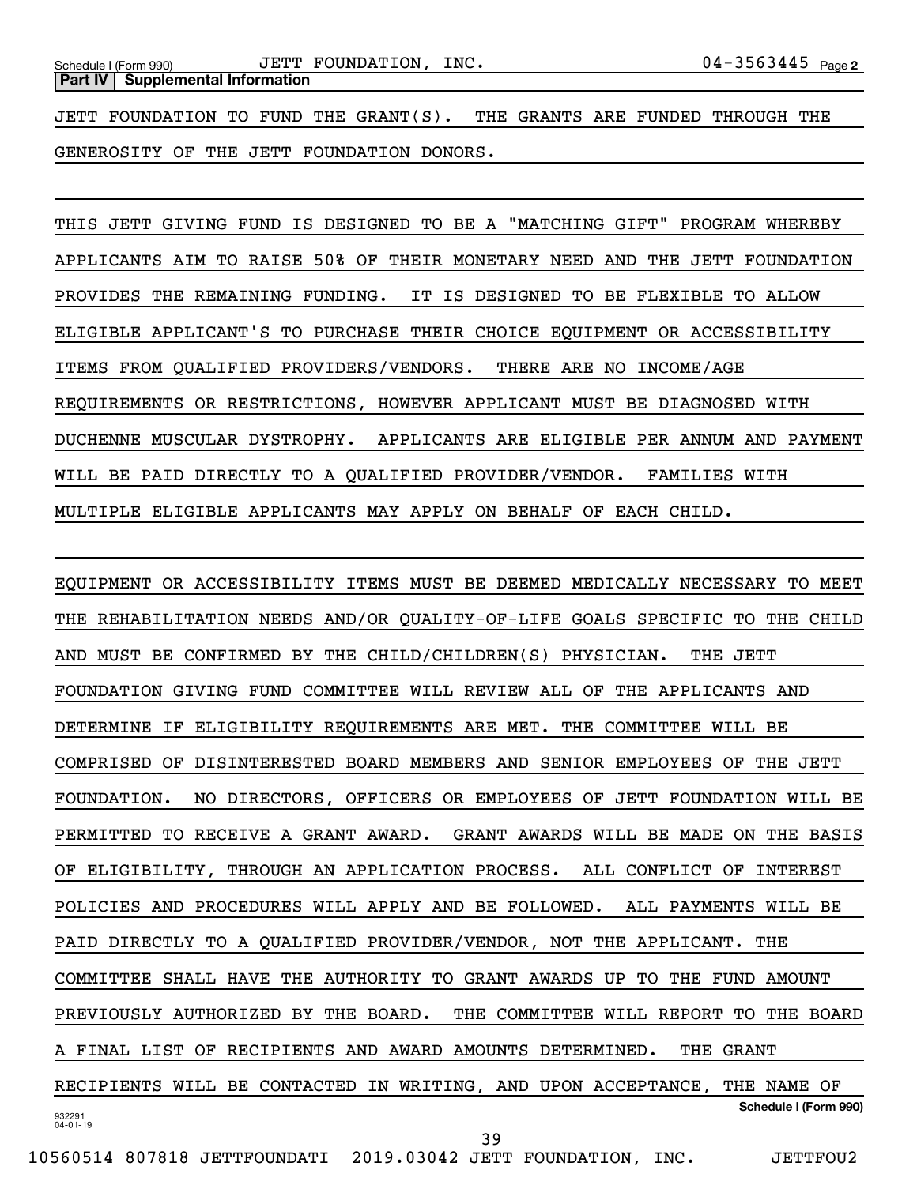**Part IV | Supplemental Information**

JETT FOUNDATION TO FUND THE GRANT(S). THE GRANTS ARE FUNDED THROUGH THE GENEROSITY OF THE JETT FOUNDATION DONORS.

THIS JETT GIVING FUND IS DESIGNED TO BE A "MATCHING GIFT" PROGRAM WHEREBY APPLICANTS AIM TO RAISE 50% OF THEIR MONETARY NEED AND THE JETT FOUNDATION PROVIDES THE REMAINING FUNDING. IT IS DESIGNED TO BE FLEXIBLE TO ALLOW ELIGIBLE APPLICANT'S TO PURCHASE THEIR CHOICE EQUIPMENT OR ACCESSIBILITY ITEMS FROM QUALIFIED PROVIDERS/VENDORS. THERE ARE NO INCOME/AGE REQUIREMENTS OR RESTRICTIONS, HOWEVER APPLICANT MUST BE DIAGNOSED WITH DUCHENNE MUSCULAR DYSTROPHY. APPLICANTS ARE ELIGIBLE PER ANNUM AND PAYMENT WILL BE PAID DIRECTLY TO A QUALIFIED PROVIDER/VENDOR. FAMILIES WITH MULTIPLE ELIGIBLE APPLICANTS MAY APPLY ON BEHALF OF EACH CHILD.

EQUIPMENT OR ACCESSIBILITY ITEMS MUST BE DEEMED MEDICALLY NECESSARY TO MEET THE REHABILITATION NEEDS AND/OR QUALITY-OF-LIFE GOALS SPECIFIC TO THE CHILD AND MUST BE CONFIRMED BY THE CHILD/CHILDREN(S) PHYSICIAN. THE JETT FOUNDATION GIVING FUND COMMITTEE WILL REVIEW ALL OF THE APPLICANTS AND DETERMINE IF ELIGIBILITY REQUIREMENTS ARE MET. THE COMMITTEE WILL BE COMPRISED OF DISINTERESTED BOARD MEMBERS AND SENIOR EMPLOYEES OF THE JETT FOUNDATION. NO DIRECTORS, OFFICERS OR EMPLOYEES OF JETT FOUNDATION WILL BE PERMITTED TO RECEIVE A GRANT AWARD. GRANT AWARDS WILL BE MADE ON THE BASIS OF ELIGIBILITY, THROUGH AN APPLICATION PROCESS. ALL CONFLICT OF INTEREST POLICIES AND PROCEDURES WILL APPLY AND BE FOLLOWED. ALL PAYMENTS WILL BE PAID DIRECTLY TO A QUALIFIED PROVIDER/VENDOR, NOT THE APPLICANT. THE COMMITTEE SHALL HAVE THE AUTHORITY TO GRANT AWARDS UP TO THE FUND AMOUNT PREVIOUSLY AUTHORIZED BY THE BOARD. THE COMMITTEE WILL REPORT TO THE BOARD A FINAL LIST OF RECIPIENTS AND AWARD AMOUNTS DETERMINED. THE GRANT RECIPIENTS WILL BE CONTACTED IN WRITING, AND UPON ACCEPTANCE, THE NAME OF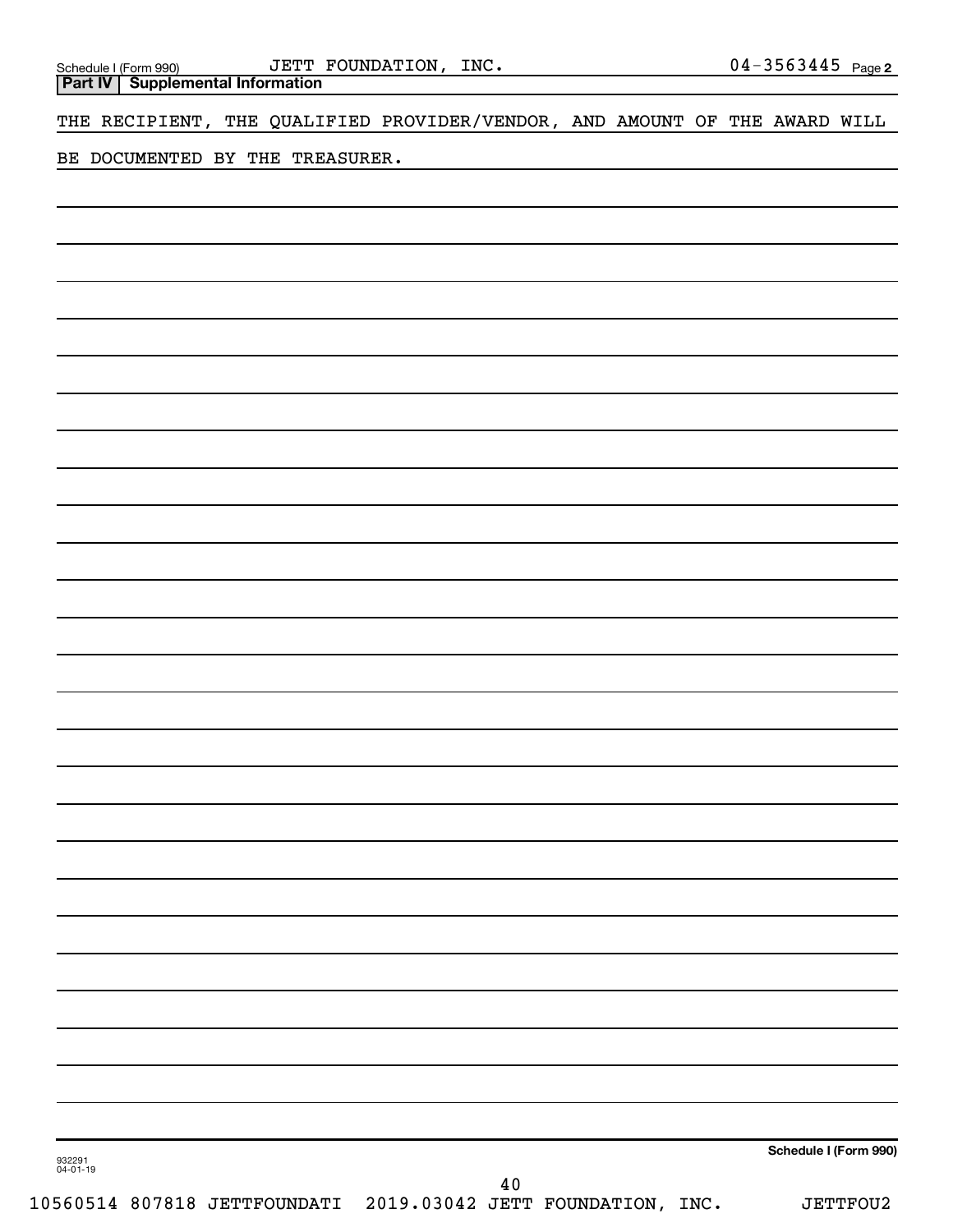Schedule I (Form 990) JETT FOUNDATION, INC. 04-3563445 Page **2**

**Part IV | Supplemental Information**

THE RECIPIENT, THE QUALIFIED PROVIDER/VENDOR, AND AMOUNT OF THE AWARD WILL BE DOCUMENTED BY THE TREASURER.

**Schedule I (Form 990)**

932291
04-01-19

10560514 807818 JETTFOUNDATI 2019.03042 JETT FOUNDATION, INC. JETTFOU2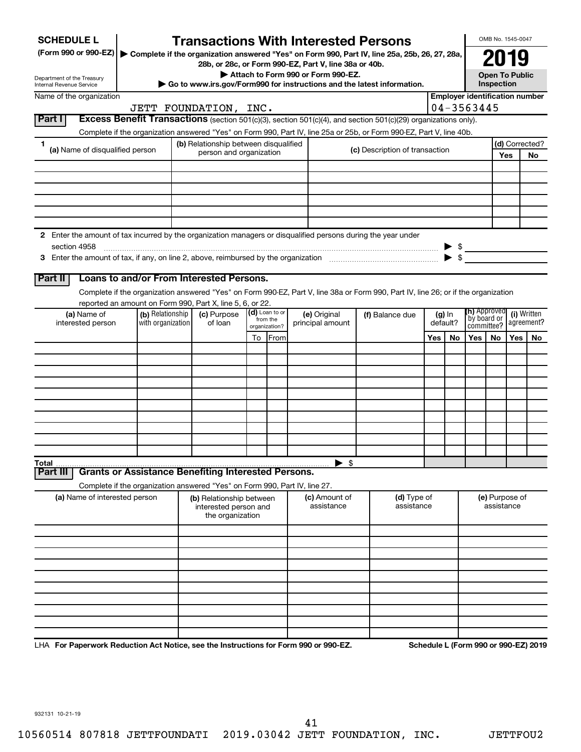**SCHEDULE L**
**(Form 990 or 990-EZ)**

Department of the Treasury
Internal Revenue Service

# Transactions With Interested Persons

▶ Complete if the organization answered "Yes" on Form 990, Part IV, line 25a, 25b, 26, 27, 28a, 28b, or 28c, or Form 990-EZ, Part V, line 38a or 40b.
▶ Attach to Form 990 or Form 990-EZ.
▶ Go to www.irs.gov/Form990 for instructions and the latest information.

OMB No. 1545-0047
**2019**
**Open To Public Inspection**

Name of the organization: JETT FOUNDATION, INC.
Employer identification number: 04-3563445

## Part I Excess Benefit Transactions (section 501(c)(3), section 501(c)(4), and section 501(c)(29) organizations only).

Complete if the organization answered "Yes" on Form 990, Part IV, line 25a or 25b, or Form 990-EZ, Part V, line 40b.

| 1 (a) Name of disqualified person | (b) Relationship between disqualified person and organization | (c) Description of transaction | (d) Corrected? Yes | No |
|---|---|---|---|---|
| | | | | |
| | | | | |
| | | | | |
| | | | | |
| | | | | |
| | | | | |

2 Enter the amount of tax incurred by the organization managers or disqualified persons during the year under section 4958 ▶ $

3 Enter the amount of tax, if any, on line 2, above, reimbursed by the organization ▶ $

## Part II Loans to and/or From Interested Persons.

Complete if the organization answered "Yes" on Form 990-EZ, Part V, line 38a or Form 990, Part IV, line 26; or if the organization reported an amount on Form 990, Part X, line 5, 6, or 22.

| (a) Name of interested person | (b) Relationship with organization | (c) Purpose of loan | (d) Loan to or from the organization? To | From | (e) Original principal amount | (f) Balance due | (g) In default? Yes | No | (h) Approved by board or committee? Yes | No | (i) Written agreement? Yes | No |
|---|---|---|---|---|---|---|---|---|---|---|---|---|
| | | | | | | | | | | | | |
| | | | | | | | | | | | | |
| | | | | | | | | | | | | |
| | | | | | | | | | | | | |
| | | | | | | | | | | | | |
| | | | | | | | | | | | | |
| | | | | | | | | | | | | |
| | | | | | | | | | | | | |
| | | | | | | | | | | | | |
| | | | | | | | | | | | | |
| **Total** | | | | | ▶ $ | | | | | | | |

## Part III Grants or Assistance Benefiting Interested Persons.

Complete if the organization answered "Yes" on Form 990, Part IV, line 27.

| (a) Name of interested person | (b) Relationship between interested person and the organization | (c) Amount of assistance | (d) Type of assistance | (e) Purpose of assistance |
|---|---|---|---|---|
| | | | | |
| | | | | |
| | | | | |
| | | | | |
| | | | | |
| | | | | |
| | | | | |
| | | | | |
| | | | | |
| | | | | |

LHA **For Paperwork Reduction Act Notice, see the Instructions for Form 990 or 990-EZ.** **Schedule L (Form 990 or 990-EZ) 2019**

932131 10-21-19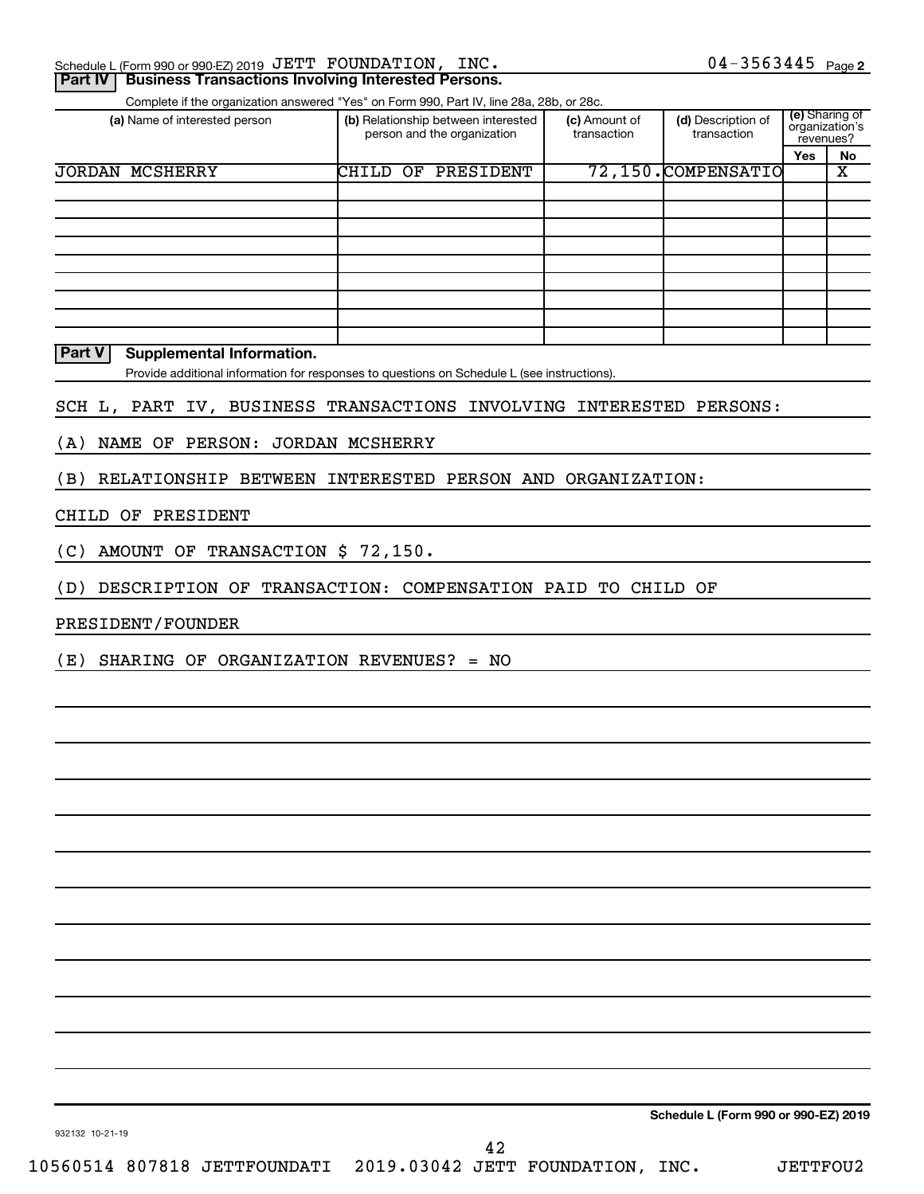Schedule L (Form 990 or 990-EZ) 2019 JETT FOUNDATION, INC. 04-3563445 Page 2

## Part IV Business Transactions Involving Interested Persons.

Complete if the organization answered "Yes" on Form 990, Part IV, line 28a, 28b, or 28c.

| (a) Name of interested person | (b) Relationship between interested person and the organization | (c) Amount of transaction | (d) Description of transaction | (e) Sharing of organization's revenues? Yes | No |
|---|---|---|---|---|---|
| JORDAN MCSHERRY | CHILD OF PRESIDENT | 72,150. | COMPENSATIO | | X |
| | | | | | |
| | | | | | |
| | | | | | |
| | | | | | |
| | | | | | |
| | | | | | |
| | | | | | |
| | | | | | |
| | | | | | |

## Part V Supplemental Information.

Provide additional information for responses to questions on Schedule L (see instructions).

SCH L, PART IV, BUSINESS TRANSACTIONS INVOLVING INTERESTED PERSONS:

(A) NAME OF PERSON: JORDAN MCSHERRY

(B) RELATIONSHIP BETWEEN INTERESTED PERSON AND ORGANIZATION:

CHILD OF PRESIDENT

(C) AMOUNT OF TRANSACTION $ 72,150.

(D) DESCRIPTION OF TRANSACTION: COMPENSATION PAID TO CHILD OF

PRESIDENT/FOUNDER

(E) SHARING OF ORGANIZATION REVENUES? = NO

**Schedule L (Form 990 or 990-EZ) 2019**

932132 10-21-19

10560514 807818 JETTFOUNDATI 2019.03042 JETT FOUNDATION, INC. JETTFOU2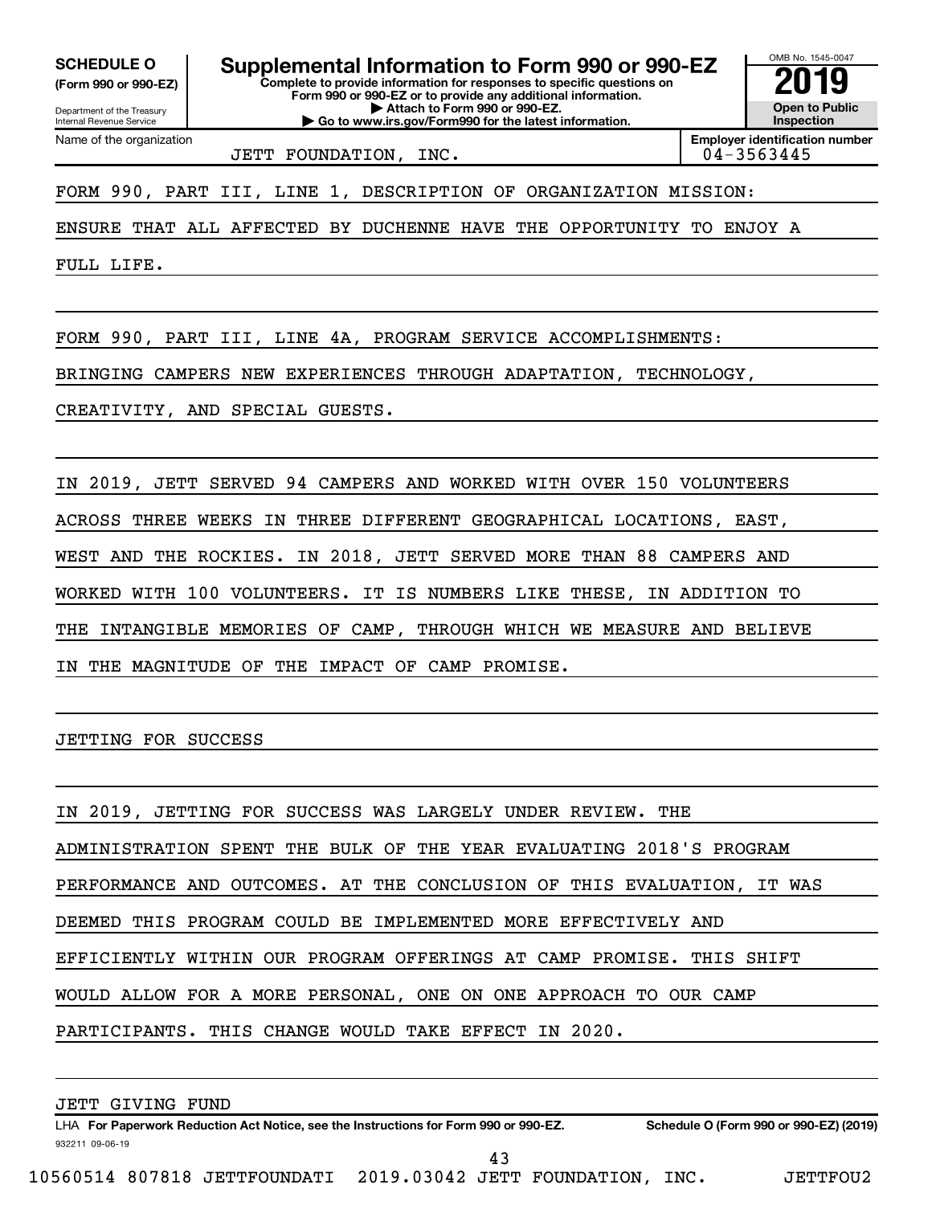**SCHEDULE O**
**(Form 990 or 990-EZ)**

Department of the Treasury
Internal Revenue Service

# Supplemental Information to Form 990 or 990-EZ

**Complete to provide information for responses to specific questions on Form 990 or 990-EZ or to provide any additional information.**
**▶ Attach to Form 990 or 990-EZ.**
**▶ Go to www.irs.gov/Form990 for the latest information.**

OMB No. 1545-0047
**2019**
**Open to Public Inspection**

| Name of the organization | Employer identification number |
|---|---|
| JETT FOUNDATION, INC. | 04-3563445 |

FORM 990, PART III, LINE 1, DESCRIPTION OF ORGANIZATION MISSION:

ENSURE THAT ALL AFFECTED BY DUCHENNE HAVE THE OPPORTUNITY TO ENJOY A FULL LIFE.

FORM 990, PART III, LINE 4A, PROGRAM SERVICE ACCOMPLISHMENTS:

BRINGING CAMPERS NEW EXPERIENCES THROUGH ADAPTATION, TECHNOLOGY, CREATIVITY, AND SPECIAL GUESTS.

IN 2019, JETT SERVED 94 CAMPERS AND WORKED WITH OVER 150 VOLUNTEERS ACROSS THREE WEEKS IN THREE DIFFERENT GEOGRAPHICAL LOCATIONS, EAST, WEST AND THE ROCKIES. IN 2018, JETT SERVED MORE THAN 88 CAMPERS AND WORKED WITH 100 VOLUNTEERS. IT IS NUMBERS LIKE THESE, IN ADDITION TO THE INTANGIBLE MEMORIES OF CAMP, THROUGH WHICH WE MEASURE AND BELIEVE IN THE MAGNITUDE OF THE IMPACT OF CAMP PROMISE.

JETTING FOR SUCCESS

IN 2019, JETTING FOR SUCCESS WAS LARGELY UNDER REVIEW. THE ADMINISTRATION SPENT THE BULK OF THE YEAR EVALUATING 2018'S PROGRAM PERFORMANCE AND OUTCOMES. AT THE CONCLUSION OF THIS EVALUATION, IT WAS DEEMED THIS PROGRAM COULD BE IMPLEMENTED MORE EFFECTIVELY AND EFFICIENTLY WITHIN OUR PROGRAM OFFERINGS AT CAMP PROMISE. THIS SHIFT WOULD ALLOW FOR A MORE PERSONAL, ONE ON ONE APPROACH TO OUR CAMP PARTICIPANTS. THIS CHANGE WOULD TAKE EFFECT IN 2020.

JETT GIVING FUND

LHA **For Paperwork Reduction Act Notice, see the Instructions for Form 990 or 990-EZ.** **Schedule O (Form 990 or 990-EZ) (2019)**
932211 09-06-19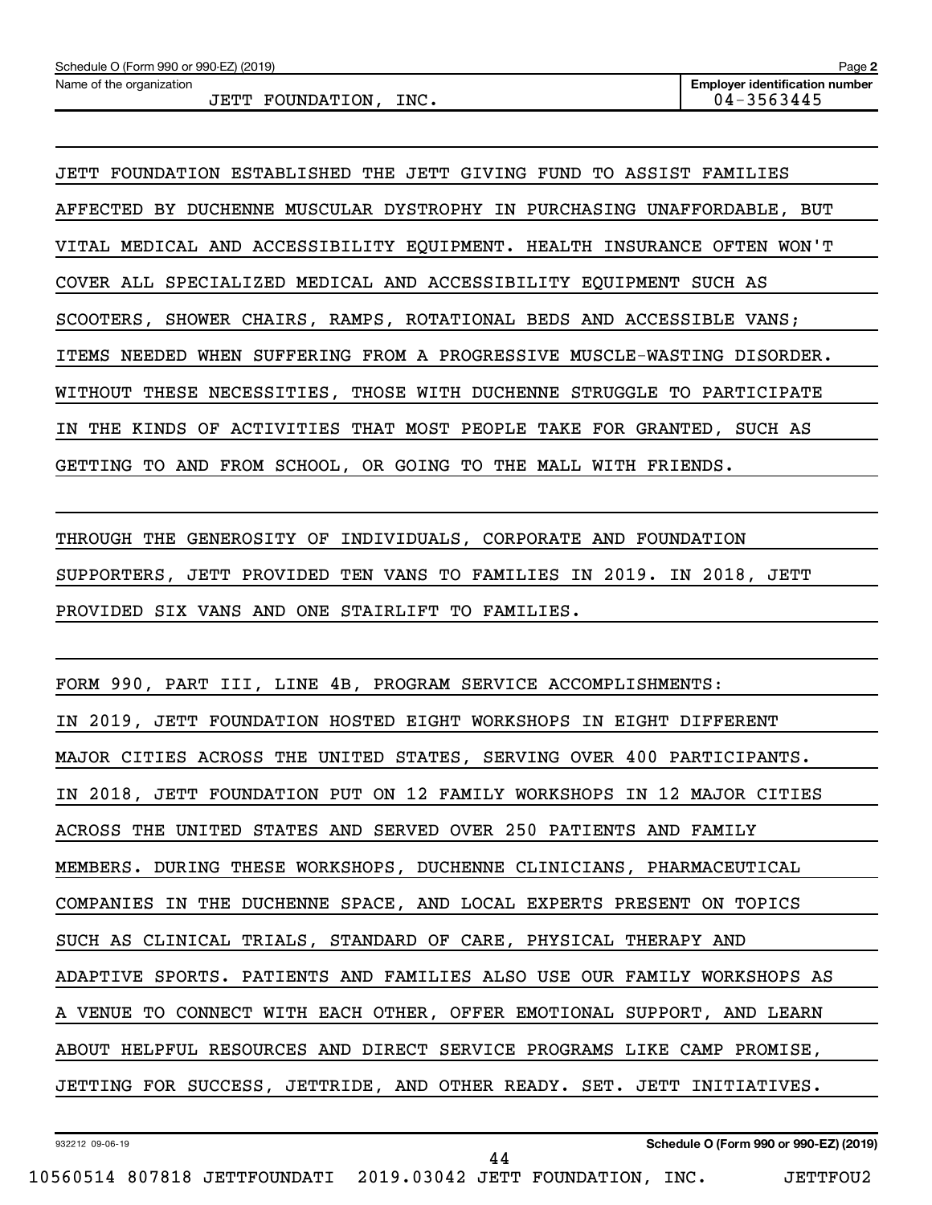Schedule O (Form 990 or 990-EZ) (2019) Page **2**

Name of the organization: JETT FOUNDATION, INC.

**Employer identification number** 04-3563445

JETT FOUNDATION ESTABLISHED THE JETT GIVING FUND TO ASSIST FAMILIES AFFECTED BY DUCHENNE MUSCULAR DYSTROPHY IN PURCHASING UNAFFORDABLE, BUT VITAL MEDICAL AND ACCESSIBILITY EQUIPMENT. HEALTH INSURANCE OFTEN WON'T COVER ALL SPECIALIZED MEDICAL AND ACCESSIBILITY EQUIPMENT SUCH AS SCOOTERS, SHOWER CHAIRS, RAMPS, ROTATIONAL BEDS AND ACCESSIBLE VANS; ITEMS NEEDED WHEN SUFFERING FROM A PROGRESSIVE MUSCLE-WASTING DISORDER. WITHOUT THESE NECESSITIES, THOSE WITH DUCHENNE STRUGGLE TO PARTICIPATE IN THE KINDS OF ACTIVITIES THAT MOST PEOPLE TAKE FOR GRANTED, SUCH AS GETTING TO AND FROM SCHOOL, OR GOING TO THE MALL WITH FRIENDS.

THROUGH THE GENEROSITY OF INDIVIDUALS, CORPORATE AND FOUNDATION SUPPORTERS, JETT PROVIDED TEN VANS TO FAMILIES IN 2019. IN 2018, JETT PROVIDED SIX VANS AND ONE STAIRLIFT TO FAMILIES.

FORM 990, PART III, LINE 4B, PROGRAM SERVICE ACCOMPLISHMENTS:
IN 2019, JETT FOUNDATION HOSTED EIGHT WORKSHOPS IN EIGHT DIFFERENT MAJOR CITIES ACROSS THE UNITED STATES, SERVING OVER 400 PARTICIPANTS. IN 2018, JETT FOUNDATION PUT ON 12 FAMILY WORKSHOPS IN 12 MAJOR CITIES ACROSS THE UNITED STATES AND SERVED OVER 250 PATIENTS AND FAMILY MEMBERS. DURING THESE WORKSHOPS, DUCHENNE CLINICIANS, PHARMACEUTICAL COMPANIES IN THE DUCHENNE SPACE, AND LOCAL EXPERTS PRESENT ON TOPICS SUCH AS CLINICAL TRIALS, STANDARD OF CARE, PHYSICAL THERAPY AND ADAPTIVE SPORTS. PATIENTS AND FAMILIES ALSO USE OUR FAMILY WORKSHOPS AS A VENUE TO CONNECT WITH EACH OTHER, OFFER EMOTIONAL SUPPORT, AND LEARN ABOUT HELPFUL RESOURCES AND DIRECT SERVICE PROGRAMS LIKE CAMP PROMISE, JETTING FOR SUCCESS, JETTRIDE, AND OTHER READY. SET. JETT INITIATIVES.

932212 09-06-19 **Schedule O (Form 990 or 990-EZ) (2019)**

10560514 807818 JETTFOUNDATI 2019.03042 JETT FOUNDATION, INC. JETTFOU2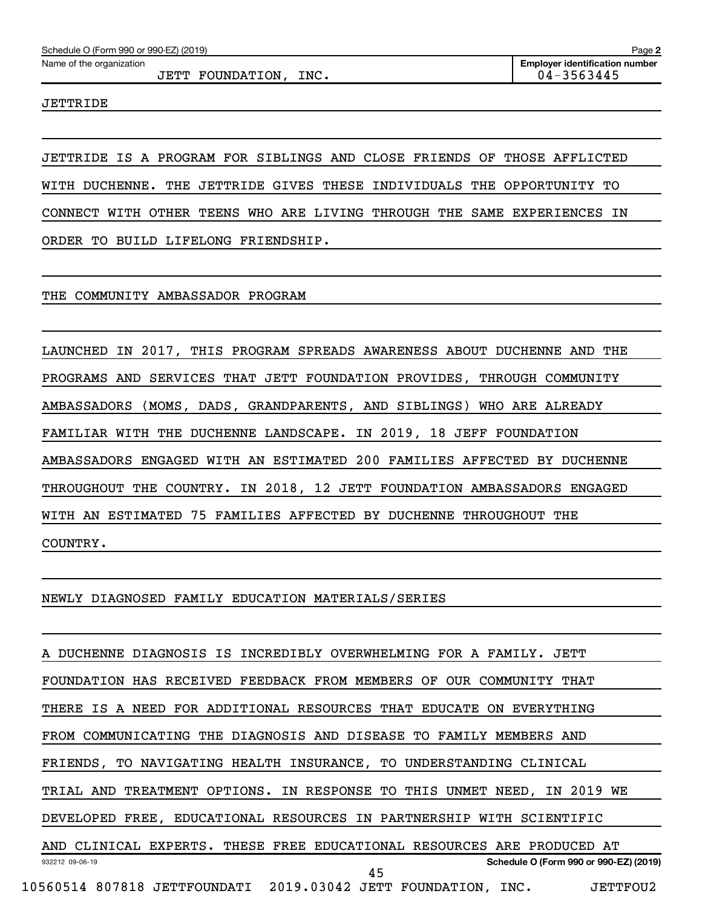Schedule O (Form 990 or 990-EZ) (2019)

Name of the organization: JETT FOUNDATION, INC.

Employer identification number: 04-3563445

JETTRIDE

JETTRIDE IS A PROGRAM FOR SIBLINGS AND CLOSE FRIENDS OF THOSE AFFLICTED WITH DUCHENNE. THE JETTRIDE GIVES THESE INDIVIDUALS THE OPPORTUNITY TO CONNECT WITH OTHER TEENS WHO ARE LIVING THROUGH THE SAME EXPERIENCES IN ORDER TO BUILD LIFELONG FRIENDSHIP.

THE COMMUNITY AMBASSADOR PROGRAM

LAUNCHED IN 2017, THIS PROGRAM SPREADS AWARENESS ABOUT DUCHENNE AND THE PROGRAMS AND SERVICES THAT JETT FOUNDATION PROVIDES, THROUGH COMMUNITY AMBASSADORS (MOMS, DADS, GRANDPARENTS, AND SIBLINGS) WHO ARE ALREADY FAMILIAR WITH THE DUCHENNE LANDSCAPE. IN 2019, 18 JEFF FOUNDATION AMBASSADORS ENGAGED WITH AN ESTIMATED 200 FAMILIES AFFECTED BY DUCHENNE THROUGHOUT THE COUNTRY. IN 2018, 12 JETT FOUNDATION AMBASSADORS ENGAGED WITH AN ESTIMATED 75 FAMILIES AFFECTED BY DUCHENNE THROUGHOUT THE COUNTRY.

NEWLY DIAGNOSED FAMILY EDUCATION MATERIALS/SERIES

A DUCHENNE DIAGNOSIS IS INCREDIBLY OVERWHELMING FOR A FAMILY. JETT FOUNDATION HAS RECEIVED FEEDBACK FROM MEMBERS OF OUR COMMUNITY THAT THERE IS A NEED FOR ADDITIONAL RESOURCES THAT EDUCATE ON EVERYTHING FROM COMMUNICATING THE DIAGNOSIS AND DISEASE TO FAMILY MEMBERS AND FRIENDS, TO NAVIGATING HEALTH INSURANCE, TO UNDERSTANDING CLINICAL TRIAL AND TREATMENT OPTIONS. IN RESPONSE TO THIS UNMET NEED, IN 2019 WE DEVELOPED FREE, EDUCATIONAL RESOURCES IN PARTNERSHIP WITH SCIENTIFIC AND CLINICAL EXPERTS. THESE FREE EDUCATIONAL RESOURCES ARE PRODUCED AT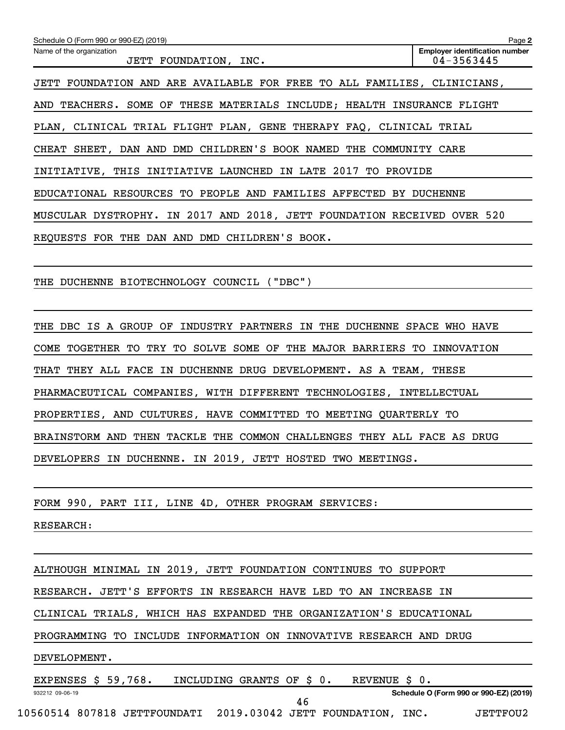JETT FOUNDATION AND ARE AVAILABLE FOR FREE TO ALL FAMILIES, CLINICIANS, AND TEACHERS. SOME OF THESE MATERIALS INCLUDE; HEALTH INSURANCE FLIGHT PLAN, CLINICAL TRIAL FLIGHT PLAN, GENE THERAPY FAQ, CLINICAL TRIAL CHEAT SHEET, DAN AND DMD CHILDREN'S BOOK NAMED THE COMMUNITY CARE INITIATIVE, THIS INITIATIVE LAUNCHED IN LATE 2017 TO PROVIDE EDUCATIONAL RESOURCES TO PEOPLE AND FAMILIES AFFECTED BY DUCHENNE MUSCULAR DYSTROPHY. IN 2017 AND 2018, JETT FOUNDATION RECEIVED OVER 520 REQUESTS FOR THE DAN AND DMD CHILDREN'S BOOK.

THE DUCHENNE BIOTECHNOLOGY COUNCIL ("DBC")

THE DBC IS A GROUP OF INDUSTRY PARTNERS IN THE DUCHENNE SPACE WHO HAVE COME TOGETHER TO TRY TO SOLVE SOME OF THE MAJOR BARRIERS TO INNOVATION THAT THEY ALL FACE IN DUCHENNE DRUG DEVELOPMENT. AS A TEAM, THESE PHARMACEUTICAL COMPANIES, WITH DIFFERENT TECHNOLOGIES, INTELLECTUAL PROPERTIES, AND CULTURES, HAVE COMMITTED TO MEETING QUARTERLY TO BRAINSTORM AND THEN TACKLE THE COMMON CHALLENGES THEY ALL FACE AS DRUG DEVELOPERS IN DUCHENNE. IN 2019, JETT HOSTED TWO MEETINGS.

FORM 990, PART III, LINE 4D, OTHER PROGRAM SERVICES:

RESEARCH:

ALTHOUGH MINIMAL IN 2019, JETT FOUNDATION CONTINUES TO SUPPORT RESEARCH. JETT'S EFFORTS IN RESEARCH HAVE LED TO AN INCREASE IN CLINICAL TRIALS, WHICH HAS EXPANDED THE ORGANIZATION'S EDUCATIONAL PROGRAMMING TO INCLUDE INFORMATION ON INNOVATIVE RESEARCH AND DRUG DEVELOPMENT.

EXPENSES $ 59,768. INCLUDING GRANTS OF $ 0. REVENUE $ 0.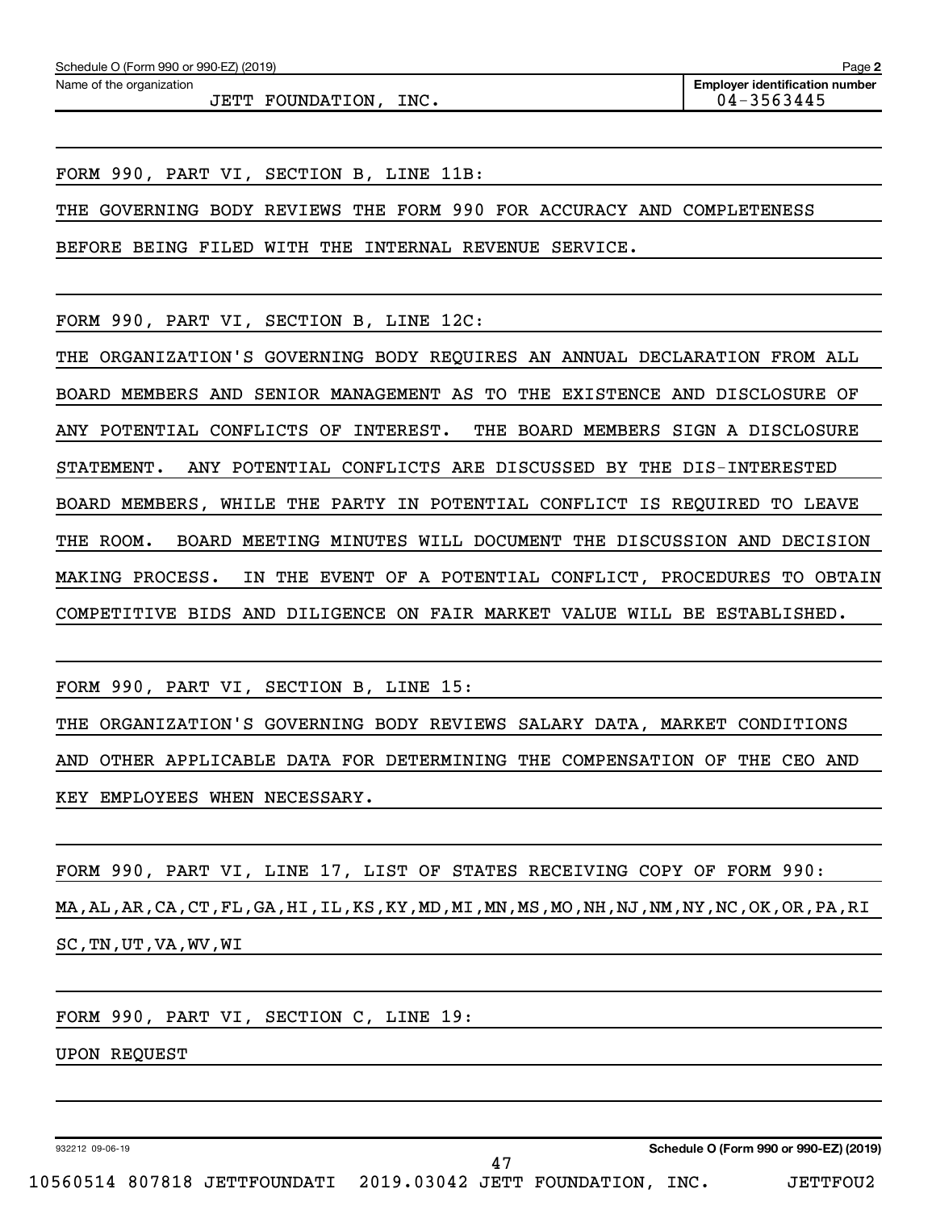Schedule O (Form 990 or 990-EZ) (2019)

Name of the organization: JETT FOUNDATION, INC.

Employer identification number: 04-3563445

FORM 990, PART VI, SECTION B, LINE 11B:

THE GOVERNING BODY REVIEWS THE FORM 990 FOR ACCURACY AND COMPLETENESS BEFORE BEING FILED WITH THE INTERNAL REVENUE SERVICE.

FORM 990, PART VI, SECTION B, LINE 12C:

THE ORGANIZATION'S GOVERNING BODY REQUIRES AN ANNUAL DECLARATION FROM ALL BOARD MEMBERS AND SENIOR MANAGEMENT AS TO THE EXISTENCE AND DISCLOSURE OF ANY POTENTIAL CONFLICTS OF INTEREST. THE BOARD MEMBERS SIGN A DISCLOSURE STATEMENT. ANY POTENTIAL CONFLICTS ARE DISCUSSED BY THE DIS-INTERESTED BOARD MEMBERS, WHILE THE PARTY IN POTENTIAL CONFLICT IS REQUIRED TO LEAVE THE ROOM. BOARD MEETING MINUTES WILL DOCUMENT THE DISCUSSION AND DECISION MAKING PROCESS. IN THE EVENT OF A POTENTIAL CONFLICT, PROCEDURES TO OBTAIN COMPETITIVE BIDS AND DILIGENCE ON FAIR MARKET VALUE WILL BE ESTABLISHED.

FORM 990, PART VI, SECTION B, LINE 15:

THE ORGANIZATION'S GOVERNING BODY REVIEWS SALARY DATA, MARKET CONDITIONS AND OTHER APPLICABLE DATA FOR DETERMINING THE COMPENSATION OF THE CEO AND KEY EMPLOYEES WHEN NECESSARY.

FORM 990, PART VI, LINE 17, LIST OF STATES RECEIVING COPY OF FORM 990:

MA,AL,AR,CA,CT,FL,GA,HI,IL,KS,KY,MD,MI,MN,MS,MO,NH,NJ,NM,NY,NC,OK,OR,PA,RI SC,TN,UT,VA,WV,WI

FORM 990, PART VI, SECTION C, LINE 19:

UPON REQUEST

932212 09-06-19

Schedule O (Form 990 or 990-EZ) (2019)

10560514 807818 JETTFOUNDATI 2019.03042 JETT FOUNDATION, INC. JETTFOU2